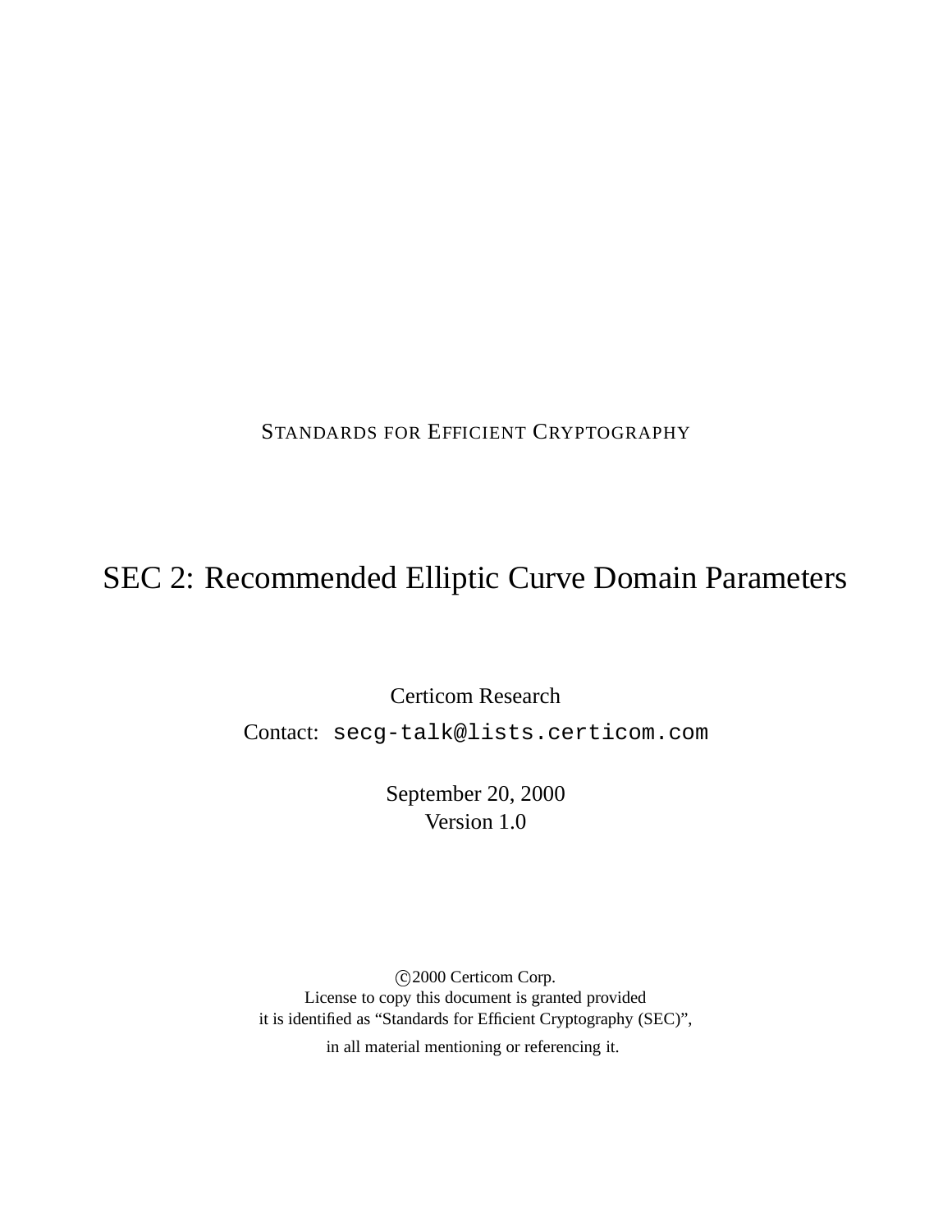STANDARDS FOR EFFICIENT CRYPTOGRAPHY

# SEC 2: Recommended Elliptic Curve Domain Parameters

Certicom Research

Contact: `secg-talk@lists.certicom.com`

September 20, 2000
Version 1.0

©2000 Certicom Corp.
License to copy this document is granted provided
it is identified as “Standards for Efficient Cryptography (SEC)”,
in all material mentioning or referencing it.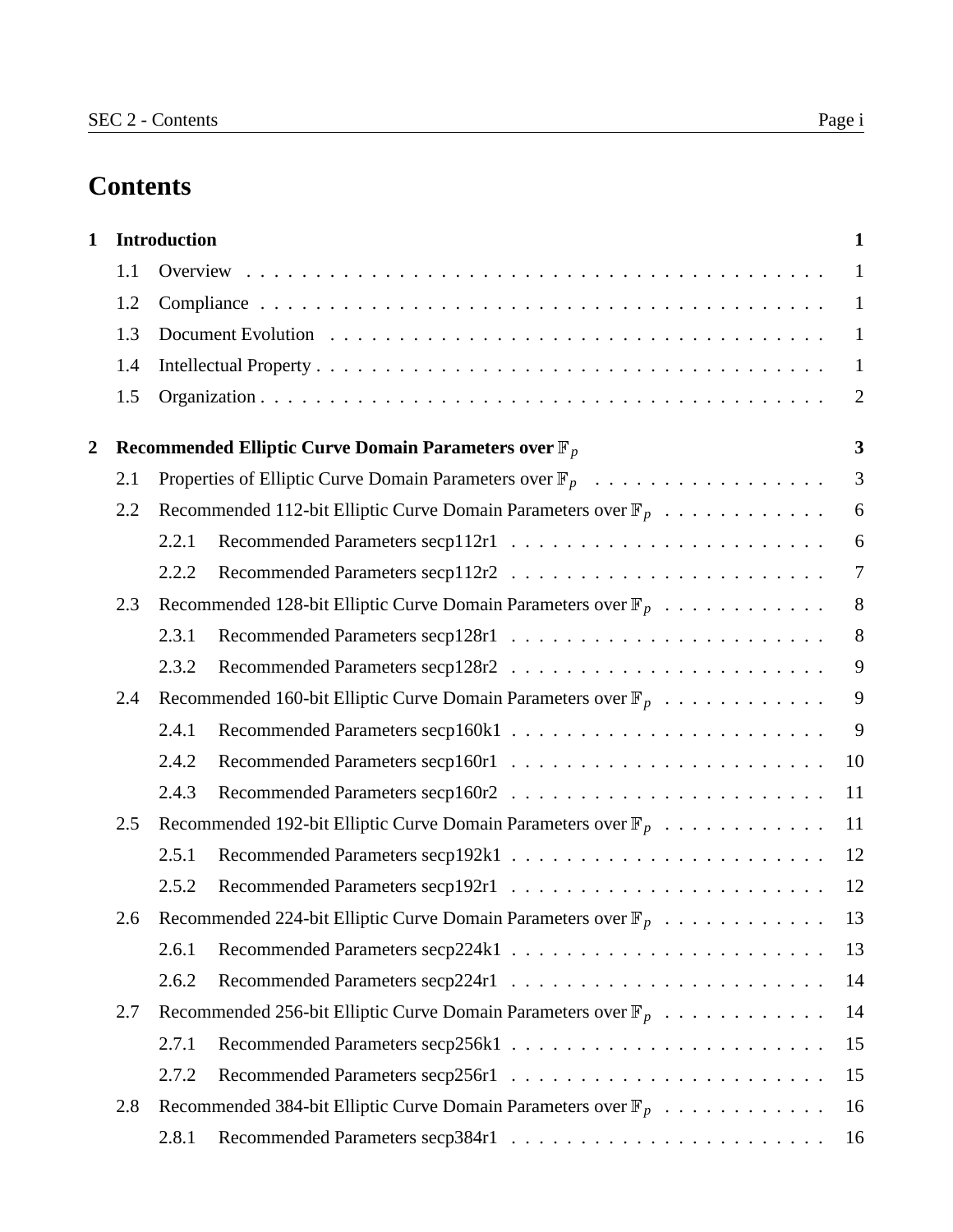# Contents

**1 Introduction** **1**

- 1.1 Overview 1
- 1.2 Compliance 1
- 1.3 Document Evolution 1
- 1.4 Intellectual Property 1
- 1.5 Organization 2

**2 Recommended Elliptic Curve Domain Parameters over $\mathbb{F}_p$** **3**

- 2.1 Properties of Elliptic Curve Domain Parameters over $\mathbb{F}_p$ 3
- 2.2 Recommended 112-bit Elliptic Curve Domain Parameters over $\mathbb{F}_p$ 6
  - 2.2.1 Recommended Parameters secp112r1 6
  - 2.2.2 Recommended Parameters secp112r2 7
- 2.3 Recommended 128-bit Elliptic Curve Domain Parameters over $\mathbb{F}_p$ 8
  - 2.3.1 Recommended Parameters secp128r1 8
  - 2.3.2 Recommended Parameters secp128r2 9
- 2.4 Recommended 160-bit Elliptic Curve Domain Parameters over $\mathbb{F}_p$ 9
  - 2.4.1 Recommended Parameters secp160k1 9
  - 2.4.2 Recommended Parameters secp160r1 10
  - 2.4.3 Recommended Parameters secp160r2 11
- 2.5 Recommended 192-bit Elliptic Curve Domain Parameters over $\mathbb{F}_p$ 11
  - 2.5.1 Recommended Parameters secp192k1 12
  - 2.5.2 Recommended Parameters secp192r1 12
- 2.6 Recommended 224-bit Elliptic Curve Domain Parameters over $\mathbb{F}_p$ 13
  - 2.6.1 Recommended Parameters secp224k1 13
  - 2.6.2 Recommended Parameters secp224r1 14
- 2.7 Recommended 256-bit Elliptic Curve Domain Parameters over $\mathbb{F}_p$ 14
  - 2.7.1 Recommended Parameters secp256k1 15
  - 2.7.2 Recommended Parameters secp256r1 15
- 2.8 Recommended 384-bit Elliptic Curve Domain Parameters over $\mathbb{F}_p$ 16
  - 2.8.1 Recommended Parameters secp384r1 16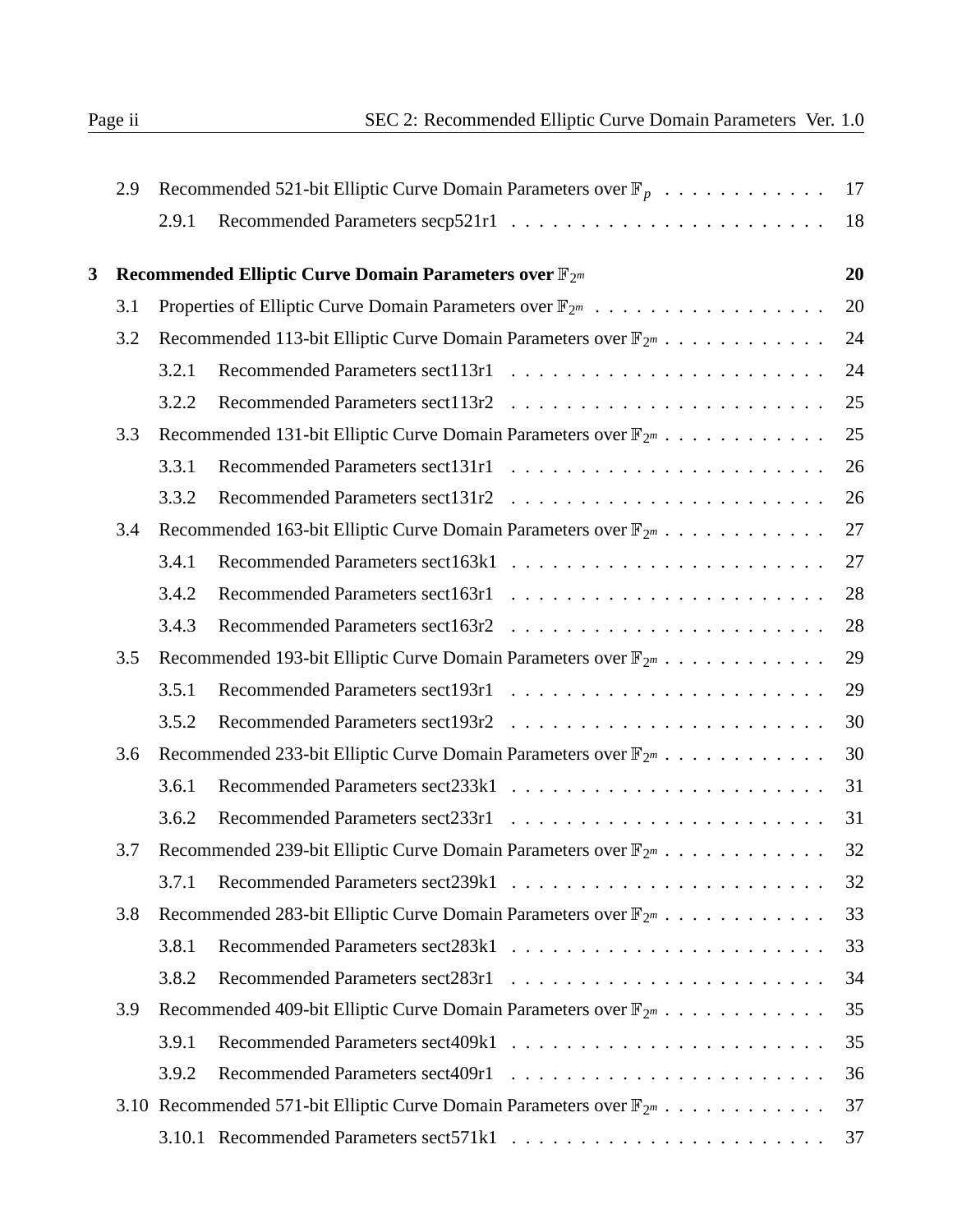| | | | |
|---|---|---|---|
| | 2.9 | Recommended 521-bit Elliptic Curve Domain Parameters over $\mathbb{F}_p$ | 17 |
| | | 2.9.1 Recommended Parameters secp521r1 | 18 |
| **3** | **Recommended Elliptic Curve Domain Parameters over $\mathbb{F}_{2^m}$** | | **20** |
| | 3.1 | Properties of Elliptic Curve Domain Parameters over $\mathbb{F}_{2^m}$ | 20 |
| | 3.2 | Recommended 113-bit Elliptic Curve Domain Parameters over $\mathbb{F}_{2^m}$ | 24 |
| | | 3.2.1 Recommended Parameters sect113r1 | 24 |
| | | 3.2.2 Recommended Parameters sect113r2 | 25 |
| | 3.3 | Recommended 131-bit Elliptic Curve Domain Parameters over $\mathbb{F}_{2^m}$ | 25 |
| | | 3.3.1 Recommended Parameters sect131r1 | 26 |
| | | 3.3.2 Recommended Parameters sect131r2 | 26 |
| | 3.4 | Recommended 163-bit Elliptic Curve Domain Parameters over $\mathbb{F}_{2^m}$ | 27 |
| | | 3.4.1 Recommended Parameters sect163k1 | 27 |
| | | 3.4.2 Recommended Parameters sect163r1 | 28 |
| | | 3.4.3 Recommended Parameters sect163r2 | 28 |
| | 3.5 | Recommended 193-bit Elliptic Curve Domain Parameters over $\mathbb{F}_{2^m}$ | 29 |
| | | 3.5.1 Recommended Parameters sect193r1 | 29 |
| | | 3.5.2 Recommended Parameters sect193r2 | 30 |
| | 3.6 | Recommended 233-bit Elliptic Curve Domain Parameters over $\mathbb{F}_{2^m}$ | 30 |
| | | 3.6.1 Recommended Parameters sect233k1 | 31 |
| | | 3.6.2 Recommended Parameters sect233r1 | 31 |
| | 3.7 | Recommended 239-bit Elliptic Curve Domain Parameters over $\mathbb{F}_{2^m}$ | 32 |
| | | 3.7.1 Recommended Parameters sect239k1 | 32 |
| | 3.8 | Recommended 283-bit Elliptic Curve Domain Parameters over $\mathbb{F}_{2^m}$ | 33 |
| | | 3.8.1 Recommended Parameters sect283k1 | 33 |
| | | 3.8.2 Recommended Parameters sect283r1 | 34 |
| | 3.9 | Recommended 409-bit Elliptic Curve Domain Parameters over $\mathbb{F}_{2^m}$ | 35 |
| | | 3.9.1 Recommended Parameters sect409k1 | 35 |
| | | 3.9.2 Recommended Parameters sect409r1 | 36 |
| | 3.10 | Recommended 571-bit Elliptic Curve Domain Parameters over $\mathbb{F}_{2^m}$ | 37 |
| | | 3.10.1 Recommended Parameters sect571k1 | 37 |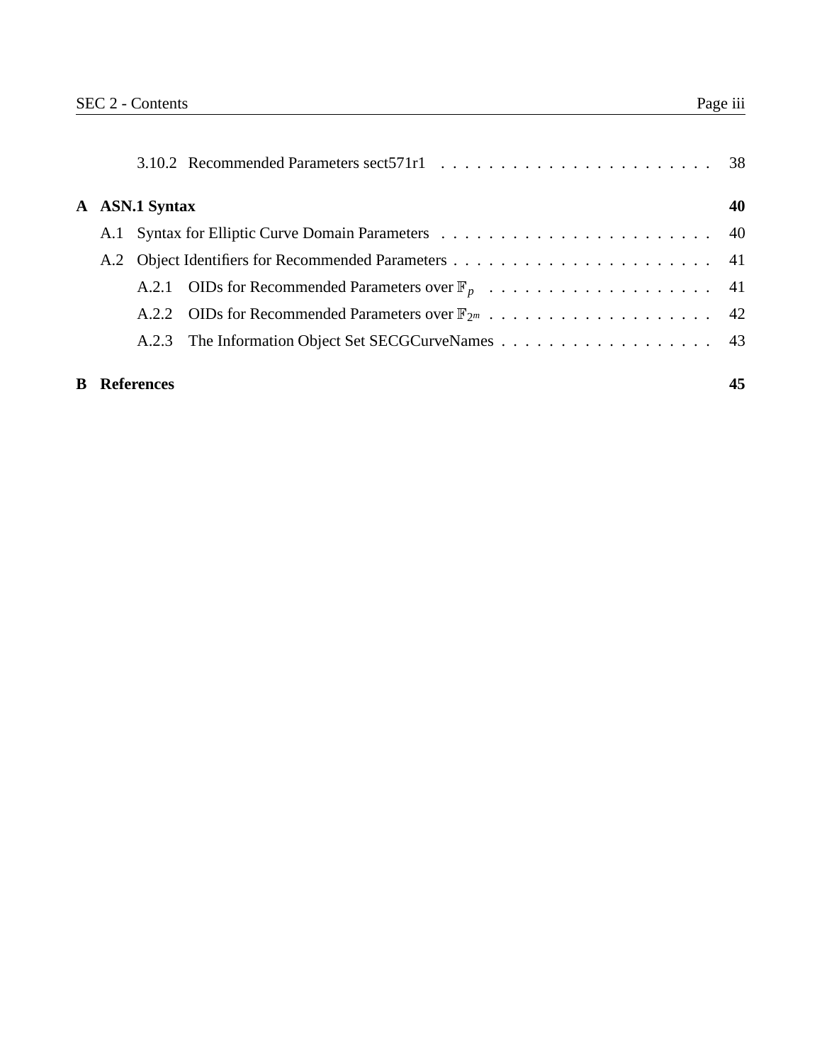3.10.2 Recommended Parameters sect571r1 . . . . . . . . . . . . . . . . . . . . . . . 38

**A ASN.1 Syntax** **40**

A.1 Syntax for Elliptic Curve Domain Parameters . . . . . . . . . . . . . . . . . . . . . . . 40

A.2 Object Identifiers for Recommended Parameters . . . . . . . . . . . . . . . . . . . . . . 41

A.2.1 OIDs for Recommended Parameters over $\mathbb{F}_p$ . . . . . . . . . . . . . . . . . . . 41

A.2.2 OIDs for Recommended Parameters over $\mathbb{F}_{2^m}$ . . . . . . . . . . . . . . . . . . . 42

A.2.3 The Information Object Set SECGCurveNames . . . . . . . . . . . . . . . . . . 43

**B References** **45**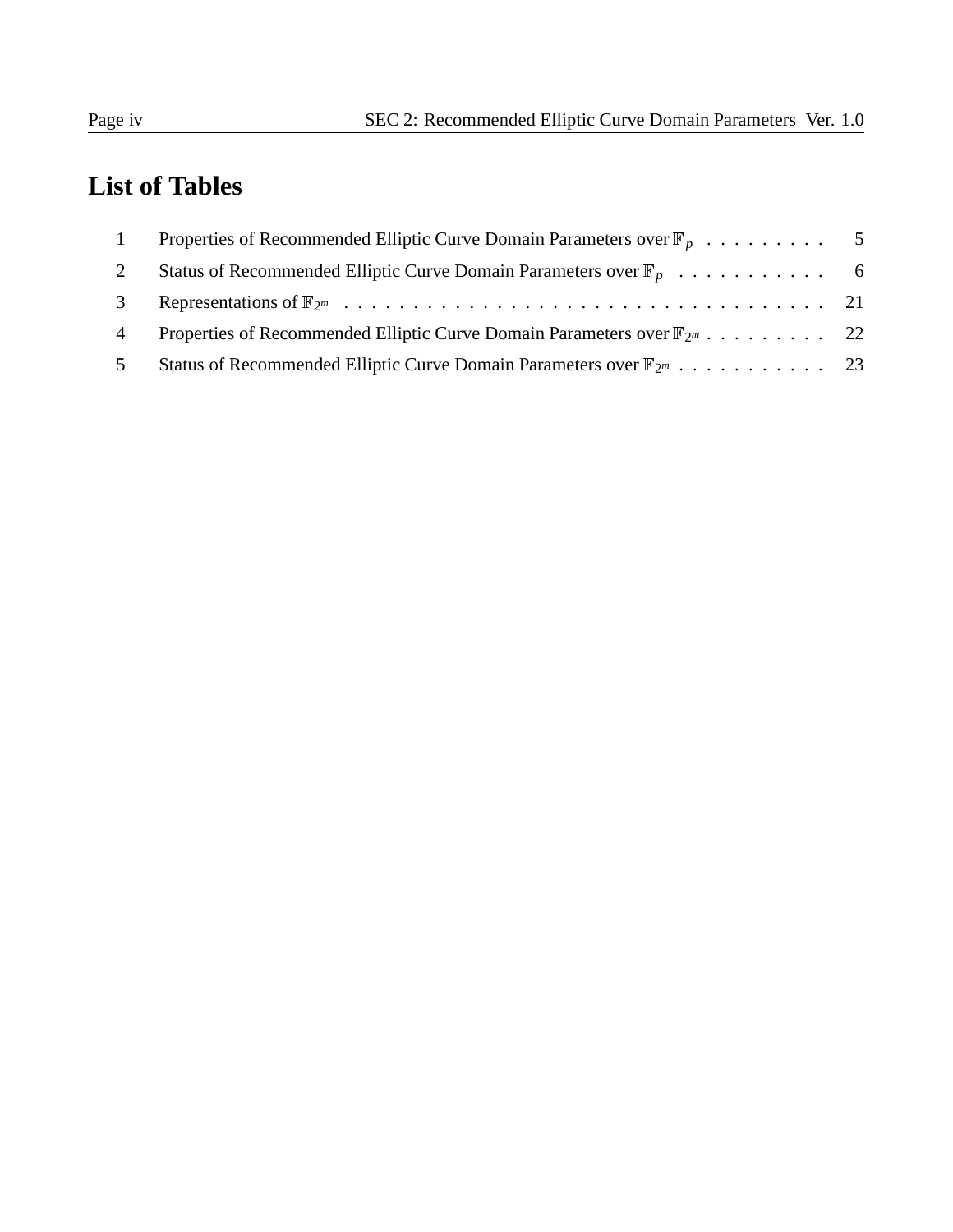# List of Tables

| | | |
|---|---|---|
| 1 | Properties of Recommended Elliptic Curve Domain Parameters over $\mathbb{F}_p$ | 5 |
| 2 | Status of Recommended Elliptic Curve Domain Parameters over $\mathbb{F}_p$ | 6 |
| 3 | Representations of $\mathbb{F}_{2^m}$ | 21 |
| 4 | Properties of Recommended Elliptic Curve Domain Parameters over $\mathbb{F}_{2^m}$ | 22 |
| 5 | Status of Recommended Elliptic Curve Domain Parameters over $\mathbb{F}_{2^m}$ | 23 |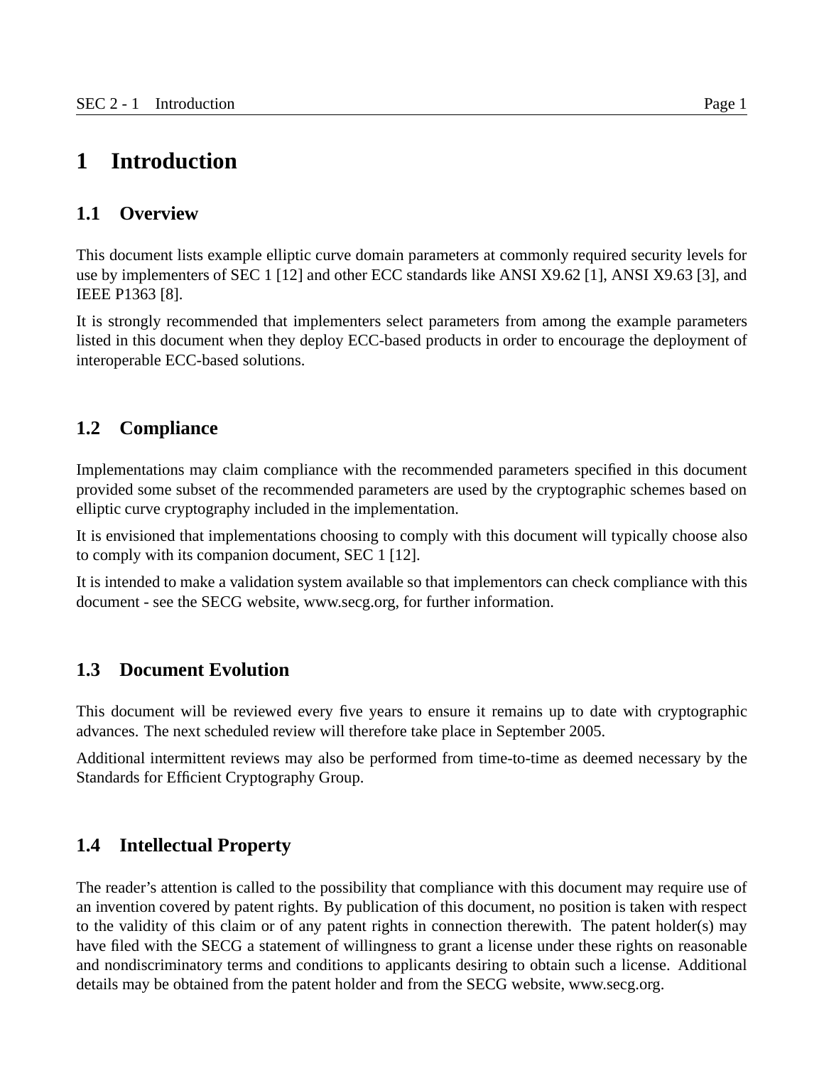# 1 Introduction

## 1.1 Overview

This document lists example elliptic curve domain parameters at commonly required security levels for use by implementers of SEC 1 [12] and other ECC standards like ANSI X9.62 [1], ANSI X9.63 [3], and IEEE P1363 [8].

It is strongly recommended that implementers select parameters from among the example parameters listed in this document when they deploy ECC-based products in order to encourage the deployment of interoperable ECC-based solutions.

## 1.2 Compliance

Implementations may claim compliance with the recommended parameters specified in this document provided some subset of the recommended parameters are used by the cryptographic schemes based on elliptic curve cryptography included in the implementation.

It is envisioned that implementations choosing to comply with this document will typically choose also to comply with its companion document, SEC 1 [12].

It is intended to make a validation system available so that implementors can check compliance with this document - see the SECG website, www.secg.org, for further information.

## 1.3 Document Evolution

This document will be reviewed every five years to ensure it remains up to date with cryptographic advances. The next scheduled review will therefore take place in September 2005.

Additional intermittent reviews may also be performed from time-to-time as deemed necessary by the Standards for Efficient Cryptography Group.

## 1.4 Intellectual Property

The reader's attention is called to the possibility that compliance with this document may require use of an invention covered by patent rights. By publication of this document, no position is taken with respect to the validity of this claim or of any patent rights in connection therewith. The patent holder(s) may have filed with the SECG a statement of willingness to grant a license under these rights on reasonable and nondiscriminatory terms and conditions to applicants desiring to obtain such a license. Additional details may be obtained from the patent holder and from the SECG website, www.secg.org.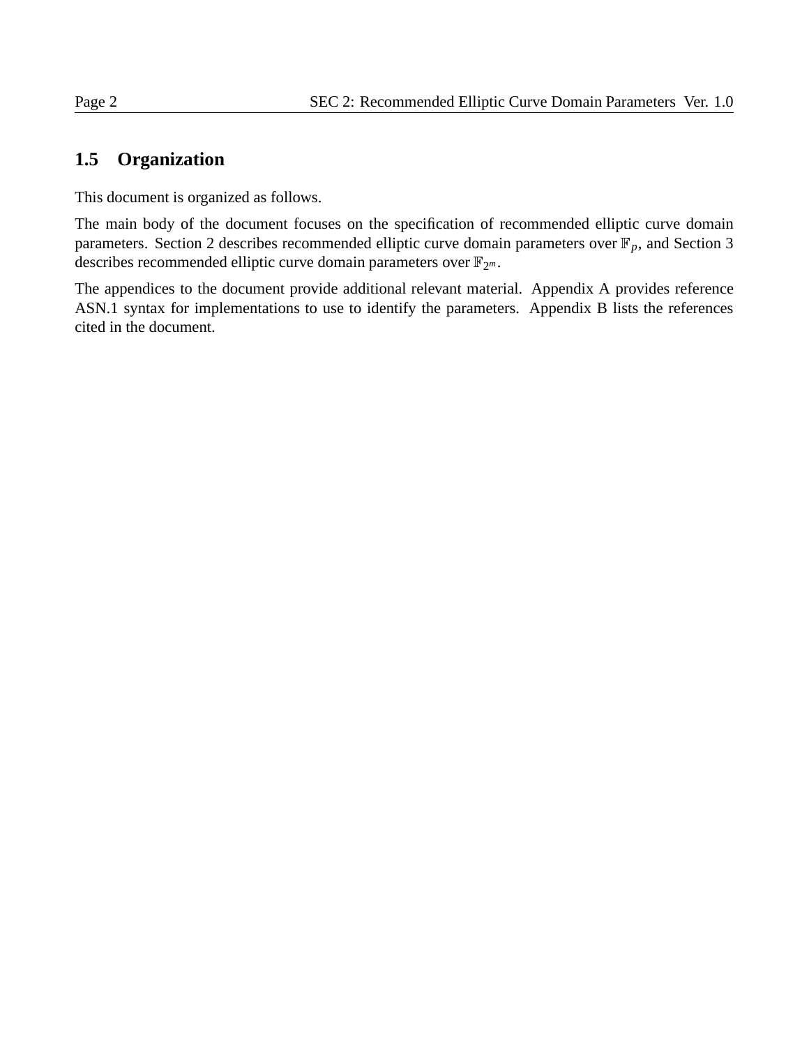## 1.5 Organization

This document is organized as follows.

The main body of the document focuses on the specification of recommended elliptic curve domain parameters. Section 2 describes recommended elliptic curve domain parameters over $\mathbb{F}_p$, and Section 3 describes recommended elliptic curve domain parameters over $\mathbb{F}_{2^m}$.

The appendices to the document provide additional relevant material. Appendix A provides reference ASN.1 syntax for implementations to use to identify the parameters. Appendix B lists the references cited in the document.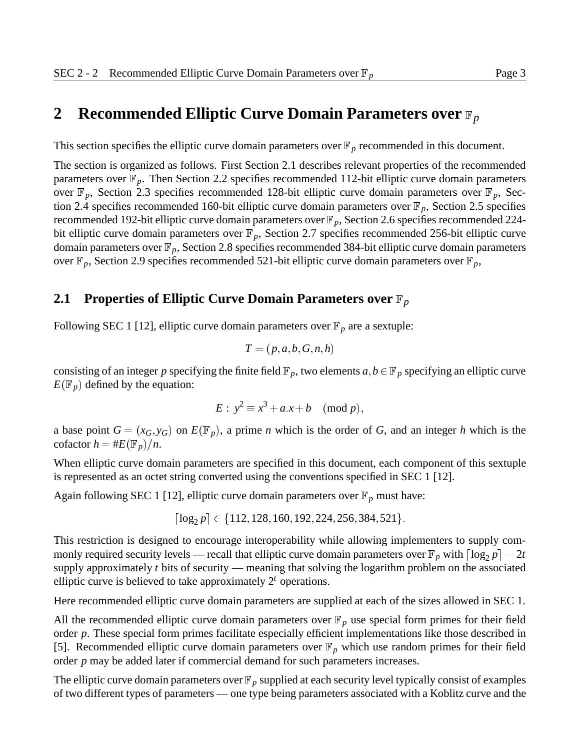# 2 Recommended Elliptic Curve Domain Parameters over $\mathbb{F}_p$

This section specifies the elliptic curve domain parameters over $\mathbb{F}_p$ recommended in this document.

The section is organized as follows. First Section 2.1 describes relevant properties of the recommended parameters over $\mathbb{F}_p$. Then Section 2.2 specifies recommended 112-bit elliptic curve domain parameters over $\mathbb{F}_p$, Section 2.3 specifies recommended 128-bit elliptic curve domain parameters over $\mathbb{F}_p$, Section 2.4 specifies recommended 160-bit elliptic curve domain parameters over $\mathbb{F}_p$, Section 2.5 specifies recommended 192-bit elliptic curve domain parameters over $\mathbb{F}_p$, Section 2.6 specifies recommended 224-bit elliptic curve domain parameters over $\mathbb{F}_p$, Section 2.7 specifies recommended 256-bit elliptic curve domain parameters over $\mathbb{F}_p$, Section 2.8 specifies recommended 384-bit elliptic curve domain parameters over $\mathbb{F}_p$, Section 2.9 specifies recommended 521-bit elliptic curve domain parameters over $\mathbb{F}_p$,

## 2.1 Properties of Elliptic Curve Domain Parameters over $\mathbb{F}_p$

Following SEC 1 [12], elliptic curve domain parameters over $\mathbb{F}_p$ are a sextuple:

$$T = (p, a, b, G, n, h)$$

consisting of an integer $p$ specifying the finite field $\mathbb{F}_p$, two elements $a, b \in \mathbb{F}_p$ specifying an elliptic curve $E(\mathbb{F}_p)$ defined by the equation:

$$E : y^2 \equiv x^3 + a.x + b \pmod{p},$$

a base point $G = (x_G, y_G)$ on $E(\mathbb{F}_p)$, a prime $n$ which is the order of $G$, and an integer $h$ which is the cofactor $h = \#E(\mathbb{F}_p)/n$.

When elliptic curve domain parameters are specified in this document, each component of this sextuple is represented as an octet string converted using the conventions specified in SEC 1 [12].

Again following SEC 1 [12], elliptic curve domain parameters over $\mathbb{F}_p$ must have:

$$\lceil \log_2 p \rceil \in \{112, 128, 160, 192, 224, 256, 384, 521\}.$$

This restriction is designed to encourage interoperability while allowing implementers to supply commonly required security levels — recall that elliptic curve domain parameters over $\mathbb{F}_p$ with $\lceil \log_2 p \rceil = 2t$ supply approximately $t$ bits of security — meaning that solving the logarithm problem on the associated elliptic curve is believed to take approximately $2^t$ operations.

Here recommended elliptic curve domain parameters are supplied at each of the sizes allowed in SEC 1.

All the recommended elliptic curve domain parameters over $\mathbb{F}_p$ use special form primes for their field order $p$. These special form primes facilitate especially efficient implementations like those described in [5]. Recommended elliptic curve domain parameters over $\mathbb{F}_p$ which use random primes for their field order $p$ may be added later if commercial demand for such parameters increases.

The elliptic curve domain parameters over $\mathbb{F}_p$ supplied at each security level typically consist of examples of two different types of parameters — one type being parameters associated with a Koblitz curve and the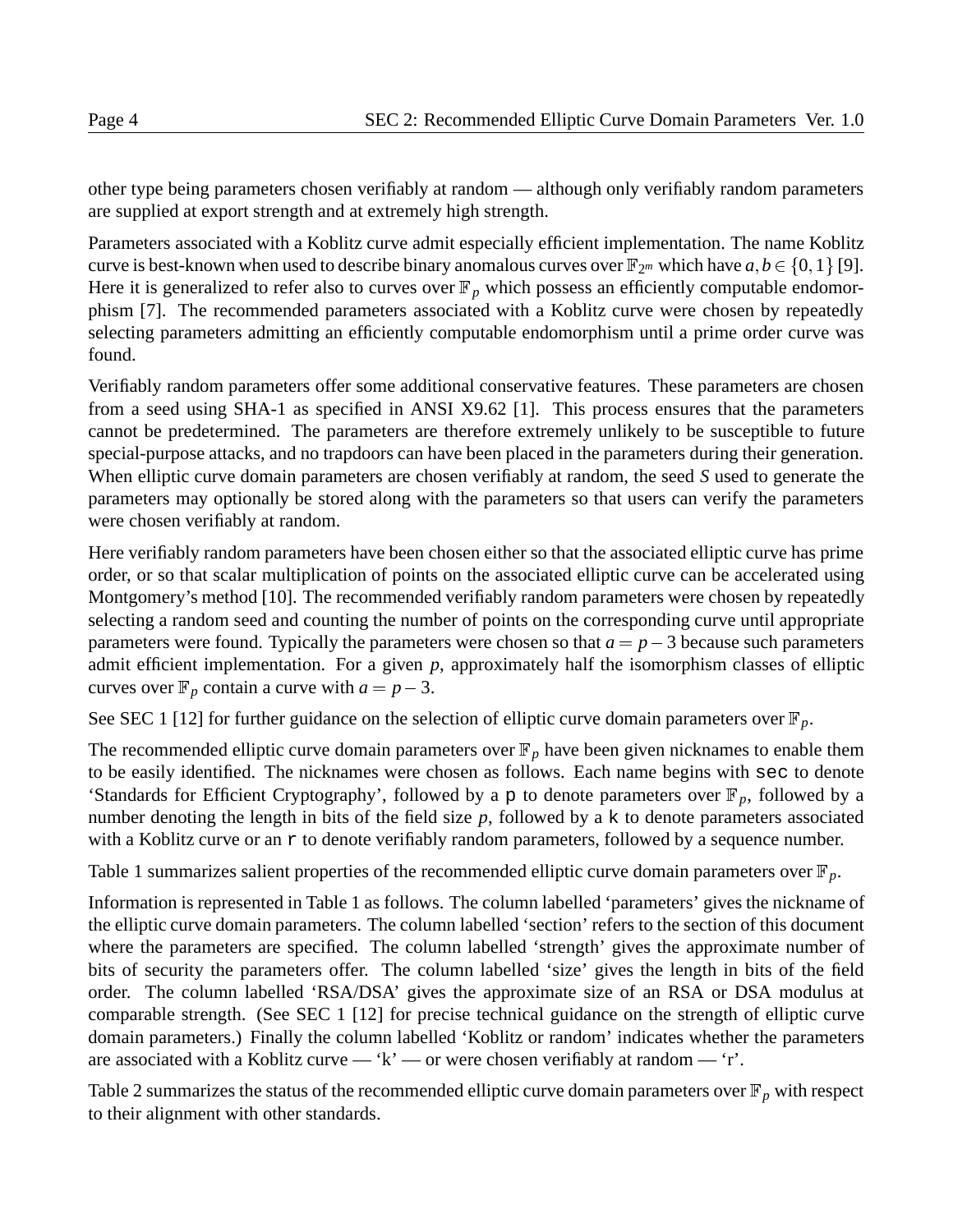other type being parameters chosen verifiably at random — although only verifiably random parameters are supplied at export strength and at extremely high strength.

Parameters associated with a Koblitz curve admit especially efficient implementation. The name Koblitz curve is best-known when used to describe binary anomalous curves over $\mathbb{F}_{2^m}$ which have $a, b \in \{0, 1\}$ [9]. Here it is generalized to refer also to curves over $\mathbb{F}_p$ which possess an efficiently computable endomorphism [7]. The recommended parameters associated with a Koblitz curve were chosen by repeatedly selecting parameters admitting an efficiently computable endomorphism until a prime order curve was found.

Verifiably random parameters offer some additional conservative features. These parameters are chosen from a seed using SHA-1 as specified in ANSI X9.62 [1]. This process ensures that the parameters cannot be predetermined. The parameters are therefore extremely unlikely to be susceptible to future special-purpose attacks, and no trapdoors can have been placed in the parameters during their generation. When elliptic curve domain parameters are chosen verifiably at random, the seed $S$ used to generate the parameters may optionally be stored along with the parameters so that users can verify the parameters were chosen verifiably at random.

Here verifiably random parameters have been chosen either so that the associated elliptic curve has prime order, or so that scalar multiplication of points on the associated elliptic curve can be accelerated using Montgomery's method [10]. The recommended verifiably random parameters were chosen by repeatedly selecting a random seed and counting the number of points on the corresponding curve until appropriate parameters were found. Typically the parameters were chosen so that $a = p - 3$ because such parameters admit efficient implementation. For a given $p$, approximately half the isomorphism classes of elliptic curves over $\mathbb{F}_p$ contain a curve with $a = p - 3$.

See SEC 1 [12] for further guidance on the selection of elliptic curve domain parameters over $\mathbb{F}_p$.

The recommended elliptic curve domain parameters over $\mathbb{F}_p$ have been given nicknames to enable them to be easily identified. The nicknames were chosen as follows. Each name begins with `sec` to denote 'Standards for Efficient Cryptography', followed by a `p` to denote parameters over $\mathbb{F}_p$, followed by a number denoting the length in bits of the field size $p$, followed by a `k` to denote parameters associated with a Koblitz curve or an `r` to denote verifiably random parameters, followed by a sequence number.

Table 1 summarizes salient properties of the recommended elliptic curve domain parameters over $\mathbb{F}_p$.

Information is represented in Table 1 as follows. The column labelled 'parameters' gives the nickname of the elliptic curve domain parameters. The column labelled 'section' refers to the section of this document where the parameters are specified. The column labelled 'strength' gives the approximate number of bits of security the parameters offer. The column labelled 'size' gives the length in bits of the field order. The column labelled 'RSA/DSA' gives the approximate size of an RSA or DSA modulus at comparable strength. (See SEC 1 [12] for precise technical guidance on the strength of elliptic curve domain parameters.) Finally the column labelled 'Koblitz or random' indicates whether the parameters are associated with a Koblitz curve — 'k' — or were chosen verifiably at random — 'r'.

Table 2 summarizes the status of the recommended elliptic curve domain parameters over $\mathbb{F}_p$ with respect to their alignment with other standards.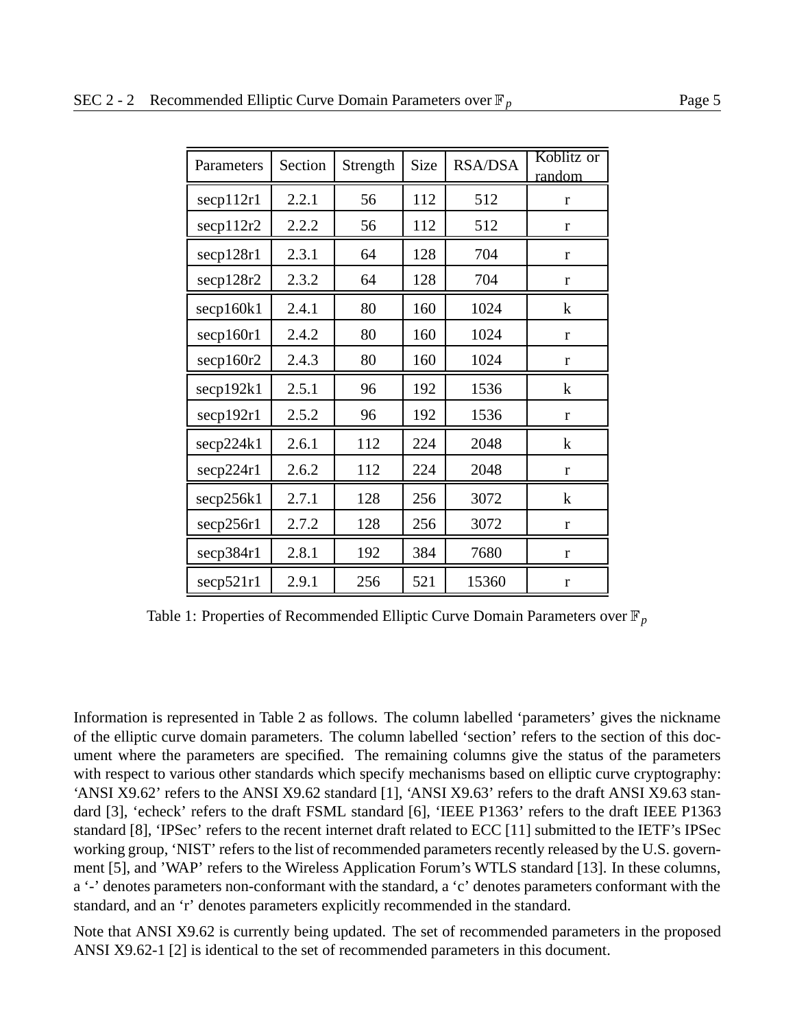| Parameters | Section | Strength | Size | RSA/DSA | Koblitz or random |
|---|---|---|---|---|---|
| secp112r1 | 2.2.1 | 56 | 112 | 512 | r |
| secp112r2 | 2.2.2 | 56 | 112 | 512 | r |
| secp128r1 | 2.3.1 | 64 | 128 | 704 | r |
| secp128r2 | 2.3.2 | 64 | 128 | 704 | r |
| secp160k1 | 2.4.1 | 80 | 160 | 1024 | k |
| secp160r1 | 2.4.2 | 80 | 160 | 1024 | r |
| secp160r2 | 2.4.3 | 80 | 160 | 1024 | r |
| secp192k1 | 2.5.1 | 96 | 192 | 1536 | k |
| secp192r1 | 2.5.2 | 96 | 192 | 1536 | r |
| secp224k1 | 2.6.1 | 112 | 224 | 2048 | k |
| secp224r1 | 2.6.2 | 112 | 224 | 2048 | r |
| secp256k1 | 2.7.1 | 128 | 256 | 3072 | k |
| secp256r1 | 2.7.2 | 128 | 256 | 3072 | r |
| secp384r1 | 2.8.1 | 192 | 384 | 7680 | r |
| secp521r1 | 2.9.1 | 256 | 521 | 15360 | r |

Table 1: Properties of Recommended Elliptic Curve Domain Parameters over $\mathbb{F}_p$

Information is represented in Table 2 as follows. The column labelled 'parameters' gives the nickname of the elliptic curve domain parameters. The column labelled 'section' refers to the section of this document where the parameters are specified. The remaining columns give the status of the parameters with respect to various other standards which specify mechanisms based on elliptic curve cryptography: 'ANSI X9.62' refers to the ANSI X9.62 standard [1], 'ANSI X9.63' refers to the draft ANSI X9.63 standard [3], 'echeck' refers to the draft FSML standard [6], 'IEEE P1363' refers to the draft IEEE P1363 standard [8], 'IPSec' refers to the recent internet draft related to ECC [11] submitted to the IETF's IPSec working group, 'NIST' refers to the list of recommended parameters recently released by the U.S. government [5], and 'WAP' refers to the Wireless Application Forum's WTLS standard [13]. In these columns, a '-' denotes parameters non-conformant with the standard, a 'c' denotes parameters conformant with the standard, and an 'r' denotes parameters explicitly recommended in the standard.

Note that ANSI X9.62 is currently being updated. The set of recommended parameters in the proposed ANSI X9.62-1 [2] is identical to the set of recommended parameters in this document.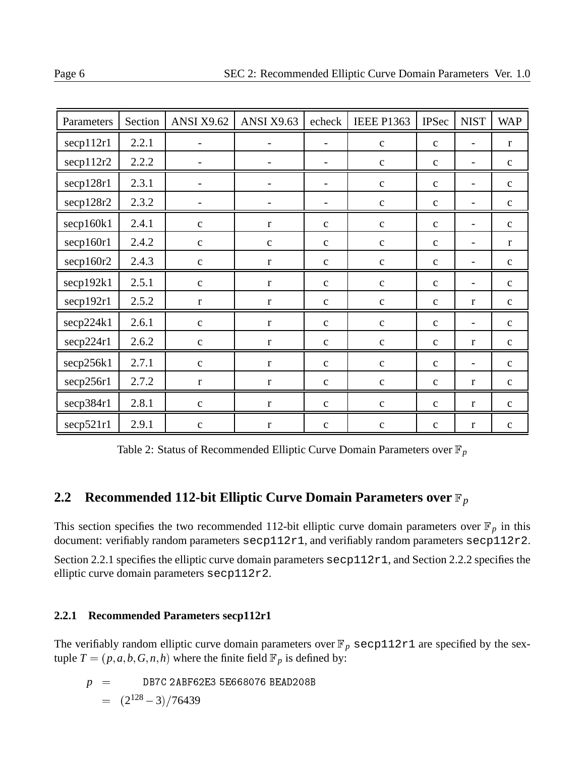| Parameters | Section | ANSI X9.62 | ANSI X9.63 | echeck | IEEE P1363 | IPSec | NIST | WAP |
|---|---|---|---|---|---|---|---|---|
| secp112r1 | 2.2.1 | - | - | - | c | c | - | r |
| secp112r2 | 2.2.2 | - | - | - | c | c | - | c |
| secp128r1 | 2.3.1 | - | - | - | c | c | - | c |
| secp128r2 | 2.3.2 | - | - | - | c | c | - | c |
| secp160k1 | 2.4.1 | c | r | c | c | c | - | c |
| secp160r1 | 2.4.2 | c | c | c | c | c | - | r |
| secp160r2 | 2.4.3 | c | r | c | c | c | - | c |
| secp192k1 | 2.5.1 | c | r | c | c | c | - | c |
| secp192r1 | 2.5.2 | r | r | c | c | c | r | c |
| secp224k1 | 2.6.1 | c | r | c | c | c | - | c |
| secp224r1 | 2.6.2 | c | r | c | c | c | r | c |
| secp256k1 | 2.7.1 | c | r | c | c | c | - | c |
| secp256r1 | 2.7.2 | r | r | c | c | c | r | c |
| secp384r1 | 2.8.1 | c | r | c | c | c | r | c |
| secp521r1 | 2.9.1 | c | r | c | c | c | r | c |

Table 2: Status of Recommended Elliptic Curve Domain Parameters over $\mathbb{F}_p$

## 2.2 Recommended 112-bit Elliptic Curve Domain Parameters over $\mathbb{F}_p$

This section specifies the two recommended 112-bit elliptic curve domain parameters over $\mathbb{F}_p$ in this document: verifiably random parameters `secp112r1`, and verifiably random parameters `secp112r2`.

Section 2.2.1 specifies the elliptic curve domain parameters `secp112r1`, and Section 2.2.2 specifies the elliptic curve domain parameters `secp112r2`.

### 2.2.1 Recommended Parameters secp112r1

The verifiably random elliptic curve domain parameters over $\mathbb{F}_p$ `secp112r1` are specified by the sextuple $T = (p, a, b, G, n, h)$ where the finite field $\mathbb{F}_p$ is defined by:

$$p = \texttt{DB7C 2ABF62E3 5E668076 BEAD208B}$$
$$= (2^{128} - 3)/76439$$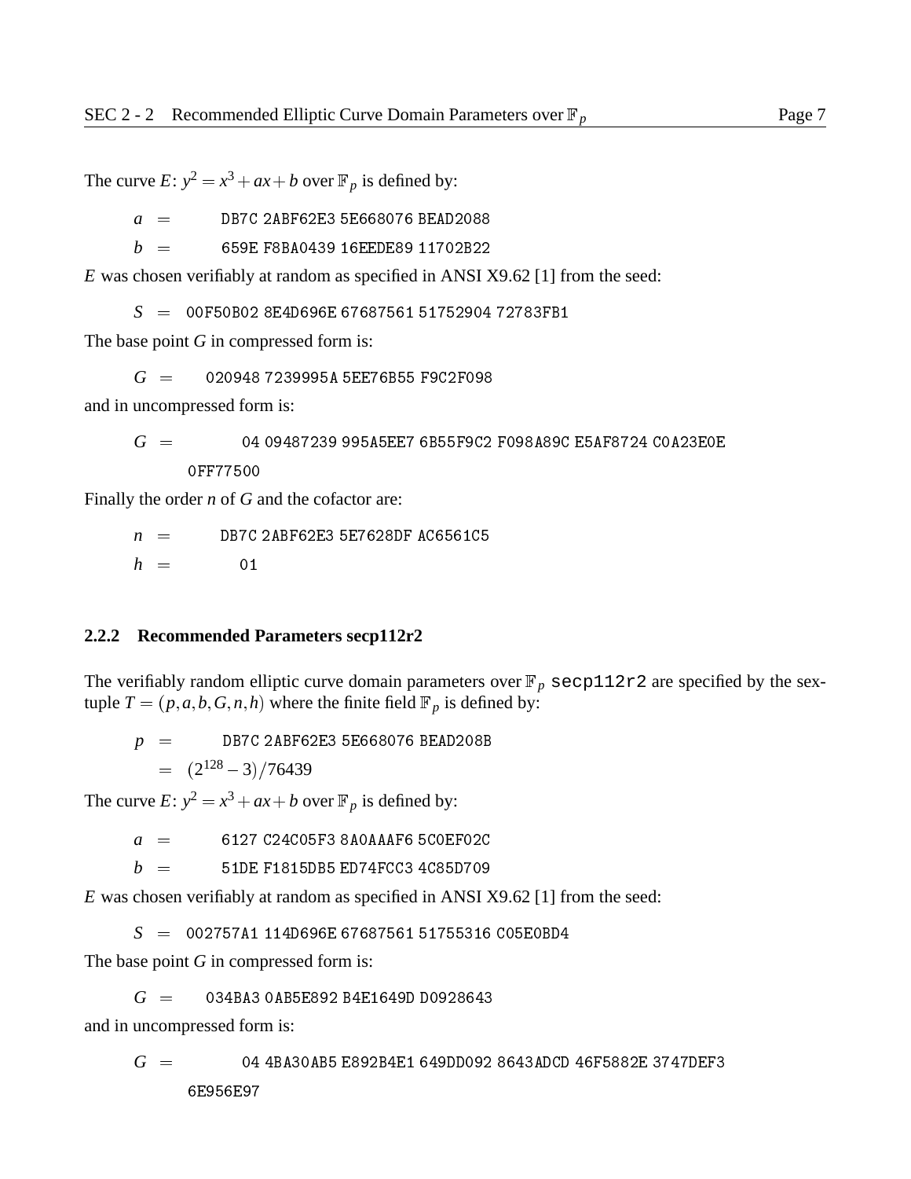The curve $E$: $y^2 = x^3 + ax + b$ over $\mathbb{F}_p$ is defined by:

$a$ = DB7C 2ABF62E3 5E668076 BEAD2088

$b$ = 659E F8BA0439 16EEDE89 11702B22

$E$ was chosen verifiably at random as specified in ANSI X9.62 [1] from the seed:

$S$ = 00F50B02 8E4D696E 67687561 51752904 72783FB1

The base point $G$ in compressed form is:

$G$ = 020948 7239995A 5EE76B55 F9C2F098

and in uncompressed form is:

$G$ = 04 09487239 995A5EE7 6B55F9C2 F098A89C E5AF8724 C0A23E0E 0FF77500

Finally the order $n$ of $G$ and the cofactor are:

$n$ = DB7C 2ABF62E3 5E7628DF AC6561C5

$h$ = 01

### 2.2.2 Recommended Parameters secp112r2

The verifiably random elliptic curve domain parameters over $\mathbb{F}_p$ `secp112r2` are specified by the sextuple $T = (p, a, b, G, n, h)$ where the finite field $\mathbb{F}_p$ is defined by:

$p$ = DB7C 2ABF62E3 5E668076 BEAD208B

$= (2^{128} - 3)/76439$

The curve $E$: $y^2 = x^3 + ax + b$ over $\mathbb{F}_p$ is defined by:

$a$ = 6127 C24C05F3 8A0AAAF6 5C0EF02C

$b$ = 51DE F1815DB5 ED74FCC3 4C85D709

$E$ was chosen verifiably at random as specified in ANSI X9.62 [1] from the seed:

$S$ = 002757A1 114D696E 67687561 51755316 C05E0BD4

The base point $G$ in compressed form is:

$G$ = 034BA3 0AB5E892 B4E1649D D0928643

and in uncompressed form is:

$G$ = 04 4BA30AB5 E892B4E1 649DD092 8643ADCD 46F5882E 3747DEF3 6E956E97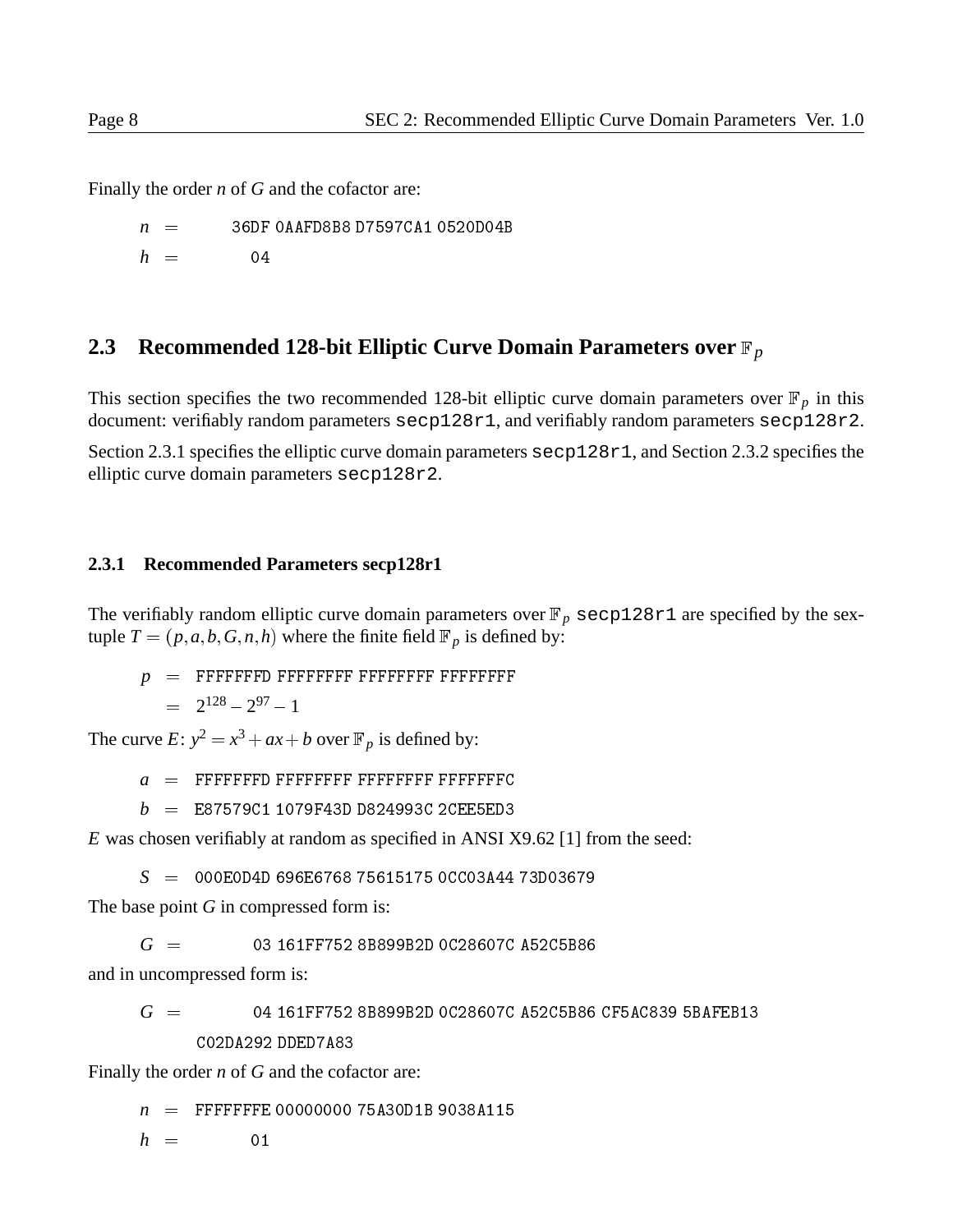Finally the order $n$ of $G$ and the cofactor are:

$n$ = 36DF 0AAFD8B8 D7597CA1 0520D04B

$h$ = 04

## 2.3 Recommended 128-bit Elliptic Curve Domain Parameters over $\mathbb{F}_p$

This section specifies the two recommended 128-bit elliptic curve domain parameters over $\mathbb{F}_p$ in this document: verifiably random parameters `secp128r1`, and verifiably random parameters `secp128r2`.

Section 2.3.1 specifies the elliptic curve domain parameters `secp128r1`, and Section 2.3.2 specifies the elliptic curve domain parameters `secp128r2`.

### 2.3.1 Recommended Parameters secp128r1

The verifiably random elliptic curve domain parameters over $\mathbb{F}_p$ `secp128r1` are specified by the sextuple $T = (p, a, b, G, n, h)$ where the finite field $\mathbb{F}_p$ is defined by:

$p$ = FFFFFFFD FFFFFFFF FFFFFFFF FFFFFFFF

$= 2^{128} - 2^{97} - 1$

The curve $E$: $y^2 = x^3 + ax + b$ over $\mathbb{F}_p$ is defined by:

$a$ = FFFFFFFD FFFFFFFF FFFFFFFF FFFFFFFC

$b$ = E87579C1 1079F43D D824993C 2CEE5ED3

$E$ was chosen verifiably at random as specified in ANSI X9.62 [1] from the seed:

$S$ = 000E0D4D 696E6768 75615175 0CC03A44 73D03679

The base point $G$ in compressed form is:

$G$ = 03 161FF752 8B899B2D 0C28607C A52C5B86

and in uncompressed form is:

$G$ = 04 161FF752 8B899B2D 0C28607C A52C5B86 CF5AC839 5BAFEB13 C02DA292 DDED7A83

Finally the order $n$ of $G$ and the cofactor are:

$n$ = FFFFFFFE 00000000 75A30D1B 9038A115

$h$ = 01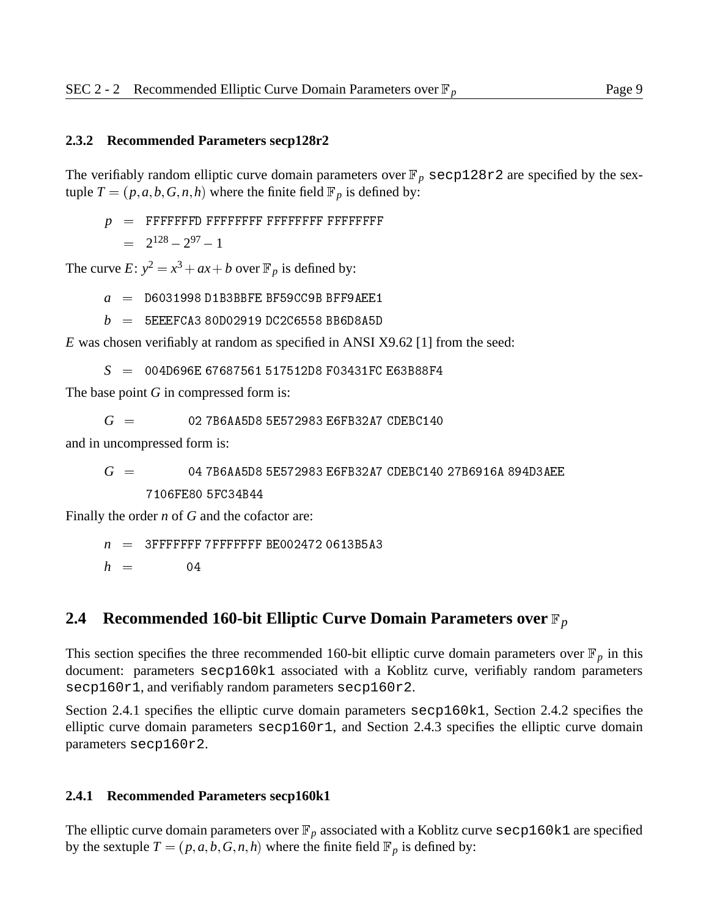### 2.3.2 Recommended Parameters secp128r2

The verifiably random elliptic curve domain parameters over $\mathbb{F}_p$ `secp128r2` are specified by the sextuple $T = (p, a, b, G, n, h)$ where the finite field $\mathbb{F}_p$ is defined by:

$p$ = FFFFFFFD FFFFFFFF FFFFFFFF FFFFFFFF

$= 2^{128} - 2^{97} - 1$

The curve $E$: $y^2 = x^3 + ax + b$ over $\mathbb{F}_p$ is defined by:

$a$ = D6031998 D1B3BBFE BF59CC9B BFF9AEE1

$b$ = 5EEEFCA3 80D02919 DC2C6558 BB6D8A5D

$E$ was chosen verifiably at random as specified in ANSI X9.62 [1] from the seed:

$S$ = 004D696E 67687561 517512D8 F03431FC E63B88F4

The base point $G$ in compressed form is:

$G$ = 02 7B6AA5D8 5E572983 E6FB32A7 CDEBC140

and in uncompressed form is:

$G$ = 04 7B6AA5D8 5E572983 E6FB32A7 CDEBC140 27B6916A 894D3AEE 7106FE80 5FC34B44

Finally the order $n$ of $G$ and the cofactor are:

$n$ = 3FFFFFFF 7FFFFFFF BE002472 0613B5A3

$h$ = 04

## 2.4 Recommended 160-bit Elliptic Curve Domain Parameters over $\mathbb{F}_p$

This section specifies the three recommended 160-bit elliptic curve domain parameters over $\mathbb{F}_p$ in this document: parameters `secp160k1` associated with a Koblitz curve, verifiably random parameters `secp160r1`, and verifiably random parameters `secp160r2`.

Section 2.4.1 specifies the elliptic curve domain parameters `secp160k1`, Section 2.4.2 specifies the elliptic curve domain parameters `secp160r1`, and Section 2.4.3 specifies the elliptic curve domain parameters `secp160r2`.

### 2.4.1 Recommended Parameters secp160k1

The elliptic curve domain parameters over $\mathbb{F}_p$ associated with a Koblitz curve `secp160k1` are specified by the sextuple $T = (p, a, b, G, n, h)$ where the finite field $\mathbb{F}_p$ is defined by: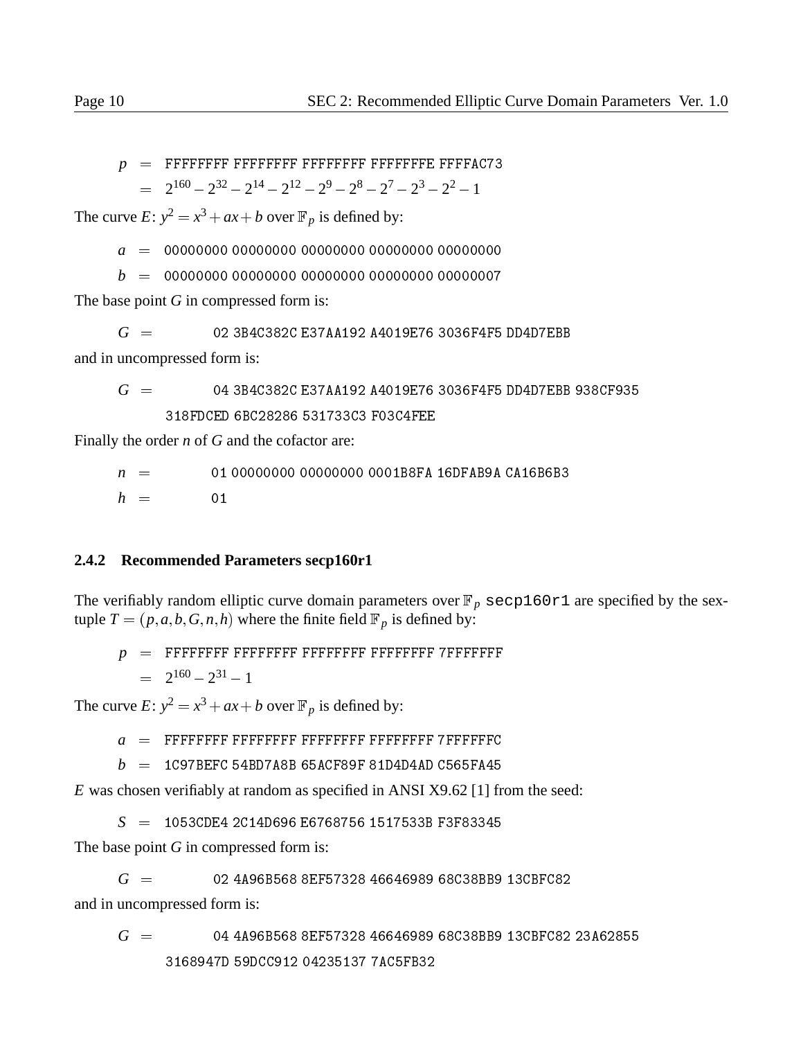$p$ = FFFFFFFF FFFFFFFF FFFFFFFF FFFFFFFE FFFFAC73

$= 2^{160} - 2^{32} - 2^{14} - 2^{12} - 2^{9} - 2^{8} - 2^{7} - 2^{3} - 2^{2} - 1$

The curve $E$: $y^2 = x^3 + ax + b$ over $\mathbb{F}_p$ is defined by:

$a$ = 00000000 00000000 00000000 00000000 00000000

$b$ = 00000000 00000000 00000000 00000000 00000007

The base point $G$ in compressed form is:

$G$ = 02 3B4C382C E37AA192 A4019E76 3036F4F5 DD4D7EBB

and in uncompressed form is:

$G$ = 04 3B4C382C E37AA192 A4019E76 3036F4F5 DD4D7EBB 938CF935 318FDCED 6BC28286 531733C3 F03C4FEE

Finally the order $n$ of $G$ and the cofactor are:

$n$ = 01 00000000 00000000 0001B8FA 16DFAB9A CA16B6B3

$h$ = 01

### 2.4.2 Recommended Parameters secp160r1

The verifiably random elliptic curve domain parameters over $\mathbb{F}_p$ `secp160r1` are specified by the sextuple $T = (p, a, b, G, n, h)$ where the finite field $\mathbb{F}_p$ is defined by:

$p$ = FFFFFFFF FFFFFFFF FFFFFFFF FFFFFFFF 7FFFFFFF

$= 2^{160} - 2^{31} - 1$

The curve $E$: $y^2 = x^3 + ax + b$ over $\mathbb{F}_p$ is defined by:

$a$ = FFFFFFFF FFFFFFFF FFFFFFFF FFFFFFFF 7FFFFFFC

$b$ = 1C97BEFC 54BD7A8B 65ACF89F 81D4D4AD C565FA45

$E$ was chosen verifiably at random as specified in ANSI X9.62 [1] from the seed:

$S$ = 1053CDE4 2C14D696 E6768756 1517533B F3F83345

The base point $G$ in compressed form is:

$G$ = 02 4A96B568 8EF57328 46646989 68C38BB9 13CBFC82

and in uncompressed form is:

$G$ = 04 4A96B568 8EF57328 46646989 68C38BB9 13CBFC82 23A62855 3168947D 59DCC912 04235137 7AC5FB32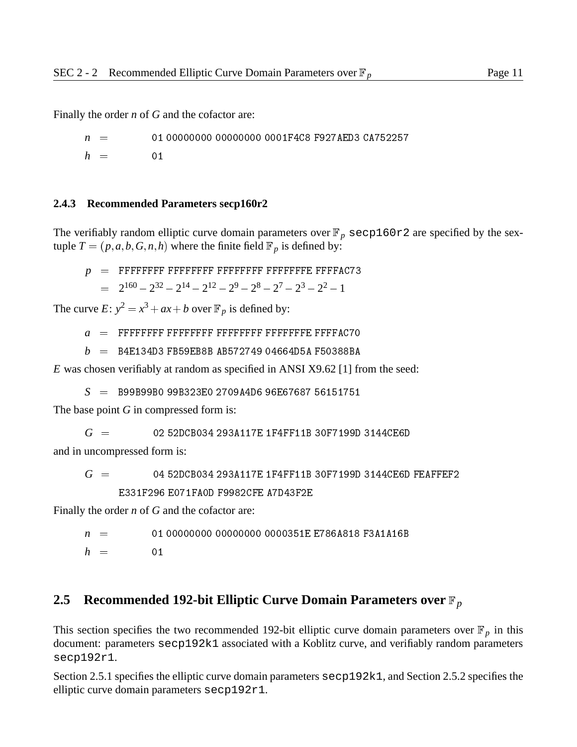Finally the order $n$ of $G$ and the cofactor are:

$n$ = 01 00000000 00000000 0001F4C8 F927AED3 CA752257

$h$ = 01

### 2.4.3 Recommended Parameters secp160r2

The verifiably random elliptic curve domain parameters over $\mathbb{F}_p$ `secp160r2` are specified by the sextuple $T = (p,a,b,G,n,h)$ where the finite field $\mathbb{F}_p$ is defined by:

$p$ = FFFFFFFF FFFFFFFF FFFFFFFF FFFFFFFE FFFFAC73

$= 2^{160} - 2^{32} - 2^{14} - 2^{12} - 2^{9} - 2^{8} - 2^{7} - 2^{3} - 2^{2} - 1$

The curve $E$: $y^2 = x^3 + ax + b$ over $\mathbb{F}_p$ is defined by:

$a$ = FFFFFFFF FFFFFFFF FFFFFFFF FFFFFFFE FFFFAC70

$b$ = B4E134D3 FB59EB8B AB572749 04664D5A F50388BA

$E$ was chosen verifiably at random as specified in ANSI X9.62 [1] from the seed:

$S$ = B99B99B0 99B323E0 2709A4D6 96E67687 56151751

The base point $G$ in compressed form is:

$G$ = 02 52DCB034 293A117E 1F4FF11B 30F7199D 3144CE6D

and in uncompressed form is:

$G$ = 04 52DCB034 293A117E 1F4FF11B 30F7199D 3144CE6D FEAFFEF2 E331F296 E071FA0D F9982CFE A7D43F2E

Finally the order $n$ of $G$ and the cofactor are:

$n$ = 01 00000000 00000000 0000351E E786A818 F3A1A16B

$h$ = 01

## 2.5 Recommended 192-bit Elliptic Curve Domain Parameters over $\mathbb{F}_p$

This section specifies the two recommended 192-bit elliptic curve domain parameters over $\mathbb{F}_p$ in this document: parameters `secp192k1` associated with a Koblitz curve, and verifiably random parameters `secp192r1`.

Section 2.5.1 specifies the elliptic curve domain parameters `secp192k1`, and Section 2.5.2 specifies the elliptic curve domain parameters `secp192r1`.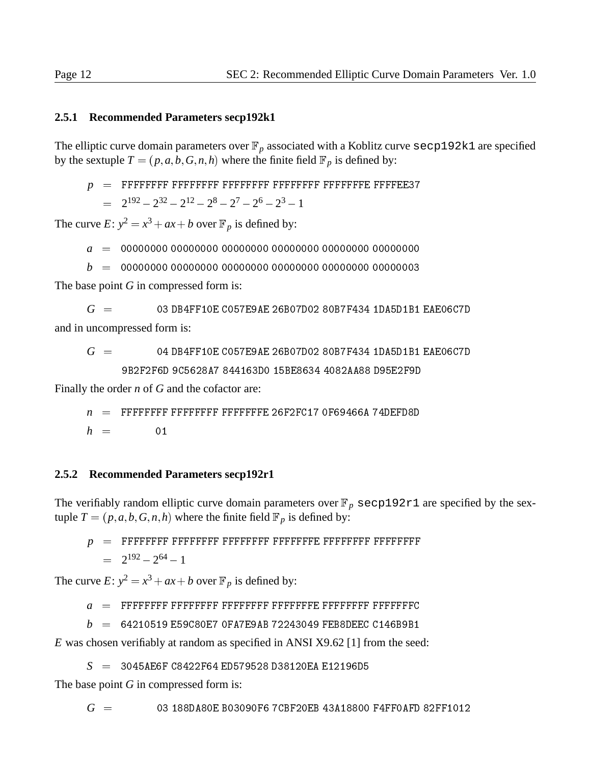### 2.5.1 Recommended Parameters secp192k1

The elliptic curve domain parameters over $\mathbb{F}_p$ associated with a Koblitz curve `secp192k1` are specified by the sextuple $T = (p, a, b, G, n, h)$ where the finite field $\mathbb{F}_p$ is defined by:

$p$ = `FFFFFFFF FFFFFFFF FFFFFFFF FFFFFFFF FFFFFFFE FFFFEE37`
$= 2^{192} - 2^{32} - 2^{12} - 2^8 - 2^7 - 2^6 - 2^3 - 1$

The curve $E$: $y^2 = x^3 + ax + b$ over $\mathbb{F}_p$ is defined by:

$a$ = `00000000 00000000 00000000 00000000 00000000 00000000`

$b$ = `00000000 00000000 00000000 00000000 00000000 00000003`

The base point $G$ in compressed form is:

$G$ = `03 DB4FF10E C057E9AE 26B07D02 80B7F434 1DA5D1B1 EAE06C7D`

and in uncompressed form is:

$G$ = `04 DB4FF10E C057E9AE 26B07D02 80B7F434 1DA5D1B1 EAE06C7D 9B2F2F6D 9C5628A7 844163D0 15BE8634 4082AA88 D95E2F9D`

Finally the order $n$ of $G$ and the cofactor are:

$n$ = `FFFFFFFF FFFFFFFF FFFFFFFE 26F2FC17 0F69466A 74DEFD8D`

$h$ = `01`

### 2.5.2 Recommended Parameters secp192r1

The verifiably random elliptic curve domain parameters over $\mathbb{F}_p$ `secp192r1` are specified by the sextuple $T = (p, a, b, G, n, h)$ where the finite field $\mathbb{F}_p$ is defined by:

$p$ = `FFFFFFFF FFFFFFFF FFFFFFFF FFFFFFFE FFFFFFFF FFFFFFFF`
$= 2^{192} - 2^{64} - 1$

The curve $E$: $y^2 = x^3 + ax + b$ over $\mathbb{F}_p$ is defined by:

$a$ = `FFFFFFFF FFFFFFFF FFFFFFFF FFFFFFFE FFFFFFFF FFFFFFFC`

$b$ = `64210519 E59C80E7 0FA7E9AB 72243049 FEB8DEEC C146B9B1`

$E$ was chosen verifiably at random as specified in ANSI X9.62 [1] from the seed:

$S$ = `3045AE6F C8422F64 ED579528 D38120EA E12196D5`

The base point $G$ in compressed form is:

$G$ = `03 188DA80E B03090F6 7CBF20EB 43A18800 F4FF0AFD 82FF1012`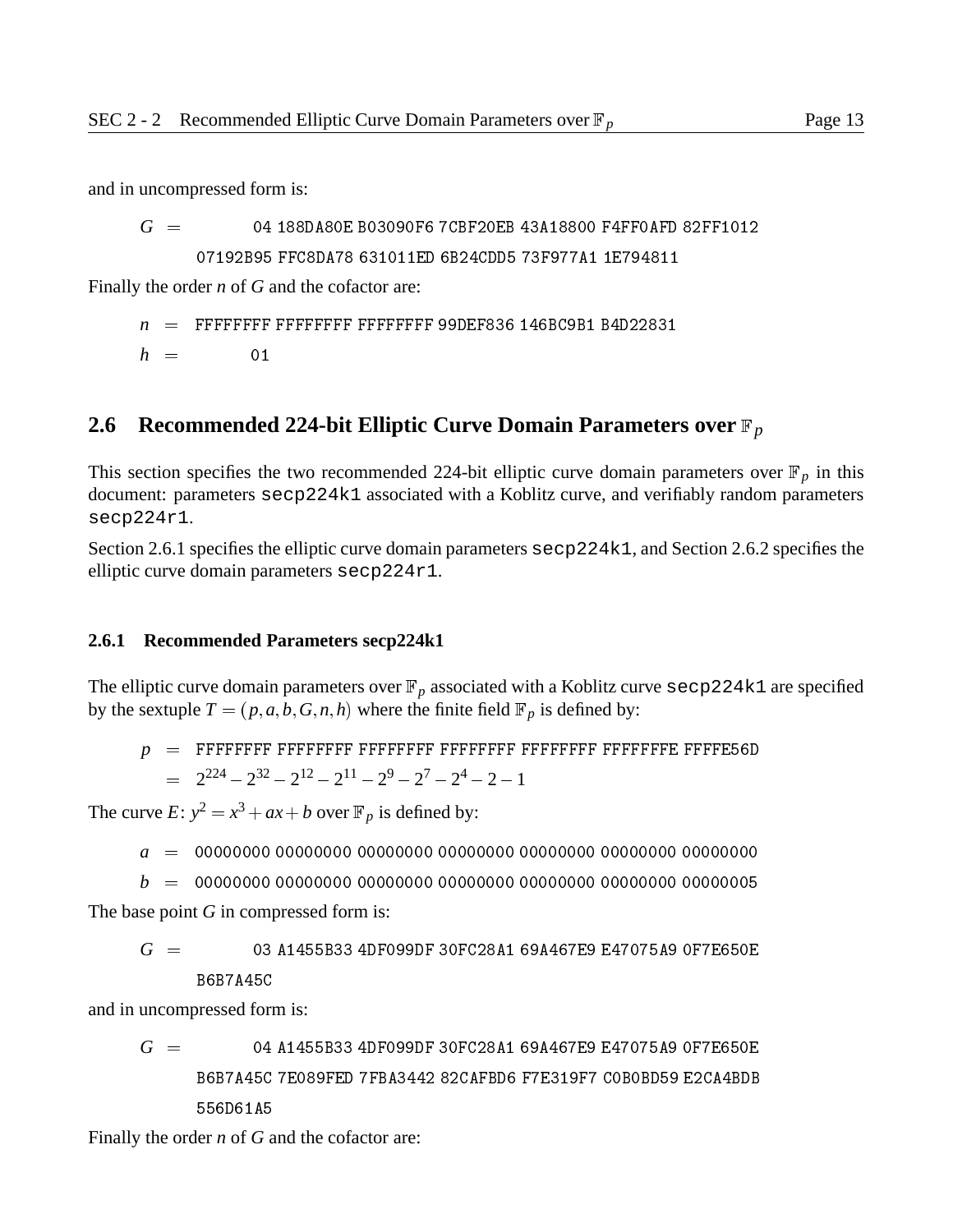and in uncompressed form is:

$G$ = 04 188DA80E B03090F6 7CBF20EB 43A18800 F4FF0AFD 82FF1012 07192B95 FFC8DA78 631011ED 6B24CDD5 73F977A1 1E794811

Finally the order $n$ of $G$ and the cofactor are:

$n$ = FFFFFFFF FFFFFFFF FFFFFFFF 99DEF836 146BC9B1 B4D22831

$h$ = 01

## 2.6 Recommended 224-bit Elliptic Curve Domain Parameters over $\mathbb{F}_p$

This section specifies the two recommended 224-bit elliptic curve domain parameters over $\mathbb{F}_p$ in this document: parameters `secp224k1` associated with a Koblitz curve, and verifiably random parameters `secp224r1`.

Section 2.6.1 specifies the elliptic curve domain parameters `secp224k1`, and Section 2.6.2 specifies the elliptic curve domain parameters `secp224r1`.

### 2.6.1 Recommended Parameters secp224k1

The elliptic curve domain parameters over $\mathbb{F}_p$ associated with a Koblitz curve `secp224k1` are specified by the sextuple $T = (p, a, b, G, n, h)$ where the finite field $\mathbb{F}_p$ is defined by:

$p$ = FFFFFFFF FFFFFFFF FFFFFFFF FFFFFFFF FFFFFFFF FFFFFFFE FFFFE56D

$= 2^{224} - 2^{32} - 2^{12} - 2^{11} - 2^{9} - 2^{7} - 2^{4} - 2 - 1$

The curve $E$: $y^2 = x^3 + ax + b$ over $\mathbb{F}_p$ is defined by:

$a$ = 00000000 00000000 00000000 00000000 00000000 00000000 00000000

$b$ = 00000000 00000000 00000000 00000000 00000000 00000000 00000005

The base point $G$ in compressed form is:

$G$ = 03 A1455B33 4DF099DF 30FC28A1 69A467E9 E47075A9 0F7E650E B6B7A45C

and in uncompressed form is:

$G$ = 04 A1455B33 4DF099DF 30FC28A1 69A467E9 E47075A9 0F7E650E B6B7A45C 7E089FED 7FBA3442 82CAFBD6 F7E319F7 C0B0BD59 E2CA4BDB 556D61A5

Finally the order $n$ of $G$ and the cofactor are: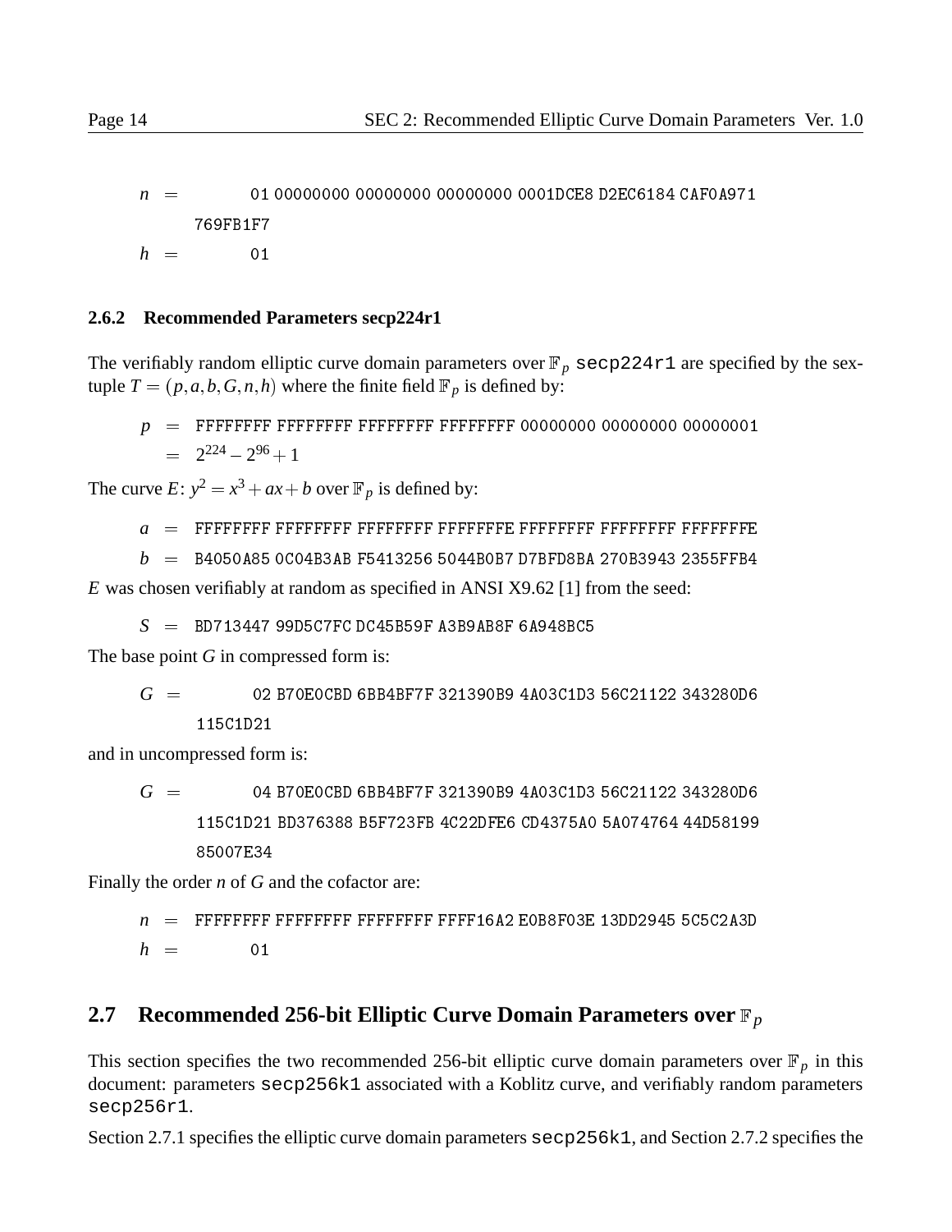$n$ = 01 00000000 00000000 00000000 0001DCE8 D2EC6184 CAF0A971
769FB1F7

$h$ = 01

### 2.6.2 Recommended Parameters secp224r1

The verifiably random elliptic curve domain parameters over $\mathbb{F}_p$ `secp224r1` are specified by the sextuple $T = (p, a, b, G, n, h)$ where the finite field $\mathbb{F}_p$ is defined by:

$p$ = FFFFFFFF FFFFFFFF FFFFFFFF FFFFFFFF 00000000 00000000 00000001
= $2^{224} - 2^{96} + 1$

The curve $E$: $y^2 = x^3 + ax + b$ over $\mathbb{F}_p$ is defined by:

$a$ = FFFFFFFF FFFFFFFF FFFFFFFF FFFFFFFE FFFFFFFF FFFFFFFF FFFFFFFE

$b$ = B4050A85 0C04B3AB F5413256 5044B0B7 D7BFD8BA 270B3943 2355FFB4

$E$ was chosen verifiably at random as specified in ANSI X9.62 [1] from the seed:

$S$ = BD713447 99D5C7FC DC45B59F A3B9AB8F 6A948BC5

The base point $G$ in compressed form is:

$G$ = 02 B70E0CBD 6BB4BF7F 321390B9 4A03C1D3 56C21122 343280D6
115C1D21

and in uncompressed form is:

$G$ = 04 B70E0CBD 6BB4BF7F 321390B9 4A03C1D3 56C21122 343280D6
115C1D21 BD376388 B5F723FB 4C22DFE6 CD4375A0 5A074764 44D58199
85007E34

Finally the order $n$ of $G$ and the cofactor are:

$n$ = FFFFFFFF FFFFFFFF FFFFFFFF FFFF16A2 E0B8F03E 13DD2945 5C5C2A3D

$h$ = 01

## 2.7 Recommended 256-bit Elliptic Curve Domain Parameters over $\mathbb{F}_p$

This section specifies the two recommended 256-bit elliptic curve domain parameters over $\mathbb{F}_p$ in this document: parameters `secp256k1` associated with a Koblitz curve, and verifiably random parameters `secp256r1`.

Section 2.7.1 specifies the elliptic curve domain parameters `secp256k1`, and Section 2.7.2 specifies the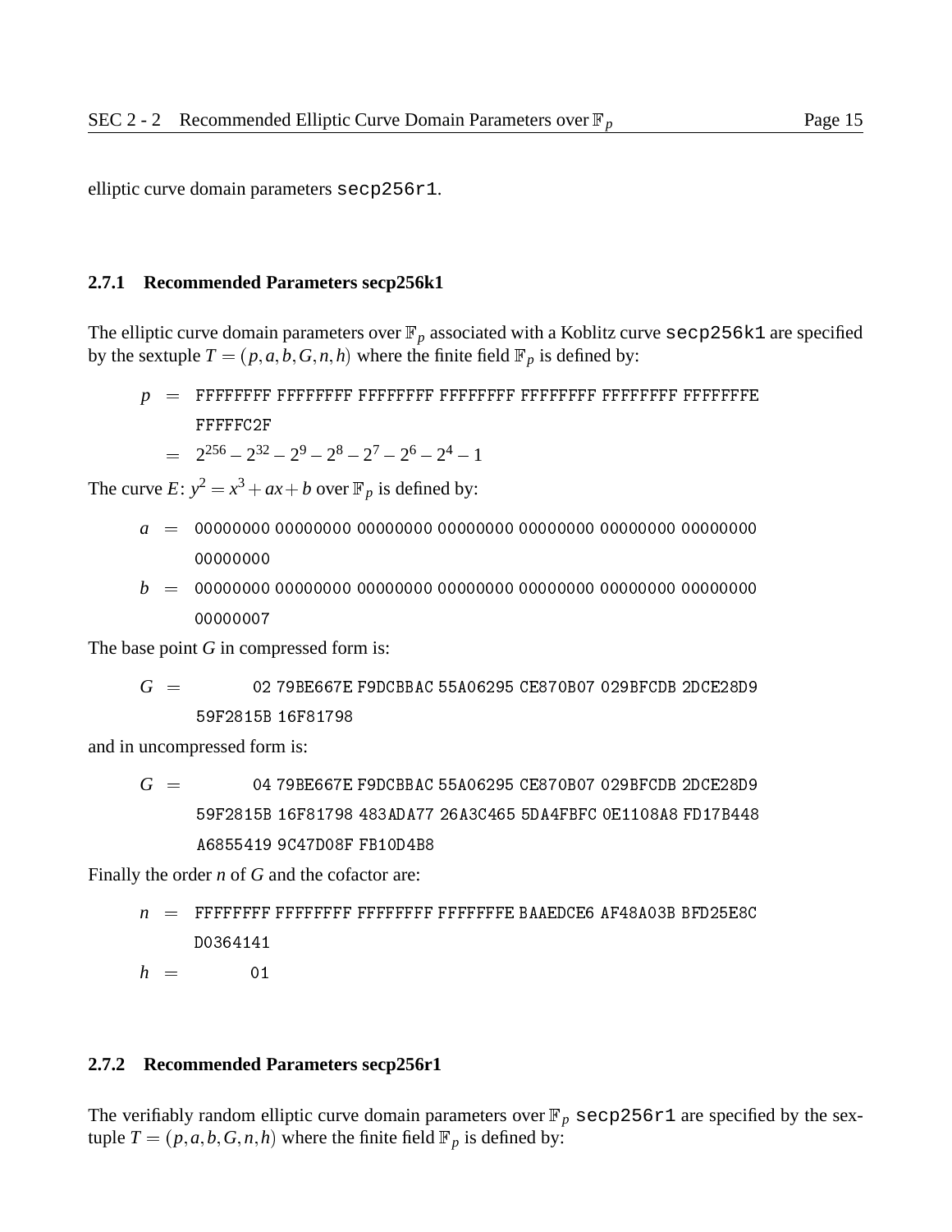elliptic curve domain parameters secp256r1.

### 2.7.1 Recommended Parameters secp256k1

The elliptic curve domain parameters over $\mathbb{F}_p$ associated with a Koblitz curve secp256k1 are specified by the sextuple $T = (p, a, b, G, n, h)$ where the finite field $\mathbb{F}_p$ is defined by:

$p$ = FFFFFFFF FFFFFFFF FFFFFFFF FFFFFFFF FFFFFFFF FFFFFFFF FFFFFFFE FFFFFC2F

$= 2^{256} - 2^{32} - 2^9 - 2^8 - 2^7 - 2^6 - 2^4 - 1$

The curve $E$: $y^2 = x^3 + ax + b$ over $\mathbb{F}_p$ is defined by:

$a$ = 00000000 00000000 00000000 00000000 00000000 00000000 00000000 00000000

$b$ = 00000000 00000000 00000000 00000000 00000000 00000000 00000000 00000007

The base point $G$ in compressed form is:

$G$ = 02 79BE667E F9DCBBAC 55A06295 CE870B07 029BFCDB 2DCE28D9 59F2815B 16F81798

and in uncompressed form is:

$G$ = 04 79BE667E F9DCBBAC 55A06295 CE870B07 029BFCDB 2DCE28D9 59F2815B 16F81798 483ADA77 26A3C465 5DA4FBFC 0E1108A8 FD17B448 A6855419 9C47D08F FB10D4B8

Finally the order $n$ of $G$ and the cofactor are:

$n$ = FFFFFFFF FFFFFFFF FFFFFFFF FFFFFFFE BAAEDCE6 AF48A03B BFD25E8C D0364141

$h$ = 01

### 2.7.2 Recommended Parameters secp256r1

The verifiably random elliptic curve domain parameters over $\mathbb{F}_p$ secp256r1 are specified by the sextuple $T = (p, a, b, G, n, h)$ where the finite field $\mathbb{F}_p$ is defined by: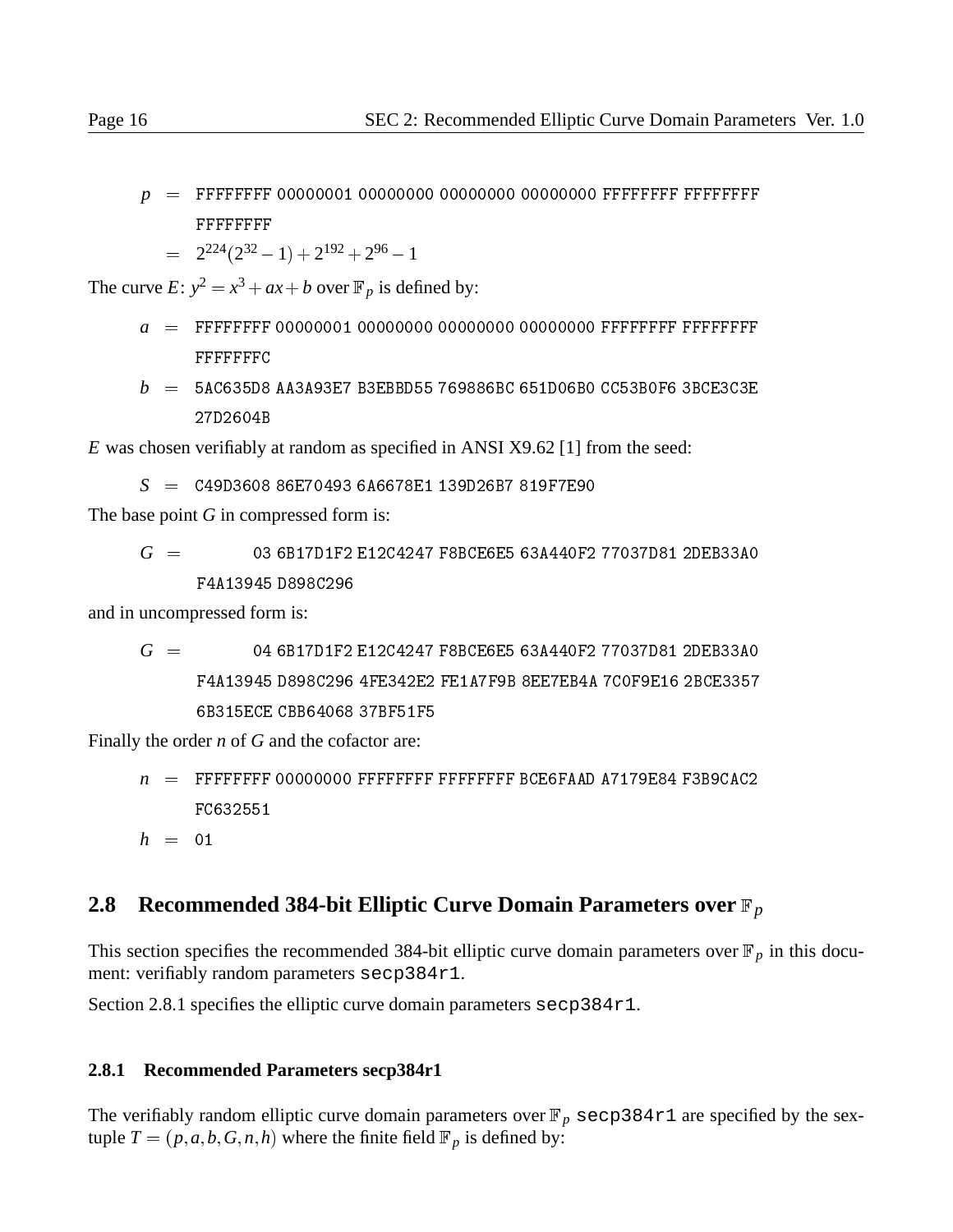$p$ = FFFFFFFF 00000001 00000000 00000000 00000000 FFFFFFFF FFFFFFFF FFFFFFFF

$= 2^{224}(2^{32}-1)+2^{192}+2^{96}-1$

The curve $E$: $y^2 = x^3 + ax + b$ over $\mathbb{F}_p$ is defined by:

$a$ = FFFFFFFF 00000001 00000000 00000000 00000000 FFFFFFFF FFFFFFFF FFFFFFFC

$b$ = 5AC635D8 AA3A93E7 B3EBBD55 769886BC 651D06B0 CC53B0F6 3BCE3C3E 27D2604B

$E$ was chosen verifiably at random as specified in ANSI X9.62 [1] from the seed:

$S$ = C49D3608 86E70493 6A6678E1 139D26B7 819F7E90

The base point $G$ in compressed form is:

$G$ = 03 6B17D1F2 E12C4247 F8BCE6E5 63A440F2 77037D81 2DEB33A0 F4A13945 D898C296

and in uncompressed form is:

$G$ = 04 6B17D1F2 E12C4247 F8BCE6E5 63A440F2 77037D81 2DEB33A0 F4A13945 D898C296 4FE342E2 FE1A7F9B 8EE7EB4A 7C0F9E16 2BCE3357 6B315ECE CBB64068 37BF51F5

Finally the order $n$ of $G$ and the cofactor are:

$n$ = FFFFFFFF 00000000 FFFFFFFF FFFFFFFF BCE6FAAD A7179E84 F3B9CAC2 FC632551

$h$ = 01

## 2.8 Recommended 384-bit Elliptic Curve Domain Parameters over $\mathbb{F}_p$

This section specifies the recommended 384-bit elliptic curve domain parameters over $\mathbb{F}_p$ in this document: verifiably random parameters `secp384r1`.

Section 2.8.1 specifies the elliptic curve domain parameters `secp384r1`.

### 2.8.1 Recommended Parameters secp384r1

The verifiably random elliptic curve domain parameters over $\mathbb{F}_p$ `secp384r1` are specified by the sextuple $T = (p, a, b, G, n, h)$ where the finite field $\mathbb{F}_p$ is defined by: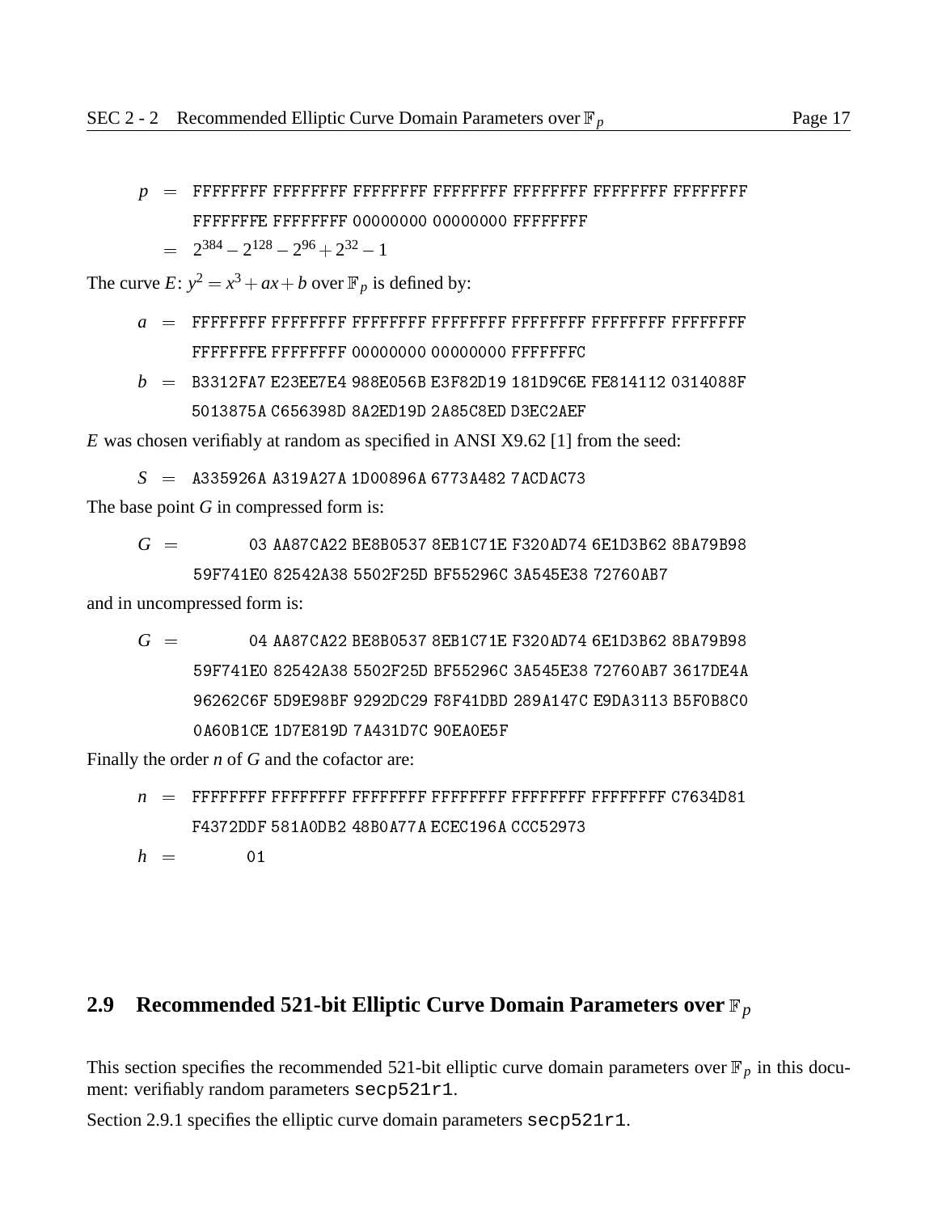$p$ = FFFFFFFF FFFFFFFF FFFFFFFF FFFFFFFF FFFFFFFF FFFFFFFF FFFFFFFF FFFFFFFE FFFFFFFF 00000000 00000000 FFFFFFFF

$= 2^{384} - 2^{128} - 2^{96} + 2^{32} - 1$

The curve $E$: $y^2 = x^3 + ax + b$ over $\mathbb{F}_p$ is defined by:

$a$ = FFFFFFFF FFFFFFFF FFFFFFFF FFFFFFFF FFFFFFFF FFFFFFFF FFFFFFFF FFFFFFFE FFFFFFFF 00000000 00000000 FFFFFFFC

$b$ = B3312FA7 E23EE7E4 988E056B E3F82D19 181D9C6E FE814112 0314088F 5013875A C656398D 8A2ED19D 2A85C8ED D3EC2AEF

$E$ was chosen verifiably at random as specified in ANSI X9.62 [1] from the seed:

$S$ = A335926A A319A27A 1D00896A 6773A482 7ACDAC73

The base point $G$ in compressed form is:

$G$ = 03 AA87CA22 BE8B0537 8EB1C71E F320AD74 6E1D3B62 8BA79B98 59F741E0 82542A38 5502F25D BF55296C 3A545E38 72760AB7

and in uncompressed form is:

$G$ = 04 AA87CA22 BE8B0537 8EB1C71E F320AD74 6E1D3B62 8BA79B98 59F741E0 82542A38 5502F25D BF55296C 3A545E38 72760AB7 3617DE4A 96262C6F 5D9E98BF 9292DC29 F8F41DBD 289A147C E9DA3113 B5F0B8C0 0A60B1CE 1D7E819D 7A431D7C 90EA0E5F

Finally the order $n$ of $G$ and the cofactor are:

$n$ = FFFFFFFF FFFFFFFF FFFFFFFF FFFFFFFF FFFFFFFF FFFFFFFF C7634D81 F4372DDF 581A0DB2 48B0A77A ECEC196A CCC52973

$h$ = 01

## 2.9 Recommended 521-bit Elliptic Curve Domain Parameters over $\mathbb{F}_p$

This section specifies the recommended 521-bit elliptic curve domain parameters over $\mathbb{F}_p$ in this document: verifiably random parameters secp521r1.

Section 2.9.1 specifies the elliptic curve domain parameters secp521r1.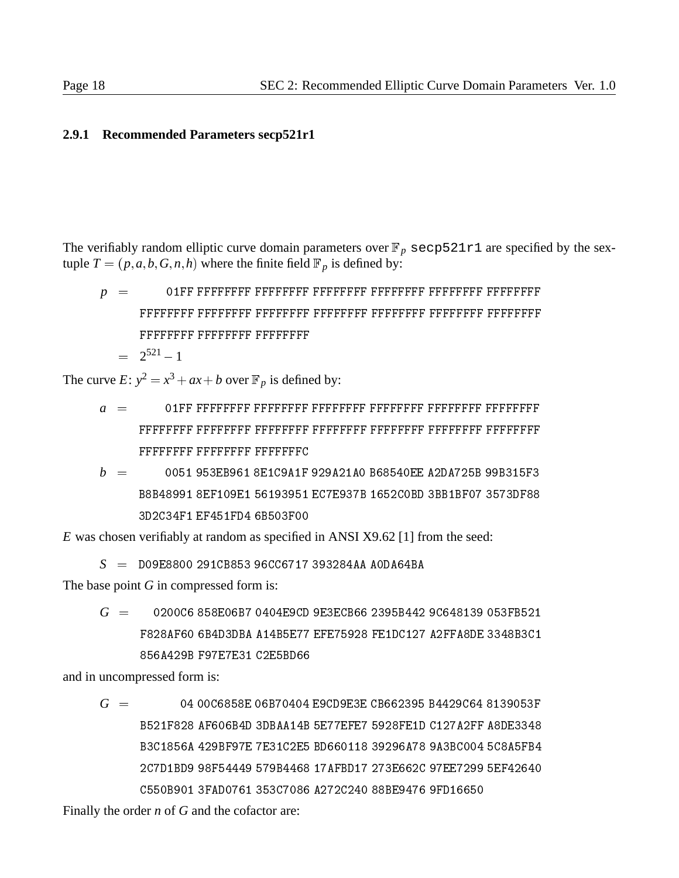### 2.9.1 Recommended Parameters secp521r1

The verifiably random elliptic curve domain parameters over $\mathbb{F}_p$ `secp521r1` are specified by the sextuple $T = (p, a, b, G, n, h)$ where the finite field $\mathbb{F}_p$ is defined by:

```
p = 01FF FFFFFFFF FFFFFFFF FFFFFFFF FFFFFFFF FFFFFFFF FFFFFFFF
    FFFFFFFF FFFFFFFF FFFFFFFF FFFFFFFF FFFFFFFF FFFFFFFF FFFFFFFF
    FFFFFFFF FFFFFFFF FFFFFFFF
```

$$= 2^{521} - 1$$

The curve $E$: $y^2 = x^3 + ax + b$ over $\mathbb{F}_p$ is defined by:

```
a = 01FF FFFFFFFF FFFFFFFF FFFFFFFF FFFFFFFF FFFFFFFF FFFFFFFF
    FFFFFFFF FFFFFFFF FFFFFFFF FFFFFFFF FFFFFFFF FFFFFFFF FFFFFFFF
    FFFFFFFF FFFFFFFF FFFFFFFC

b = 0051 953EB961 8E1C9A1F 929A21A0 B68540EE A2DA725B 99B315F3
    B8B48991 8EF109E1 56193951 EC7E937B 1652C0BD 3BB1BF07 3573DF88
    3D2C34F1 EF451FD4 6B503F00
```

$E$ was chosen verifiably at random as specified in ANSI X9.62 [1] from the seed:

```
S = D09E8800 291CB853 96CC6717 393284AA A0DA64BA
```

The base point $G$ in compressed form is:

```
G = 0200C6 858E06B7 0404E9CD 9E3ECB66 2395B442 9C648139 053FB521
    F828AF60 6B4D3DBA A14B5E77 EFE75928 FE1DC127 A2FFA8DE 3348B3C1
    856A429B F97E7E31 C2E5BD66
```

and in uncompressed form is:

```
G = 04 00C6858E 06B70404 E9CD9E3E CB662395 B4429C64 8139053F
    B521F828 AF606B4D 3DBAA14B 5E77EFE7 5928FE1D C127A2FF A8DE3348
    B3C1856A 429BF97E 7E31C2E5 BD660118 39296A78 9A3BC004 5C8A5FB4
    2C7D1BD9 98F54449 579B4468 17AFBD17 273E662C 97EE7299 5EF42640
    C550B901 3FAD0761 353C7086 A272C240 88BE9476 9FD16650
```

Finally the order $n$ of $G$ and the cofactor are: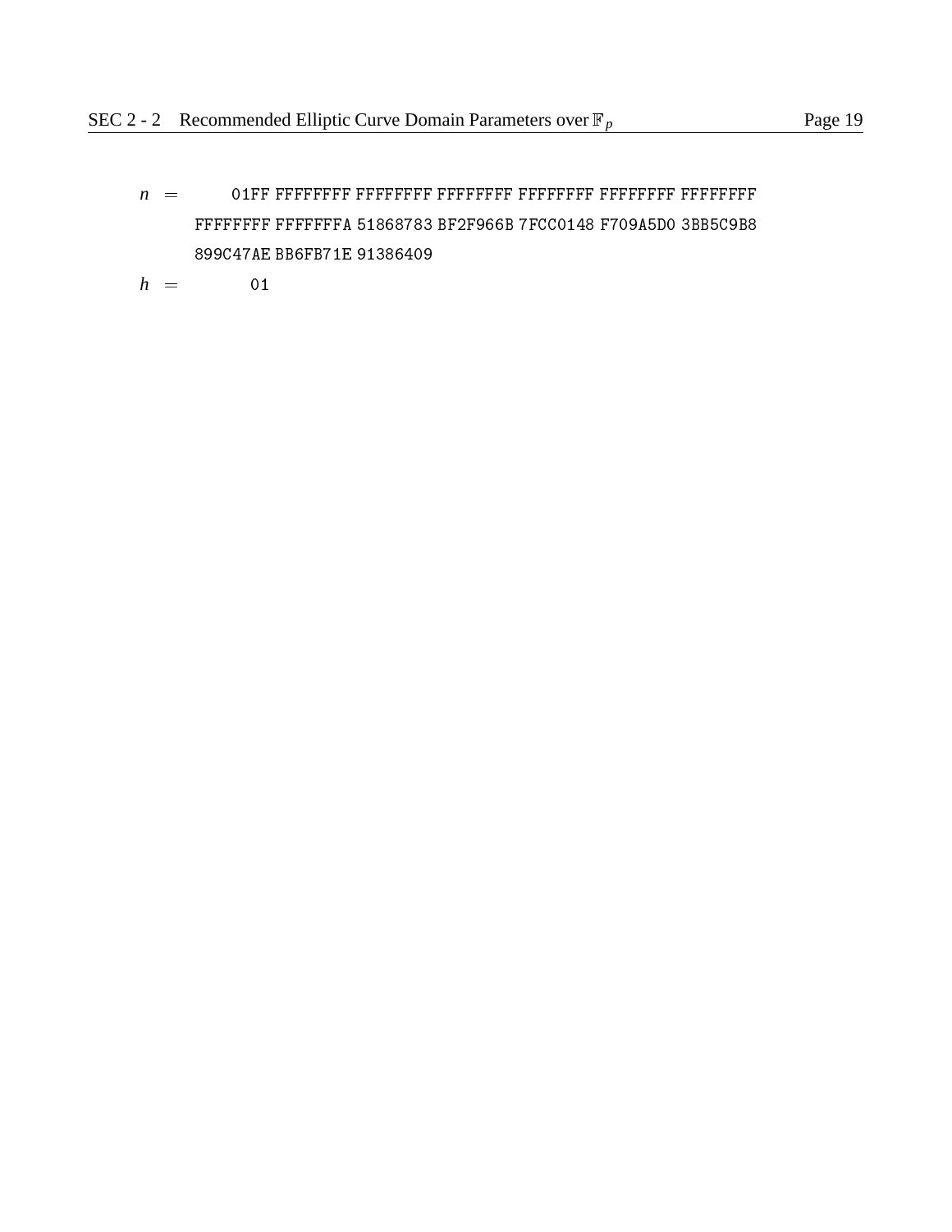$n$ = 01FF FFFFFFFF FFFFFFFF FFFFFFFF FFFFFFFF FFFFFFFF FFFFFFFF FFFFFFFF FFFFFFFA 51868783 BF2F966B 7FCC0148 F709A5D0 3BB5C9B8 899C47AE BB6FB71E 91386409

$h$ = 01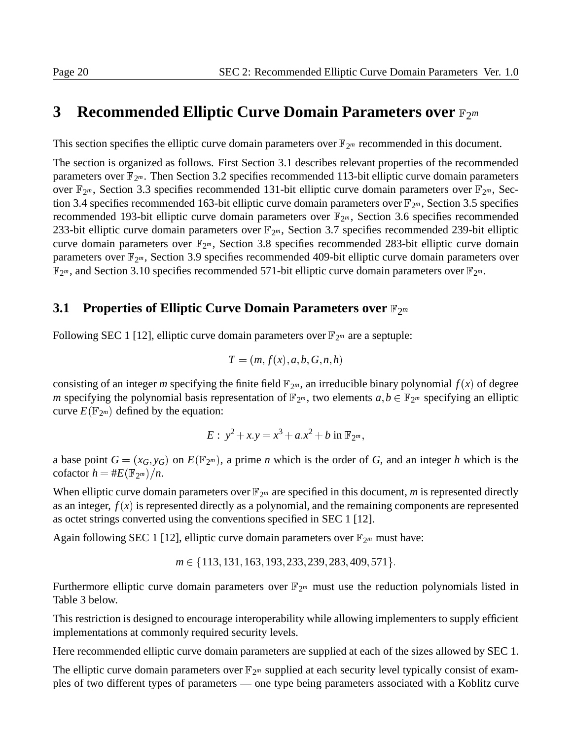# 3 Recommended Elliptic Curve Domain Parameters over $\mathbb{F}_{2^m}$

This section specifies the elliptic curve domain parameters over $\mathbb{F}_{2^m}$ recommended in this document.

The section is organized as follows. First Section 3.1 describes relevant properties of the recommended parameters over $\mathbb{F}_{2^m}$. Then Section 3.2 specifies recommended 113-bit elliptic curve domain parameters over $\mathbb{F}_{2^m}$, Section 3.3 specifies recommended 131-bit elliptic curve domain parameters over $\mathbb{F}_{2^m}$, Section 3.4 specifies recommended 163-bit elliptic curve domain parameters over $\mathbb{F}_{2^m}$, Section 3.5 specifies recommended 193-bit elliptic curve domain parameters over $\mathbb{F}_{2^m}$, Section 3.6 specifies recommended 233-bit elliptic curve domain parameters over $\mathbb{F}_{2^m}$, Section 3.7 specifies recommended 239-bit elliptic curve domain parameters over $\mathbb{F}_{2^m}$, Section 3.8 specifies recommended 283-bit elliptic curve domain parameters over $\mathbb{F}_{2^m}$, Section 3.9 specifies recommended 409-bit elliptic curve domain parameters over $\mathbb{F}_{2^m}$, and Section 3.10 specifies recommended 571-bit elliptic curve domain parameters over $\mathbb{F}_{2^m}$.

## 3.1 Properties of Elliptic Curve Domain Parameters over $\mathbb{F}_{2^m}$

Following SEC 1 [12], elliptic curve domain parameters over $\mathbb{F}_{2^m}$ are a septuple:

$$T = (m, f(x), a, b, G, n, h)$$

consisting of an integer $m$ specifying the finite field $\mathbb{F}_{2^m}$, an irreducible binary polynomial $f(x)$ of degree $m$ specifying the polynomial basis representation of $\mathbb{F}_{2^m}$, two elements $a, b \in \mathbb{F}_{2^m}$ specifying an elliptic curve $E(\mathbb{F}_{2^m})$ defined by the equation:

$$E:\ y^2 + x.y = x^3 + a.x^2 + b \text{ in } \mathbb{F}_{2^m},$$

a base point $G = (x_G, y_G)$ on $E(\mathbb{F}_{2^m})$, a prime $n$ which is the order of $G$, and an integer $h$ which is the cofactor $h = \#E(\mathbb{F}_{2^m})/n$.

When elliptic curve domain parameters over $\mathbb{F}_{2^m}$ are specified in this document, $m$ is represented directly as an integer, $f(x)$ is represented directly as a polynomial, and the remaining components are represented as octet strings converted using the conventions specified in SEC 1 [12].

Again following SEC 1 [12], elliptic curve domain parameters over $\mathbb{F}_{2^m}$ must have:

$$m \in \{113, 131, 163, 193, 233, 239, 283, 409, 571\}.$$

Furthermore elliptic curve domain parameters over $\mathbb{F}_{2^m}$ must use the reduction polynomials listed in Table 3 below.

This restriction is designed to encourage interoperability while allowing implementers to supply efficient implementations at commonly required security levels.

Here recommended elliptic curve domain parameters are supplied at each of the sizes allowed by SEC 1.

The elliptic curve domain parameters over $\mathbb{F}_{2^m}$ supplied at each security level typically consist of examples of two different types of parameters — one type being parameters associated with a Koblitz curve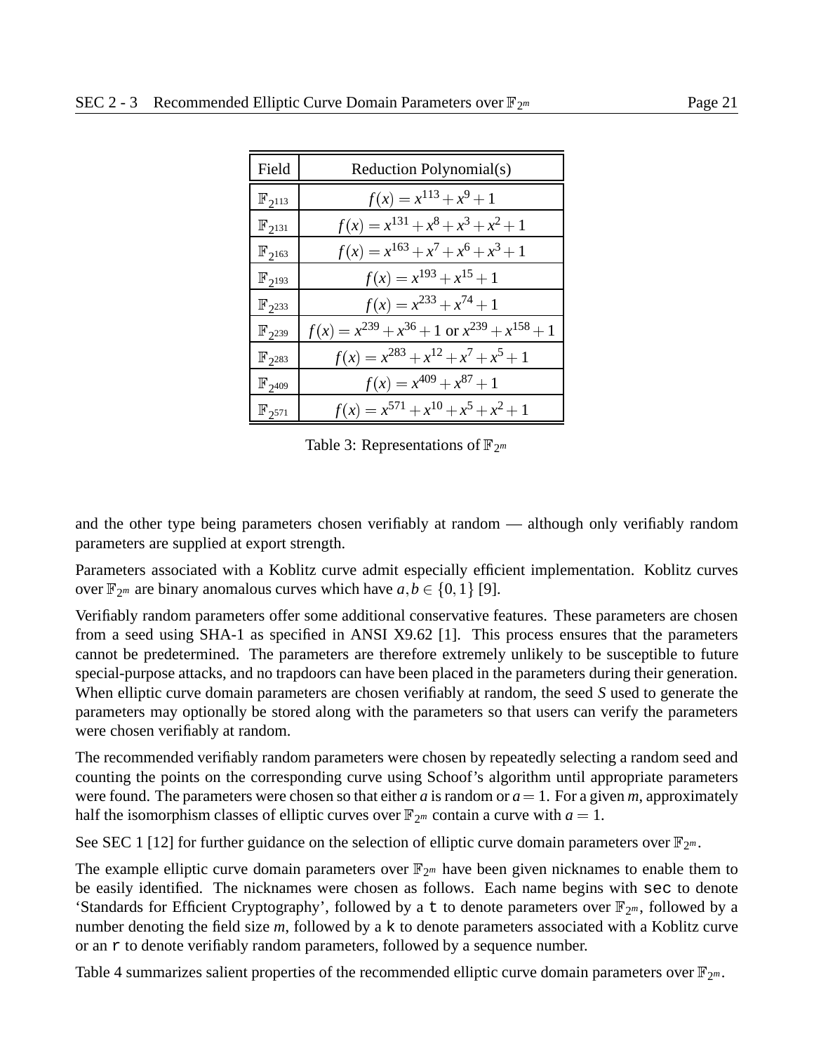| Field | Reduction Polynomial(s) |
|---|---|
| $\mathbb{F}_{2^{113}}$ | $f(x) = x^{113} + x^9 + 1$ |
| $\mathbb{F}_{2^{131}}$ | $f(x) = x^{131} + x^8 + x^3 + x^2 + 1$ |
| $\mathbb{F}_{2^{163}}$ | $f(x) = x^{163} + x^7 + x^6 + x^3 + 1$ |
| $\mathbb{F}_{2^{193}}$ | $f(x) = x^{193} + x^{15} + 1$ |
| $\mathbb{F}_{2^{233}}$ | $f(x) = x^{233} + x^{74} + 1$ |
| $\mathbb{F}_{2^{239}}$ | $f(x) = x^{239} + x^{36} + 1$ or $x^{239} + x^{158} + 1$ |
| $\mathbb{F}_{2^{283}}$ | $f(x) = x^{283} + x^{12} + x^7 + x^5 + 1$ |
| $\mathbb{F}_{2^{409}}$ | $f(x) = x^{409} + x^{87} + 1$ |
| $\mathbb{F}_{2^{571}}$ | $f(x) = x^{571} + x^{10} + x^5 + x^2 + 1$ |

Table 3: Representations of $\mathbb{F}_{2^m}$

and the other type being parameters chosen verifiably at random — although only verifiably random parameters are supplied at export strength.

Parameters associated with a Koblitz curve admit especially efficient implementation. Koblitz curves over $\mathbb{F}_{2^m}$ are binary anomalous curves which have $a, b \in \{0, 1\}$ [9].

Verifiably random parameters offer some additional conservative features. These parameters are chosen from a seed using SHA-1 as specified in ANSI X9.62 [1]. This process ensures that the parameters cannot be predetermined. The parameters are therefore extremely unlikely to be susceptible to future special-purpose attacks, and no trapdoors can have been placed in the parameters during their generation. When elliptic curve domain parameters are chosen verifiably at random, the seed $S$ used to generate the parameters may optionally be stored along with the parameters so that users can verify the parameters were chosen verifiably at random.

The recommended verifiably random parameters were chosen by repeatedly selecting a random seed and counting the points on the corresponding curve using Schoof's algorithm until appropriate parameters were found. The parameters were chosen so that either $a$ is random or $a = 1$. For a given $m$, approximately half the isomorphism classes of elliptic curves over $\mathbb{F}_{2^m}$ contain a curve with $a = 1$.

See SEC 1 [12] for further guidance on the selection of elliptic curve domain parameters over $\mathbb{F}_{2^m}$.

The example elliptic curve domain parameters over $\mathbb{F}_{2^m}$ have been given nicknames to enable them to be easily identified. The nicknames were chosen as follows. Each name begins with `sec` to denote 'Standards for Efficient Cryptography', followed by a `t` to denote parameters over $\mathbb{F}_{2^m}$, followed by a number denoting the field size $m$, followed by a `k` to denote parameters associated with a Koblitz curve or an `r` to denote verifiably random parameters, followed by a sequence number.

Table 4 summarizes salient properties of the recommended elliptic curve domain parameters over $\mathbb{F}_{2^m}$.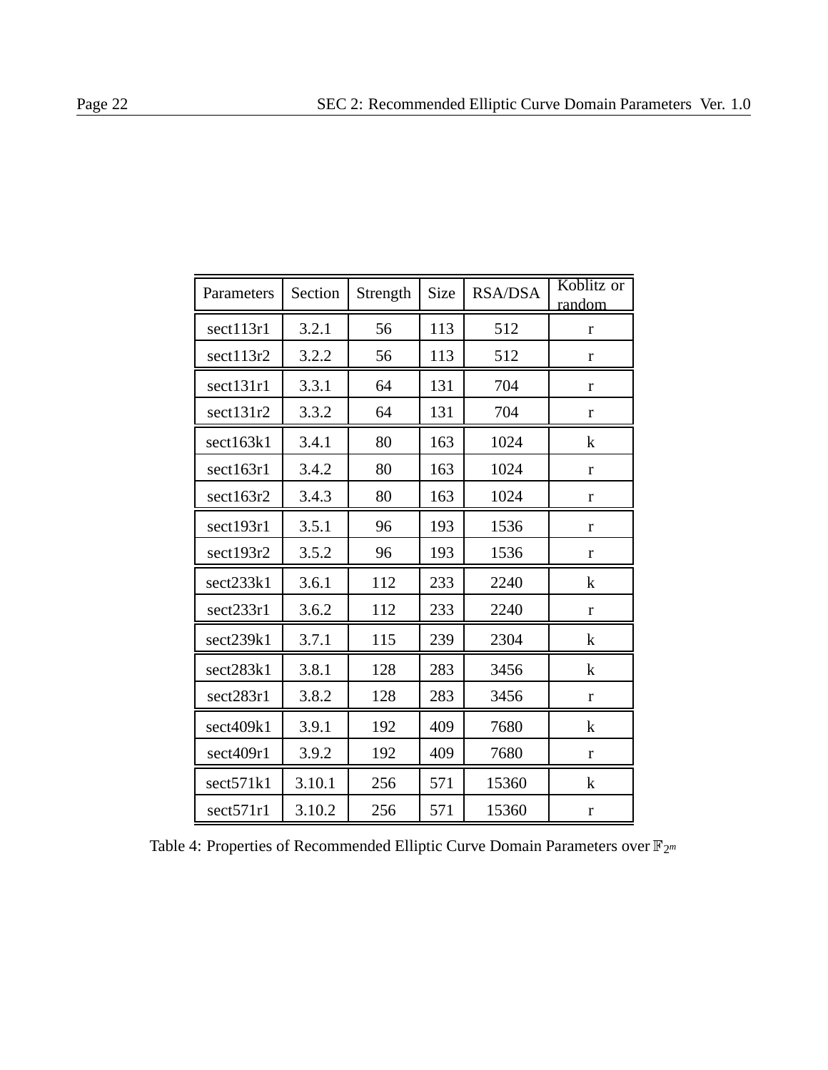| Parameters | Section | Strength | Size | RSA/DSA | Koblitz or random |
|---|---|---|---|---|---|
| sect113r1 | 3.2.1 | 56 | 113 | 512 | r |
| sect113r2 | 3.2.2 | 56 | 113 | 512 | r |
| sect131r1 | 3.3.1 | 64 | 131 | 704 | r |
| sect131r2 | 3.3.2 | 64 | 131 | 704 | r |
| sect163k1 | 3.4.1 | 80 | 163 | 1024 | k |
| sect163r1 | 3.4.2 | 80 | 163 | 1024 | r |
| sect163r2 | 3.4.3 | 80 | 163 | 1024 | r |
| sect193r1 | 3.5.1 | 96 | 193 | 1536 | r |
| sect193r2 | 3.5.2 | 96 | 193 | 1536 | r |
| sect233k1 | 3.6.1 | 112 | 233 | 2240 | k |
| sect233r1 | 3.6.2 | 112 | 233 | 2240 | r |
| sect239k1 | 3.7.1 | 115 | 239 | 2304 | k |
| sect283k1 | 3.8.1 | 128 | 283 | 3456 | k |
| sect283r1 | 3.8.2 | 128 | 283 | 3456 | r |
| sect409k1 | 3.9.1 | 192 | 409 | 7680 | k |
| sect409r1 | 3.9.2 | 192 | 409 | 7680 | r |
| sect571k1 | 3.10.1 | 256 | 571 | 15360 | k |
| sect571r1 | 3.10.2 | 256 | 571 | 15360 | r |

Table 4: Properties of Recommended Elliptic Curve Domain Parameters over $\mathbb{F}_{2^m}$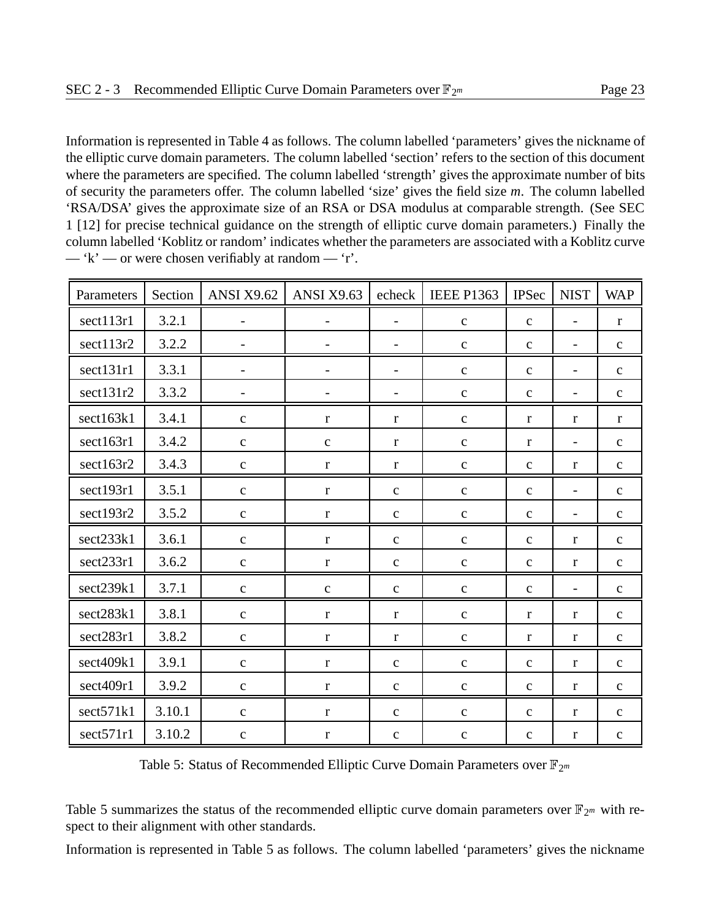Information is represented in Table 4 as follows. The column labelled 'parameters' gives the nickname of the elliptic curve domain parameters. The column labelled 'section' refers to the section of this document where the parameters are specified. The column labelled 'strength' gives the approximate number of bits of security the parameters offer. The column labelled 'size' gives the field size *m*. The column labelled 'RSA/DSA' gives the approximate size of an RSA or DSA modulus at comparable strength. (See SEC 1 [12] for precise technical guidance on the strength of elliptic curve domain parameters.) Finally the column labelled 'Koblitz or random' indicates whether the parameters are associated with a Koblitz curve — 'k' — or were chosen verifiably at random — 'r'.

| Parameters | Section | ANSI X9.62 | ANSI X9.63 | echeck | IEEE P1363 | IPSec | NIST | WAP |
|---|---|---|---|---|---|---|---|---|
| sect113r1 | 3.2.1 | - | - | - | c | c | - | r |
| sect113r2 | 3.2.2 | - | - | - | c | c | - | c |
| sect131r1 | 3.3.1 | - | - | - | c | c | - | c |
| sect131r2 | 3.3.2 | - | - | - | c | c | - | c |
| sect163k1 | 3.4.1 | c | r | r | c | r | r | r |
| sect163r1 | 3.4.2 | c | c | r | c | r | - | c |
| sect163r2 | 3.4.3 | c | r | r | c | c | r | c |
| sect193r1 | 3.5.1 | c | r | c | c | c | - | c |
| sect193r2 | 3.5.2 | c | r | c | c | c | - | c |
| sect233k1 | 3.6.1 | c | r | c | c | c | r | c |
| sect233r1 | 3.6.2 | c | r | c | c | c | r | c |
| sect239k1 | 3.7.1 | c | c | c | c | c | - | c |
| sect283k1 | 3.8.1 | c | r | r | c | r | r | c |
| sect283r1 | 3.8.2 | c | r | r | c | r | r | c |
| sect409k1 | 3.9.1 | c | r | c | c | c | r | c |
| sect409r1 | 3.9.2 | c | r | c | c | c | r | c |
| sect571k1 | 3.10.1 | c | r | c | c | c | r | c |
| sect571r1 | 3.10.2 | c | r | c | c | c | r | c |

Table 5: Status of Recommended Elliptic Curve Domain Parameters over $\mathbb{F}_{2^m}$

Table 5 summarizes the status of the recommended elliptic curve domain parameters over $\mathbb{F}_{2^m}$ with respect to their alignment with other standards.

Information is represented in Table 5 as follows. The column labelled 'parameters' gives the nickname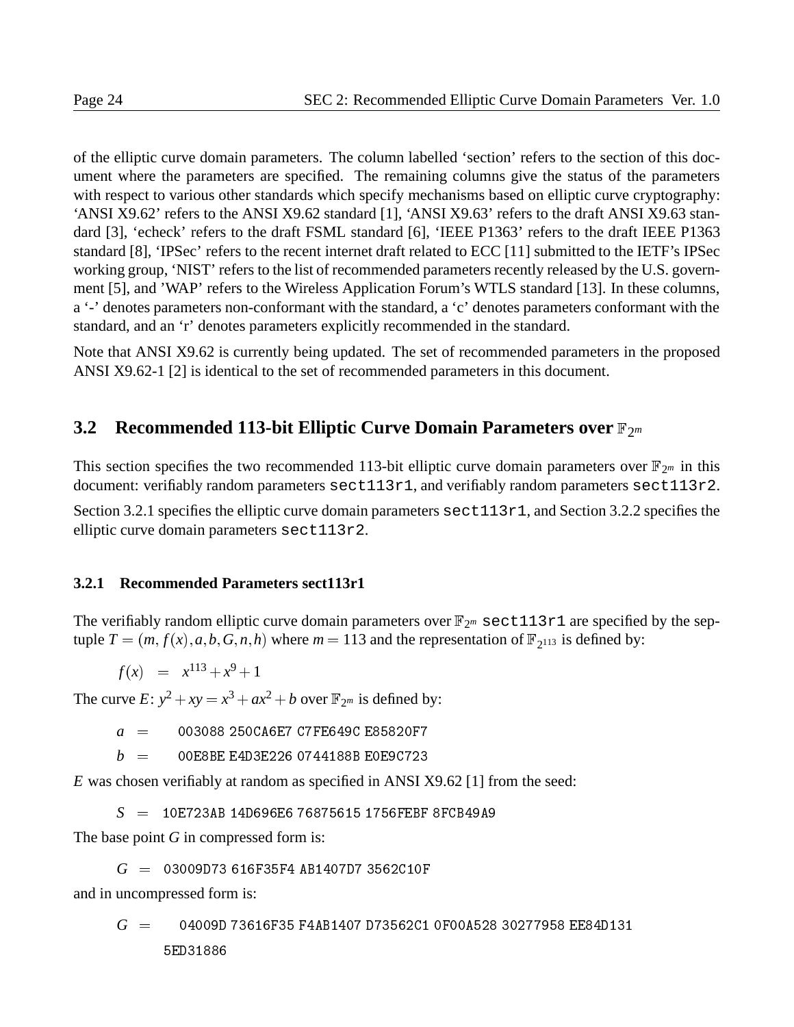of the elliptic curve domain parameters. The column labelled 'section' refers to the section of this document where the parameters are specified. The remaining columns give the status of the parameters with respect to various other standards which specify mechanisms based on elliptic curve cryptography: 'ANSI X9.62' refers to the ANSI X9.62 standard [1], 'ANSI X9.63' refers to the draft ANSI X9.63 standard [3], 'echeck' refers to the draft FSML standard [6], 'IEEE P1363' refers to the draft IEEE P1363 standard [8], 'IPSec' refers to the recent internet draft related to ECC [11] submitted to the IETF's IPSec working group, 'NIST' refers to the list of recommended parameters recently released by the U.S. government [5], and 'WAP' refers to the Wireless Application Forum's WTLS standard [13]. In these columns, a '-' denotes parameters non-conformant with the standard, a 'c' denotes parameters conformant with the standard, and an 'r' denotes parameters explicitly recommended in the standard.

Note that ANSI X9.62 is currently being updated. The set of recommended parameters in the proposed ANSI X9.62-1 [2] is identical to the set of recommended parameters in this document.

## 3.2 Recommended 113-bit Elliptic Curve Domain Parameters over $\mathbb{F}_{2^m}$

This section specifies the two recommended 113-bit elliptic curve domain parameters over $\mathbb{F}_{2^m}$ in this document: verifiably random parameters `sect113r1`, and verifiably random parameters `sect113r2`.

Section 3.2.1 specifies the elliptic curve domain parameters `sect113r1`, and Section 3.2.2 specifies the elliptic curve domain parameters `sect113r2`.

### 3.2.1 Recommended Parameters sect113r1

The verifiably random elliptic curve domain parameters over $\mathbb{F}_{2^m}$ `sect113r1` are specified by the septuple $T = (m, f(x), a, b, G, n, h)$ where $m = 113$ and the representation of $\mathbb{F}_{2^{113}}$ is defined by:

$$f(x) \quad = \quad x^{113} + x^9 + 1$$

The curve $E$: $y^2 + xy = x^3 + ax^2 + b$ over $\mathbb{F}_{2^m}$ is defined by:

$a$ = `003088 250CA6E7 C7FE649C E85820F7`

$b$ = `00E8BE E4D3E226 0744188B E0E9C723`

$E$ was chosen verifiably at random as specified in ANSI X9.62 [1] from the seed:

$S$ = `10E723AB 14D696E6 76875615 1756FEBF 8FCB49A9`

The base point $G$ in compressed form is:

$G$ = `03009D73 616F35F4 AB1407D7 3562C10F`

and in uncompressed form is:

$G$ = `04009D 73616F35 F4AB1407 D73562C1 0F00A528 30277958 EE84D131 5ED31886`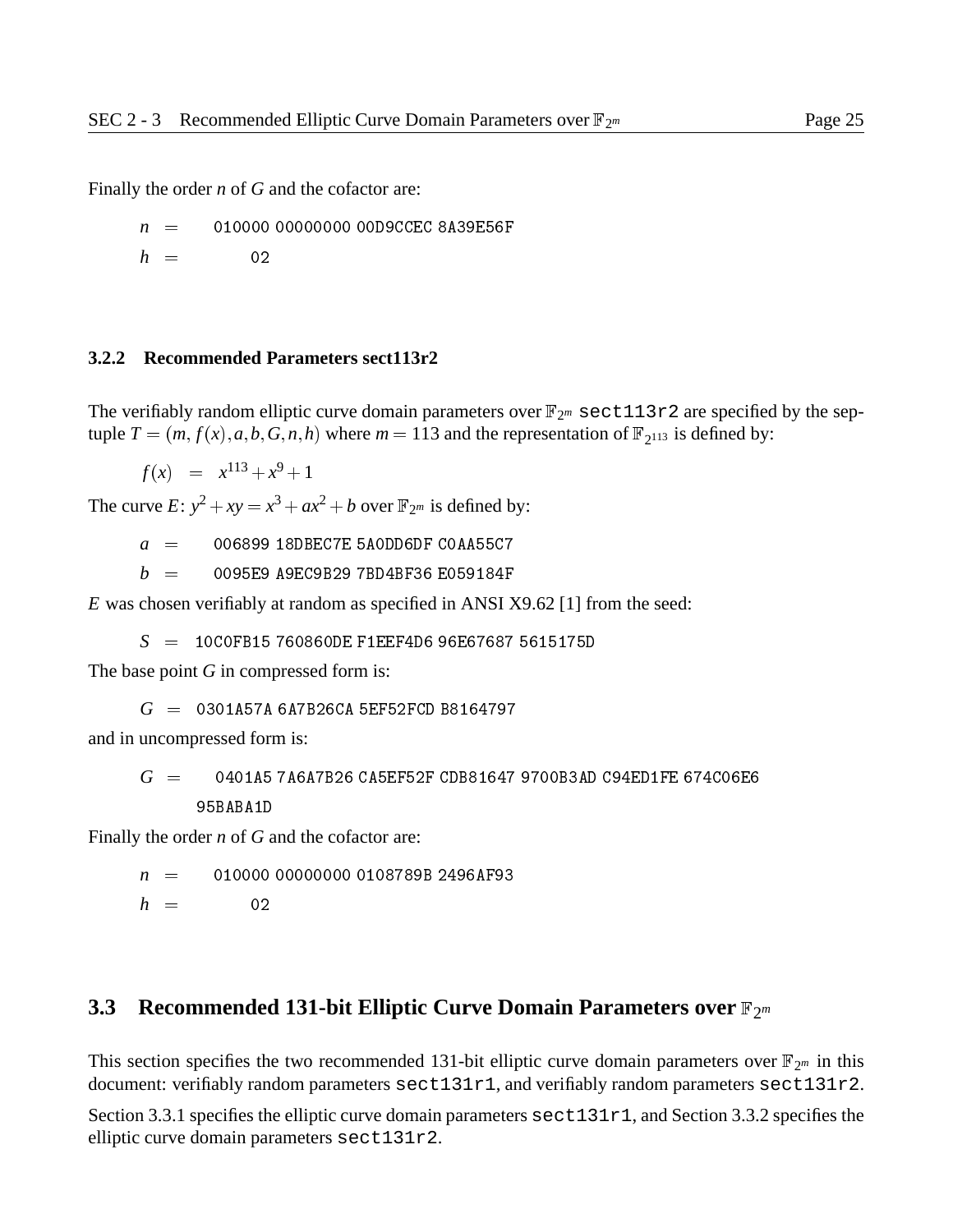Finally the order $n$ of $G$ and the cofactor are:

$n$ = 010000 00000000 00D9CCEC 8A39E56F

$h$ = 02

### 3.2.2 Recommended Parameters sect113r2

The verifiably random elliptic curve domain parameters over $\mathbb{F}_{2^m}$ `sect113r2` are specified by the sep-tuple $T = (m, f(x), a, b, G, n, h)$ where $m = 113$ and the representation of $\mathbb{F}_{2^{113}}$ is defined by:

$$f(x) \quad = \quad x^{113} + x^9 + 1$$

The curve $E$: $y^2 + xy = x^3 + ax^2 + b$ over $\mathbb{F}_{2^m}$ is defined by:

$a$ = 006899 18DBEC7E 5A0DD6DF C0AA55C7

$b$ = 0095E9 A9EC9B29 7BD4BF36 E059184F

$E$ was chosen verifiably at random as specified in ANSI X9.62 [1] from the seed:

$S$ = 10C0FB15 760860DE F1EEF4D6 96E67687 5615175D

The base point $G$ in compressed form is:

$G$ = 0301A57A 6A7B26CA 5EF52FCD B8164797

and in uncompressed form is:

$G$ = 0401A5 7A6A7B26 CA5EF52F CDB81647 9700B3AD C94ED1FE 674C06E6 95BABA1D

Finally the order $n$ of $G$ and the cofactor are:

$n$ = 010000 00000000 0108789B 2496AF93

$h$ = 02

## 3.3 Recommended 131-bit Elliptic Curve Domain Parameters over $\mathbb{F}_{2^m}$

This section specifies the two recommended 131-bit elliptic curve domain parameters over $\mathbb{F}_{2^m}$ in this document: verifiably random parameters `sect131r1`, and verifiably random parameters `sect131r2`.

Section 3.3.1 specifies the elliptic curve domain parameters `sect131r1`, and Section 3.3.2 specifies the elliptic curve domain parameters `sect131r2`.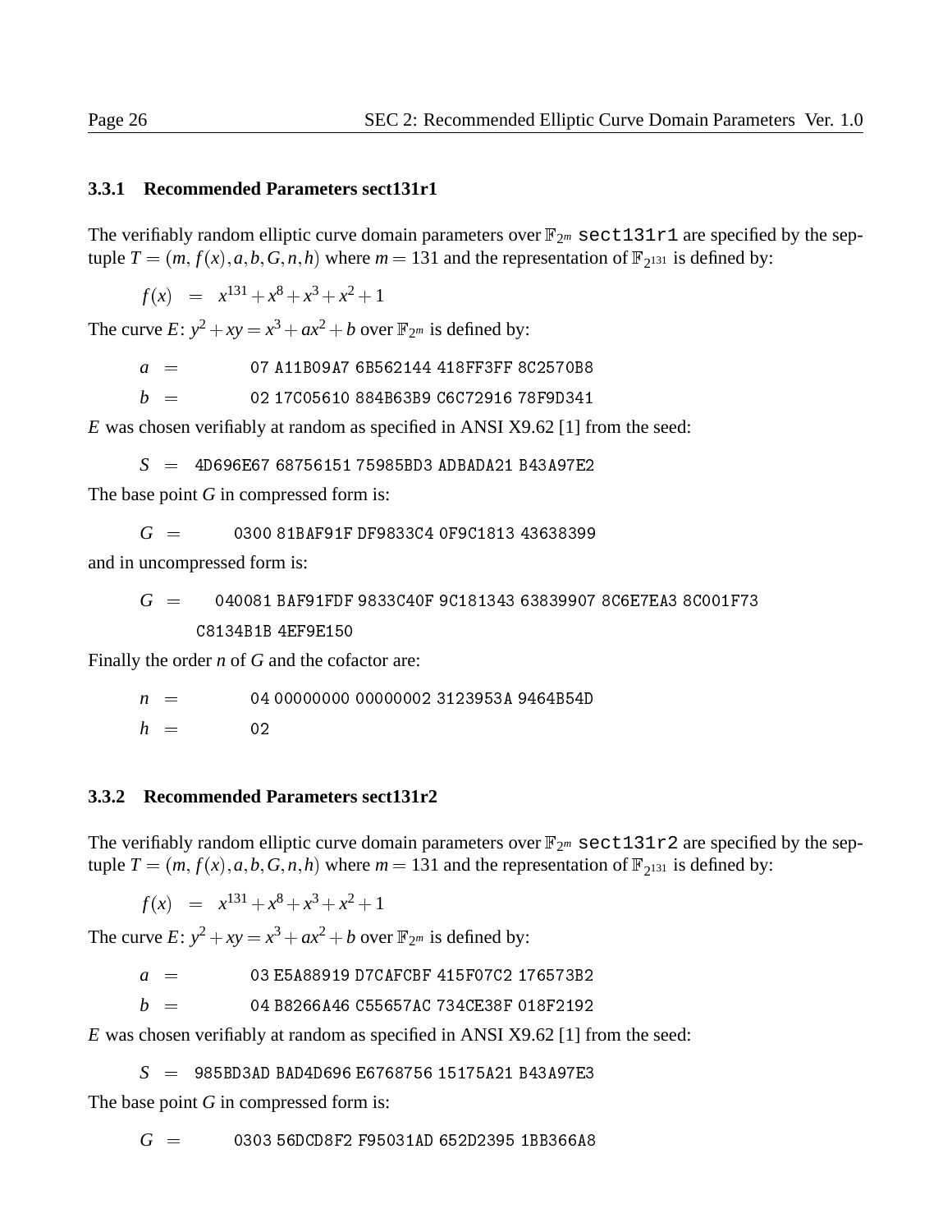### 3.3.1 Recommended Parameters sect131r1

The verifiably random elliptic curve domain parameters over $\mathbb{F}_{2^m}$ `sect131r1` are specified by the septuple $T = (m, f(x), a, b, G, n, h)$ where $m = 131$ and the representation of $\mathbb{F}_{2^{131}}$ is defined by:

$$f(x) = x^{131} + x^8 + x^3 + x^2 + 1$$

The curve $E$: $y^2 + xy = x^3 + ax^2 + b$ over $\mathbb{F}_{2^m}$ is defined by:

$a$ = 07 A11B09A7 6B562144 418FF3FF 8C2570B8

$b$ = 02 17C05610 884B63B9 C6C72916 78F9D341

$E$ was chosen verifiably at random as specified in ANSI X9.62 [1] from the seed:

$S$ = 4D696E67 68756151 75985BD3 ADBADA21 B43A97E2

The base point $G$ in compressed form is:

$G$ = 0300 81BAF91F DF9833C4 0F9C1813 43638399

and in uncompressed form is:

$G$ = 040081 BAF91FDF 9833C40F 9C181343 63839907 8C6E7EA3 8C001F73 C8134B1B 4EF9E150

Finally the order $n$ of $G$ and the cofactor are:

$n$ = 04 00000000 00000002 3123953A 9464B54D

$h$ = 02

### 3.3.2 Recommended Parameters sect131r2

The verifiably random elliptic curve domain parameters over $\mathbb{F}_{2^m}$ `sect131r2` are specified by the septuple $T = (m, f(x), a, b, G, n, h)$ where $m = 131$ and the representation of $\mathbb{F}_{2^{131}}$ is defined by:

$$f(x) = x^{131} + x^8 + x^3 + x^2 + 1$$

The curve $E$: $y^2 + xy = x^3 + ax^2 + b$ over $\mathbb{F}_{2^m}$ is defined by:

$a$ = 03 E5A88919 D7CAFCBF 415F07C2 176573B2

$b$ = 04 B8266A46 C55657AC 734CE38F 018F2192

$E$ was chosen verifiably at random as specified in ANSI X9.62 [1] from the seed:

$S$ = 985BD3AD BAD4D696 E6768756 15175A21 B43A97E3

The base point $G$ in compressed form is:

$G$ = 0303 56DCD8F2 F95031AD 652D2395 1BB366A8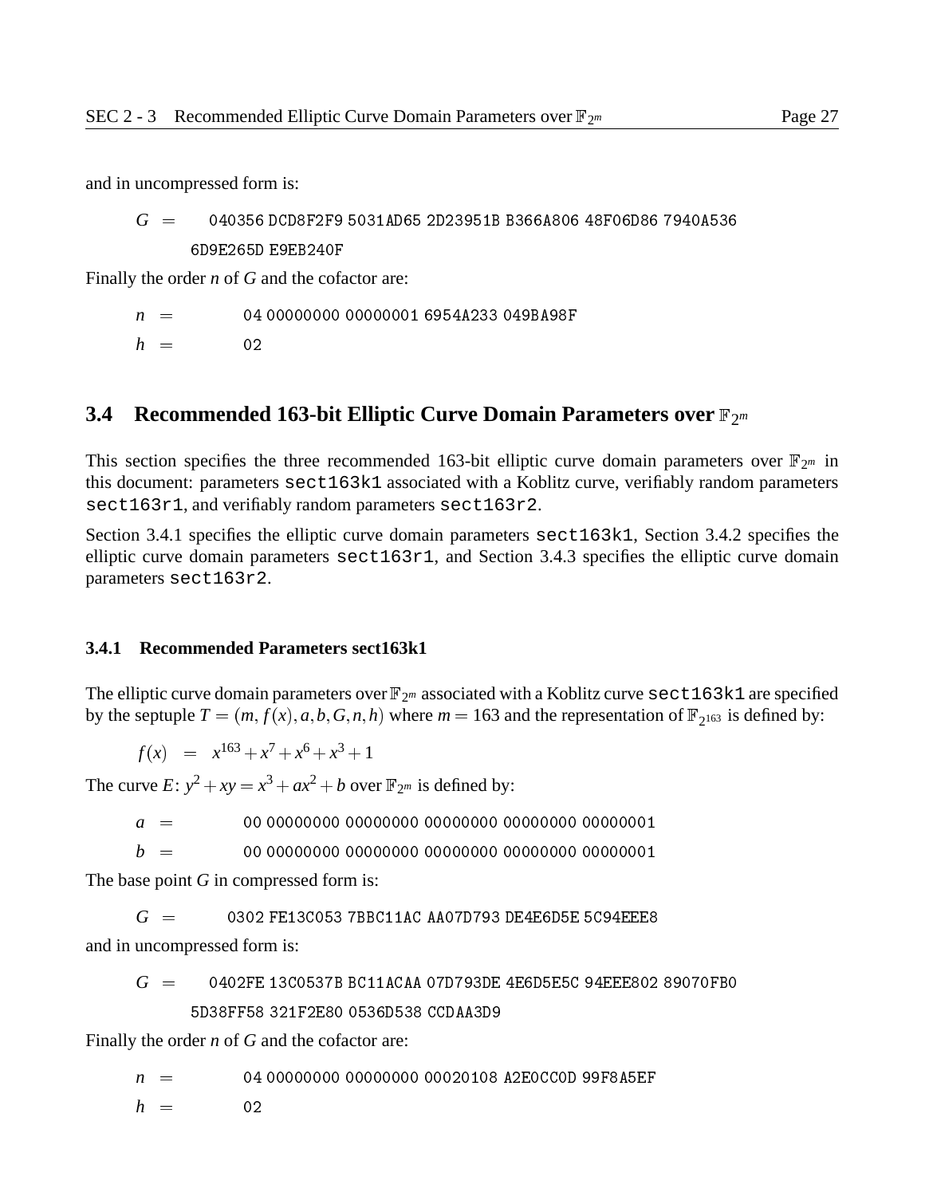and in uncompressed form is:

$G$ = 040356 DCD8F2F9 5031AD65 2D23951B B366A806 48F06D86 7940A536
6D9E265D E9EB240F

Finally the order $n$ of $G$ and the cofactor are:

$n$ = 04 00000000 00000001 6954A233 049BA98F

$h$ = 02

## 3.4 Recommended 163-bit Elliptic Curve Domain Parameters over $\mathbb{F}_{2^m}$

This section specifies the three recommended 163-bit elliptic curve domain parameters over $\mathbb{F}_{2^m}$ in this document: parameters `sect163k1` associated with a Koblitz curve, verifiably random parameters `sect163r1`, and verifiably random parameters `sect163r2`.

Section 3.4.1 specifies the elliptic curve domain parameters `sect163k1`, Section 3.4.2 specifies the elliptic curve domain parameters `sect163r1`, and Section 3.4.3 specifies the elliptic curve domain parameters `sect163r2`.

### 3.4.1 Recommended Parameters sect163k1

The elliptic curve domain parameters over $\mathbb{F}_{2^m}$ associated with a Koblitz curve `sect163k1` are specified by the septuple $T = (m, f(x), a, b, G, n, h)$ where $m = 163$ and the representation of $\mathbb{F}_{2^{163}}$ is defined by:

$$f(x) = x^{163} + x^7 + x^6 + x^3 + 1$$

The curve $E$: $y^2 + xy = x^3 + ax^2 + b$ over $\mathbb{F}_{2^m}$ is defined by:

$a$ = 00 00000000 00000000 00000000 00000000 00000001

$b$ = 00 00000000 00000000 00000000 00000000 00000001

The base point $G$ in compressed form is:

$G$ = 0302 FE13C053 7BBC11AC AA07D793 DE4E6D5E 5C94EEE8

and in uncompressed form is:

$G$ = 0402FE 13C0537B BC11ACAA 07D793DE 4E6D5E5C 94EEE802 89070FB0
5D38FF58 321F2E80 0536D538 CCDAA3D9

Finally the order $n$ of $G$ and the cofactor are:

$n$ = 04 00000000 00000000 00020108 A2E0CC0D 99F8A5EF

$h$ = 02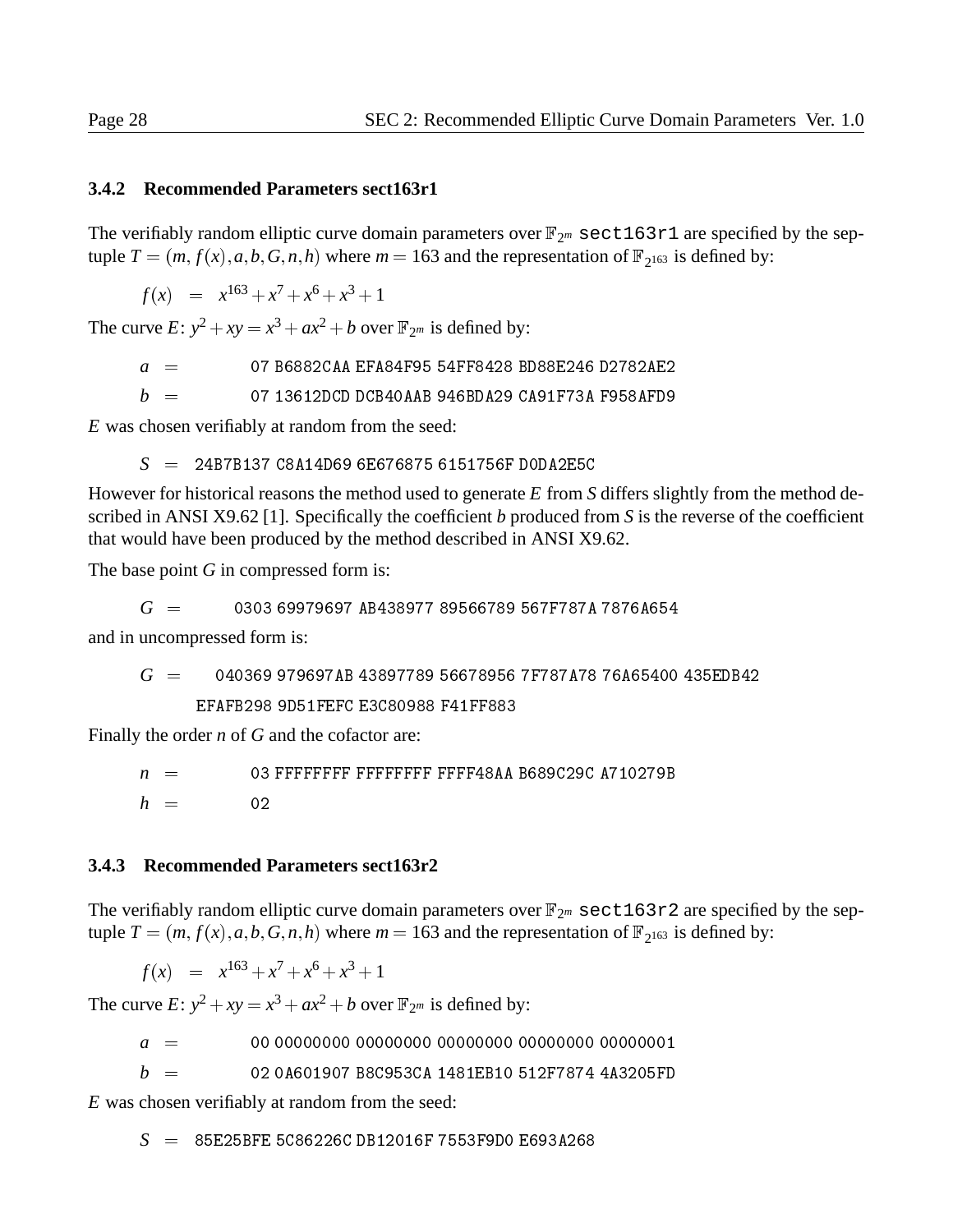### 3.4.2 Recommended Parameters sect163r1

The verifiably random elliptic curve domain parameters over $\mathbb{F}_{2^m}$ `sect163r1` are specified by the septuple $T = (m, f(x), a, b, G, n, h)$ where $m = 163$ and the representation of $\mathbb{F}_{2^{163}}$ is defined by:

$$f(x) \quad = \quad x^{163} + x^7 + x^6 + x^3 + 1$$

The curve $E$: $y^2 + xy = x^3 + ax^2 + b$ over $\mathbb{F}_{2^m}$ is defined by:

$a$ = `07 B6882CAA EFA84F95 54FF8428 BD88E246 D2782AE2`

$b$ = `07 13612DCD DCB40AAB 946BDA29 CA91F73A F958AFD9`

$E$ was chosen verifiably at random from the seed:

$S$ = `24B7B137 C8A14D69 6E676875 6151756F D0DA2E5C`

However for historical reasons the method used to generate $E$ from $S$ differs slightly from the method described in ANSI X9.62 [1]. Specifically the coefficient $b$ produced from $S$ is the reverse of the coefficient that would have been produced by the method described in ANSI X9.62.

The base point $G$ in compressed form is:

$G$ = `0303 69979697 AB438977 89566789 567F787A 7876A654`

and in uncompressed form is:

$G$ = `040369 979697AB 43897789 56678956 7F787A78 76A65400 435EDB42 EFAFB298 9D51FEFC E3C80988 F41FF883`

Finally the order $n$ of $G$ and the cofactor are:

$n$ = `03 FFFFFFFF FFFFFFFF FFFF48AA B689C29C A710279B`

$h$ = `02`

### 3.4.3 Recommended Parameters sect163r2

The verifiably random elliptic curve domain parameters over $\mathbb{F}_{2^m}$ `sect163r2` are specified by the septuple $T = (m, f(x), a, b, G, n, h)$ where $m = 163$ and the representation of $\mathbb{F}_{2^{163}}$ is defined by:

$$f(x) \quad = \quad x^{163} + x^7 + x^6 + x^3 + 1$$

The curve $E$: $y^2 + xy = x^3 + ax^2 + b$ over $\mathbb{F}_{2^m}$ is defined by:

$a$ = `00 00000000 00000000 00000000 00000000 00000001`

$b$ = `02 0A601907 B8C953CA 1481EB10 512F7874 4A3205FD`

$E$ was chosen verifiably at random from the seed:

$S$ = `85E25BFE 5C86226C DB12016F 7553F9D0 E693A268`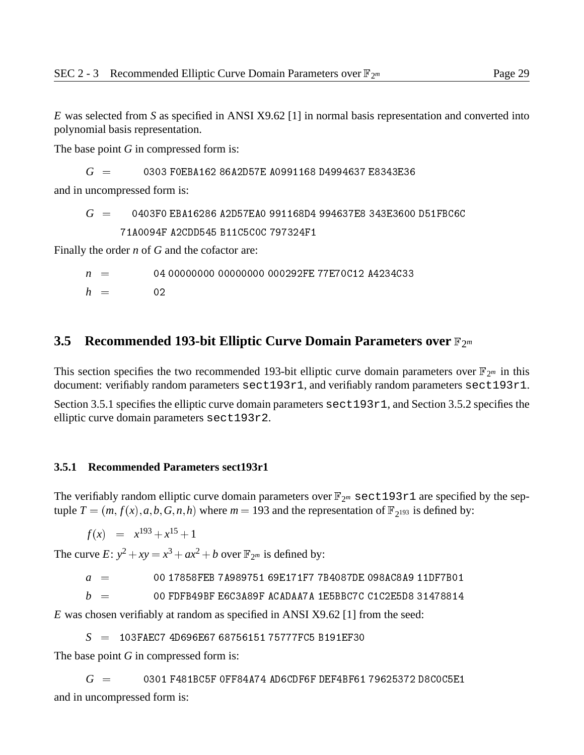$E$ was selected from $S$ as specified in ANSI X9.62 [1] in normal basis representation and converted into polynomial basis representation.

The base point $G$ in compressed form is:

$G$ = `0303 F0EBA162 86A2D57E A0991168 D4994637 E8343E36`

and in uncompressed form is:

$G$ = `0403F0 EBA16286 A2D57EA0 991168D4 994637E8 343E3600 D51FBC6C 71A0094F A2CDD545 B11C5C0C 797324F1`

Finally the order $n$ of $G$ and the cofactor are:

$n$ = `04 00000000 00000000 000292FE 77E70C12 A4234C33`

$h$ = `02`

## 3.5 Recommended 193-bit Elliptic Curve Domain Parameters over $\mathbb{F}_{2^m}$

This section specifies the two recommended 193-bit elliptic curve domain parameters over $\mathbb{F}_{2^m}$ in this document: verifiably random parameters `sect193r1`, and verifiably random parameters `sect193r1`.

Section 3.5.1 specifies the elliptic curve domain parameters `sect193r1`, and Section 3.5.2 specifies the elliptic curve domain parameters `sect193r2`.

### 3.5.1 Recommended Parameters sect193r1

The verifiably random elliptic curve domain parameters over $\mathbb{F}_{2^m}$ `sect193r1` are specified by the septuple $T = (m, f(x), a, b, G, n, h)$ where $m = 193$ and the representation of $\mathbb{F}_{2^{193}}$ is defined by:

$$f(x) = x^{193} + x^{15} + 1$$

The curve $E$: $y^2 + xy = x^3 + ax^2 + b$ over $\mathbb{F}_{2^m}$ is defined by:

$a$ = `00 17858FEB 7A989751 69E171F7 7B4087DE 098AC8A9 11DF7B01`

$b$ = `00 FDFB49BF E6C3A89F ACADAA7A 1E5BBC7C C1C2E5D8 31478814`

$E$ was chosen verifiably at random as specified in ANSI X9.62 [1] from the seed:

$S$ = `103FAEC7 4D696E67 68756151 75777FC5 B191EF30`

The base point $G$ in compressed form is:

$G$ = `0301 F481BC5F 0FF84A74 AD6CDF6F DEF4BF61 79625372 D8C0C5E1`

and in uncompressed form is: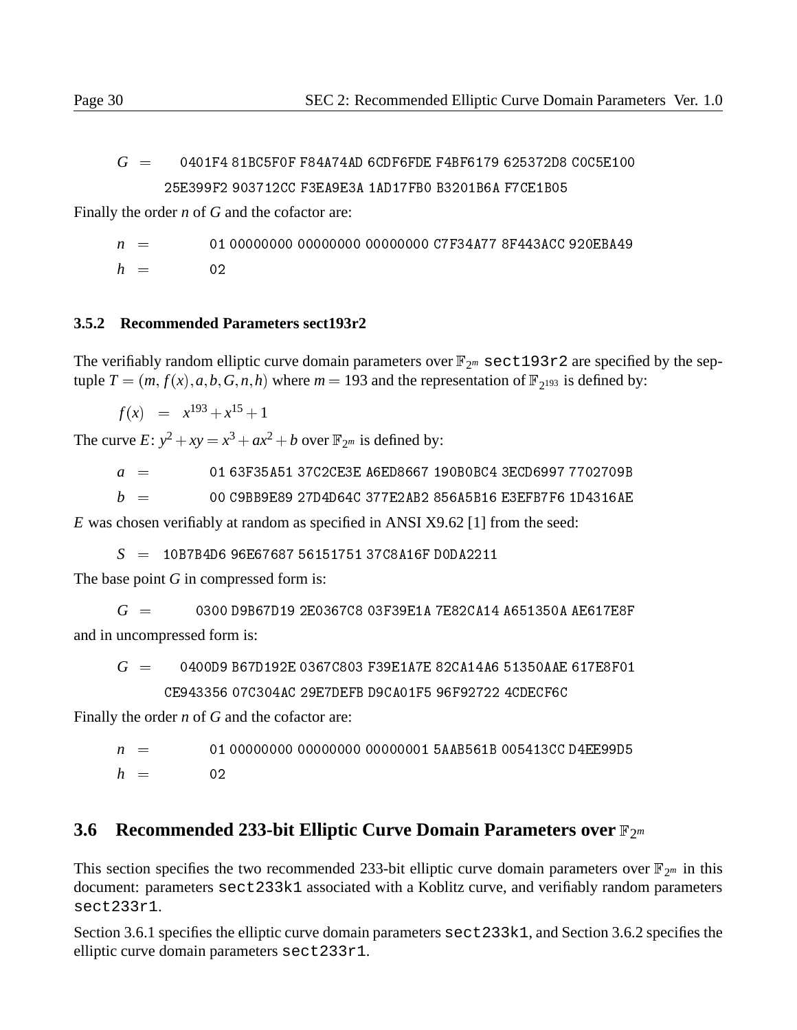$G$ = 0401F4 81BC5F0F F84A74AD 6CDF6FDE F4BF6179 625372D8 C0C5E100
25E399F2 903712CC F3EA9E3A 1AD17FB0 B3201B6A F7CE1B05

Finally the order $n$ of $G$ and the cofactor are:

$n$ = 01 00000000 00000000 00000000 C7F34A77 8F443ACC 920EBA49

$h$ = 02

### 3.5.2 Recommended Parameters sect193r2

The verifiably random elliptic curve domain parameters over $\mathbb{F}_{2^m}$ `sect193r2` are specified by the sep-tuple $T = (m, f(x), a, b, G, n, h)$ where $m = 193$ and the representation of $\mathbb{F}_{2^{193}}$ is defined by:

$$f(x) = x^{193} + x^{15} + 1$$

The curve $E$: $y^2 + xy = x^3 + ax^2 + b$ over $\mathbb{F}_{2^m}$ is defined by:

$a$ = 01 63F35A51 37C2CE3E A6ED8667 190B0BC4 3ECD6997 7702709B

$b$ = 00 C9BB9E89 27D4D64C 377E2AB2 856A5B16 E3EFB7F6 1D4316AE

$E$ was chosen verifiably at random as specified in ANSI X9.62 [1] from the seed:

$S$ = 10B7B4D6 96E67687 56151751 37C8A16F D0DA2211

The base point $G$ in compressed form is:

$G$ = 0300 D9B67D19 2E0367C8 03F39E1A 7E82CA14 A651350A AE617E8F

and in uncompressed form is:

$G$ = 0400D9 B67D192E 0367C803 F39E1A7E 82CA14A6 51350AAE 617E8F01
CE943356 07C304AC 29E7DEFB D9CA01F5 96F92722 4CDECF6C

Finally the order $n$ of $G$ and the cofactor are:

$n$ = 01 00000000 00000000 00000001 5AAB561B 005413CC D4EE99D5

$h$ = 02

## 3.6 Recommended 233-bit Elliptic Curve Domain Parameters over $\mathbb{F}_{2^m}$

This section specifies the two recommended 233-bit elliptic curve domain parameters over $\mathbb{F}_{2^m}$ in this document: parameters `sect233k1` associated with a Koblitz curve, and verifiably random parameters `sect233r1`.

Section 3.6.1 specifies the elliptic curve domain parameters `sect233k1`, and Section 3.6.2 specifies the elliptic curve domain parameters `sect233r1`.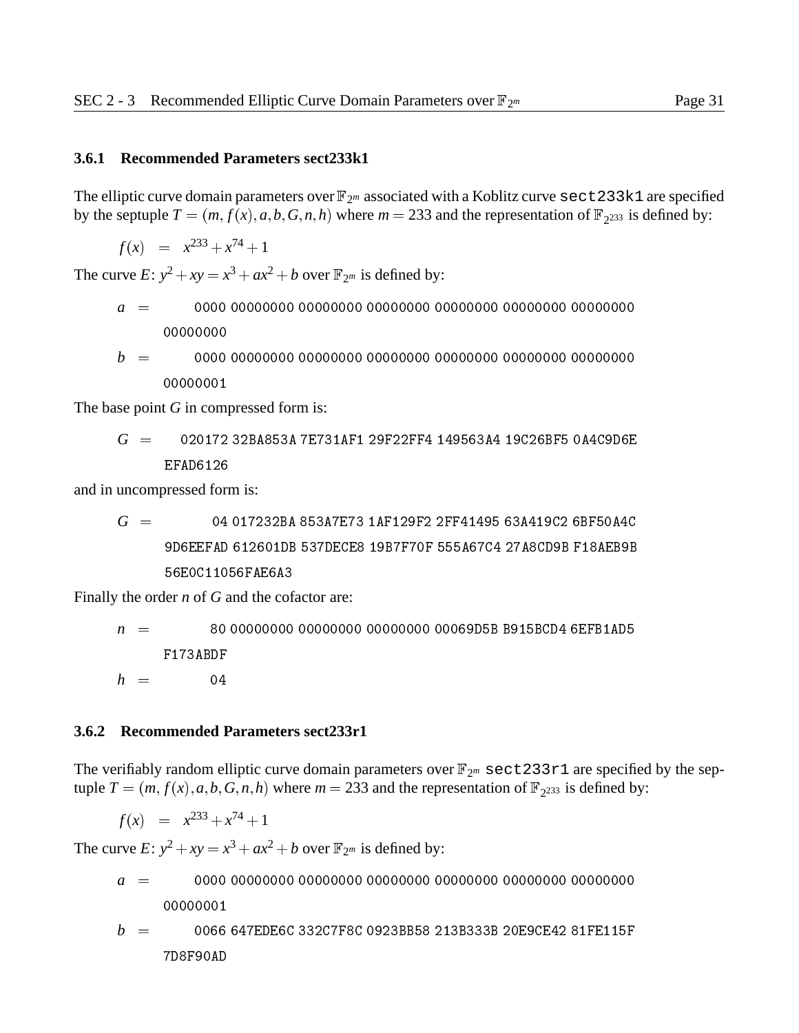### 3.6.1 Recommended Parameters sect233k1

The elliptic curve domain parameters over $\mathbb{F}_{2^m}$ associated with a Koblitz curve `sect233k1` are specified by the septuple $T = (m, f(x), a, b, G, n, h)$ where $m = 233$ and the representation of $\mathbb{F}_{2^{233}}$ is defined by:

$$f(x) = x^{233} + x^{74} + 1$$

The curve $E$: $y^2 + xy = x^3 + ax^2 + b$ over $\mathbb{F}_{2^m}$ is defined by:

$a$ = `0000 00000000 00000000 00000000 00000000 00000000 00000000 00000000`

$b$ = `0000 00000000 00000000 00000000 00000000 00000000 00000000 00000001`

The base point $G$ in compressed form is:

$G$ = `020172 32BA853A 7E731AF1 29F22FF4 149563A4 19C26BF5 0A4C9D6E EFAD6126`

and in uncompressed form is:

$G$ = `04 017232BA 853A7E73 1AF129F2 2FF41495 63A419C2 6BF50A4C 9D6EEFAD 612601DB 537DECE8 19B7F70F 555A67C4 27A8CD9B F18AEB9B 56E0C11056FAE6A3`

Finally the order $n$ of $G$ and the cofactor are:

$n$ = `80 00000000 00000000 00000000 00069D5B B915BCD4 6EFB1AD5 F173ABDF`

$h$ = `04`

### 3.6.2 Recommended Parameters sect233r1

The verifiably random elliptic curve domain parameters over $\mathbb{F}_{2^m}$ `sect233r1` are specified by the septuple $T = (m, f(x), a, b, G, n, h)$ where $m = 233$ and the representation of $\mathbb{F}_{2^{233}}$ is defined by:

$$f(x) = x^{233} + x^{74} + 1$$

The curve $E$: $y^2 + xy = x^3 + ax^2 + b$ over $\mathbb{F}_{2^m}$ is defined by:

$a$ = `0000 00000000 00000000 00000000 00000000 00000000 00000000 00000001`

$b$ = `0066 647EDE6C 332C7F8C 0923BB58 213B333B 20E9CE42 81FE115F 7D8F90AD`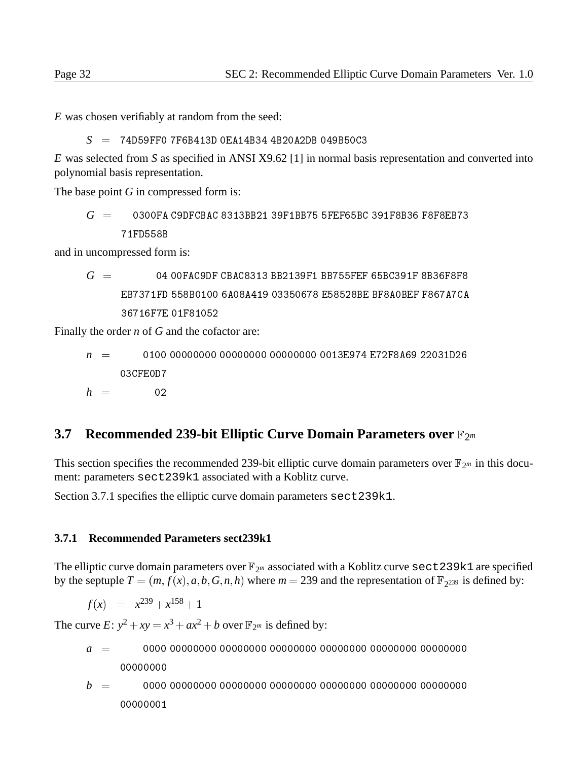$E$ was chosen verifiably at random from the seed:

$S$ = 74D59FF0 7F6B413D 0EA14B34 4B20A2DB 049B50C3

$E$ was selected from $S$ as specified in ANSI X9.62 [1] in normal basis representation and converted into polynomial basis representation.

The base point $G$ in compressed form is:

$G$ = 0300FA C9DFCBAC 8313BB21 39F1BB75 5FEF65BC 391F8B36 F8F8EB73 71FD558B

and in uncompressed form is:

$G$ = 04 00FAC9DF CBAC8313 BB2139F1 BB755FEF 65BC391F 8B36F8F8 EB7371FD 558B0100 6A08A419 03350678 E58528BE BF8A0BEF F867A7CA 36716F7E 01F81052

Finally the order $n$ of $G$ and the cofactor are:

$n$ = 0100 00000000 00000000 00000000 0013E974 E72F8A69 22031D26 03CFE0D7

$h$ = 02

## 3.7 Recommended 239-bit Elliptic Curve Domain Parameters over $\mathbb{F}_{2^m}$

This section specifies the recommended 239-bit elliptic curve domain parameters over $\mathbb{F}_{2^m}$ in this document: parameters `sect239k1` associated with a Koblitz curve.

Section 3.7.1 specifies the elliptic curve domain parameters `sect239k1`.

### 3.7.1 Recommended Parameters sect239k1

The elliptic curve domain parameters over $\mathbb{F}_{2^m}$ associated with a Koblitz curve `sect239k1` are specified by the septuple $T = (m, f(x), a, b, G, n, h)$ where $m = 239$ and the representation of $\mathbb{F}_{2^{239}}$ is defined by:

$$f(x) = x^{239} + x^{158} + 1$$

The curve $E$: $y^2 + xy = x^3 + ax^2 + b$ over $\mathbb{F}_{2^m}$ is defined by:

$a$ = 0000 00000000 00000000 00000000 00000000 00000000 00000000 00000000

$b$ = 0000 00000000 00000000 00000000 00000000 00000000 00000000 00000001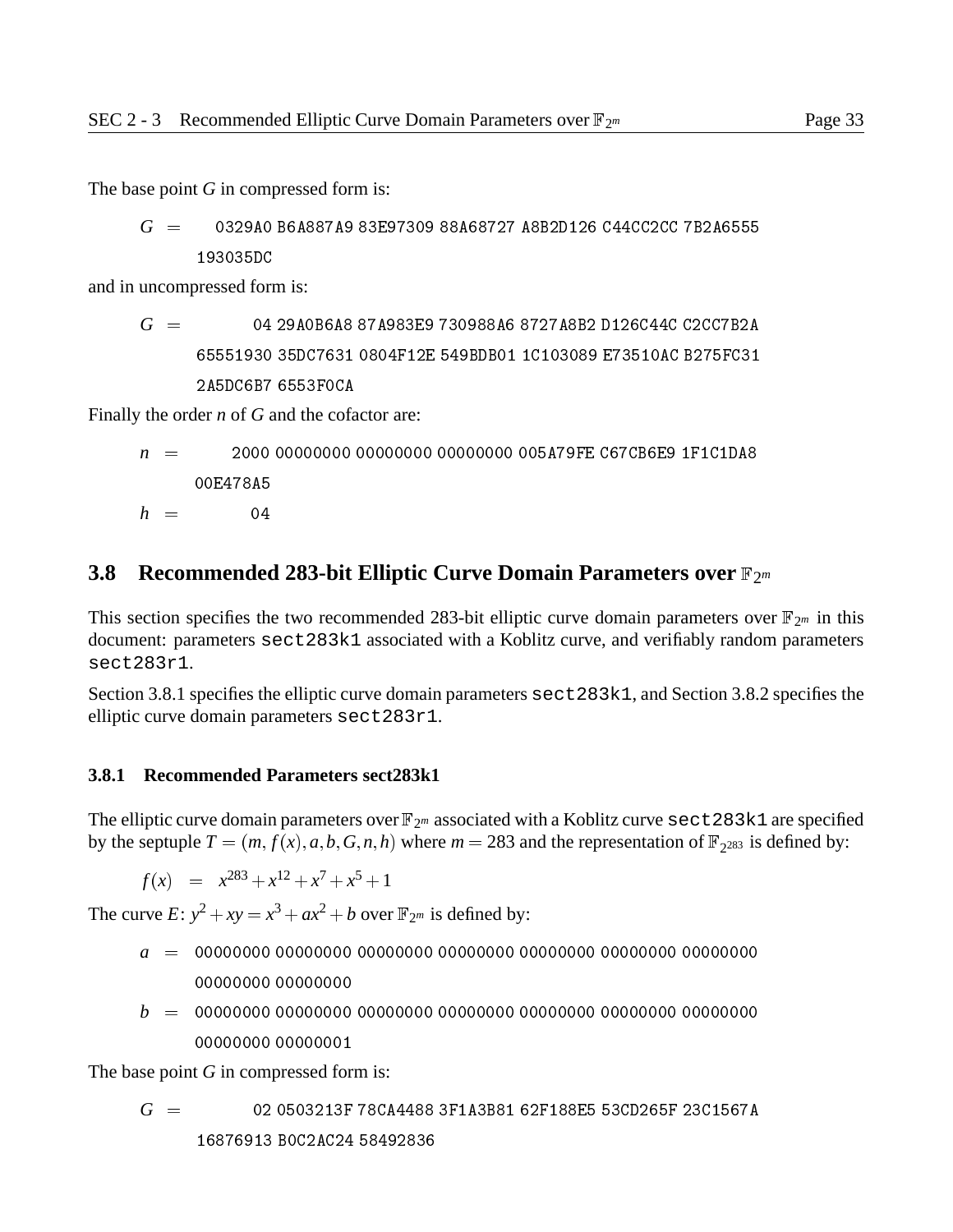The base point $G$ in compressed form is:

$$G = \texttt{0329A0 B6A887A9 83E97309 88A68727 A8B2D126 C44CC2CC 7B2A6555 193035DC}$$

and in uncompressed form is:

$$G = \texttt{04 29A0B6A8 87A983E9 730988A6 8727A8B2 D126C44C C2CC7B2A 65551930 35DC7631 0804F12E 549BDB01 1C103089 E73510AC B275FC31 2A5DC6B7 6553F0CA}$$

Finally the order $n$ of $G$ and the cofactor are:

$$n = \texttt{2000 00000000 00000000 00000000 005A79FE C67CB6E9 1F1C1DA8 00E478A5}$$

$$h = \texttt{04}$$

## 3.8 Recommended 283-bit Elliptic Curve Domain Parameters over $\mathbb{F}_{2^m}$

This section specifies the two recommended 283-bit elliptic curve domain parameters over $\mathbb{F}_{2^m}$ in this document: parameters `sect283k1` associated with a Koblitz curve, and verifiably random parameters `sect283r1`.

Section 3.8.1 specifies the elliptic curve domain parameters `sect283k1`, and Section 3.8.2 specifies the elliptic curve domain parameters `sect283r1`.

### 3.8.1 Recommended Parameters sect283k1

The elliptic curve domain parameters over $\mathbb{F}_{2^m}$ associated with a Koblitz curve `sect283k1` are specified by the septuple $T = (m, f(x), a, b, G, n, h)$ where $m = 283$ and the representation of $\mathbb{F}_{2^{283}}$ is defined by:

$$f(x) = x^{283} + x^{12} + x^7 + x^5 + 1$$

The curve $E$: $y^2 + xy = x^3 + ax^2 + b$ over $\mathbb{F}_{2^m}$ is defined by:

$$a = \texttt{00000000 00000000 00000000 00000000 00000000 00000000 00000000 00000000 00000000}$$

$$b = \texttt{00000000 00000000 00000000 00000000 00000000 00000000 00000000 00000000 00000001}$$

The base point $G$ in compressed form is:

$$G = \texttt{02 0503213F 78CA4488 3F1A3B81 62F188E5 53CD265F 23C1567A 16876913 B0C2AC24 58492836}$$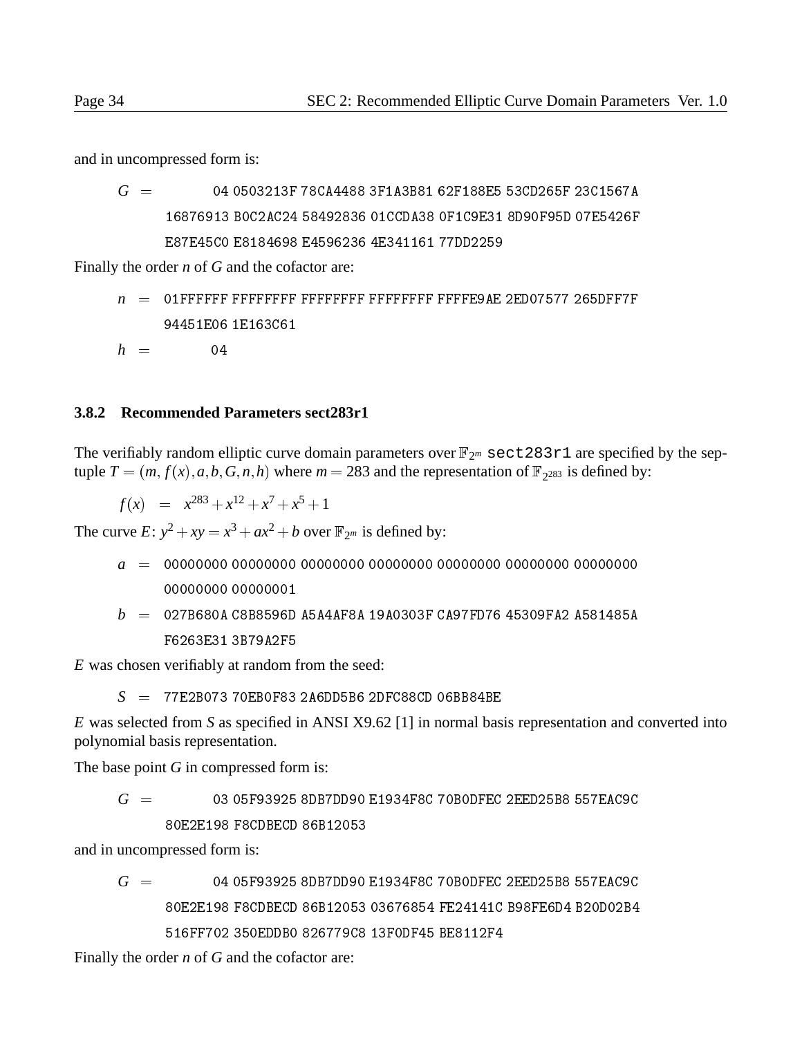and in uncompressed form is:

$$G = \texttt{04 0503213F 78CA4488 3F1A3B81 62F188E5 53CD265F 23C1567A 16876913 B0C2AC24 58492836 01CCDA38 0F1C9E31 8D90F95D 07E5426F E87E45C0 E8184698 E4596236 4E341161 77DD2259}$$

Finally the order $n$ of $G$ and the cofactor are:

$$n = \texttt{01FFFFFF FFFFFFFF FFFFFFFF FFFFFFFF FFFFE9AE 2ED07577 265DFF7F 94451E06 1E163C61}$$

$$h = \texttt{04}$$

### 3.8.2 Recommended Parameters sect283r1

The verifiably random elliptic curve domain parameters over $\mathbb{F}_{2^m}$ `sect283r1` are specified by the septuple $T = (m, f(x), a, b, G, n, h)$ where $m = 283$ and the representation of $\mathbb{F}_{2^{283}}$ is defined by:

$$f(x) = x^{283} + x^{12} + x^7 + x^5 + 1$$

The curve $E$: $y^2 + xy = x^3 + ax^2 + b$ over $\mathbb{F}_{2^m}$ is defined by:

$$a = \texttt{00000000 00000000 00000000 00000000 00000000 00000000 00000000 00000000 00000001}$$

$$b = \texttt{027B680A C8B8596D A5A4AF8A 19A0303F CA97FD76 45309FA2 A581485A F6263E31 3B79A2F5}$$

$E$ was chosen verifiably at random from the seed:

$$S = \texttt{77E2B073 70EB0F83 2A6DD5B6 2DFC88CD 06BB84BE}$$

$E$ was selected from $S$ as specified in ANSI X9.62 [1] in normal basis representation and converted into polynomial basis representation.

The base point $G$ in compressed form is:

$$G = \texttt{03 05F93925 8DB7DD90 E1934F8C 70B0DFEC 2EED25B8 557EAC9C 80E2E198 F8CDBECD 86B12053}$$

and in uncompressed form is:

$$G = \texttt{04 05F93925 8DB7DD90 E1934F8C 70B0DFEC 2EED25B8 557EAC9C 80E2E198 F8CDBECD 86B12053 03676854 FE24141C B98FE6D4 B20D02B4 516FF702 350EDDB0 826779C8 13F0DF45 BE8112F4}$$

Finally the order $n$ of $G$ and the cofactor are: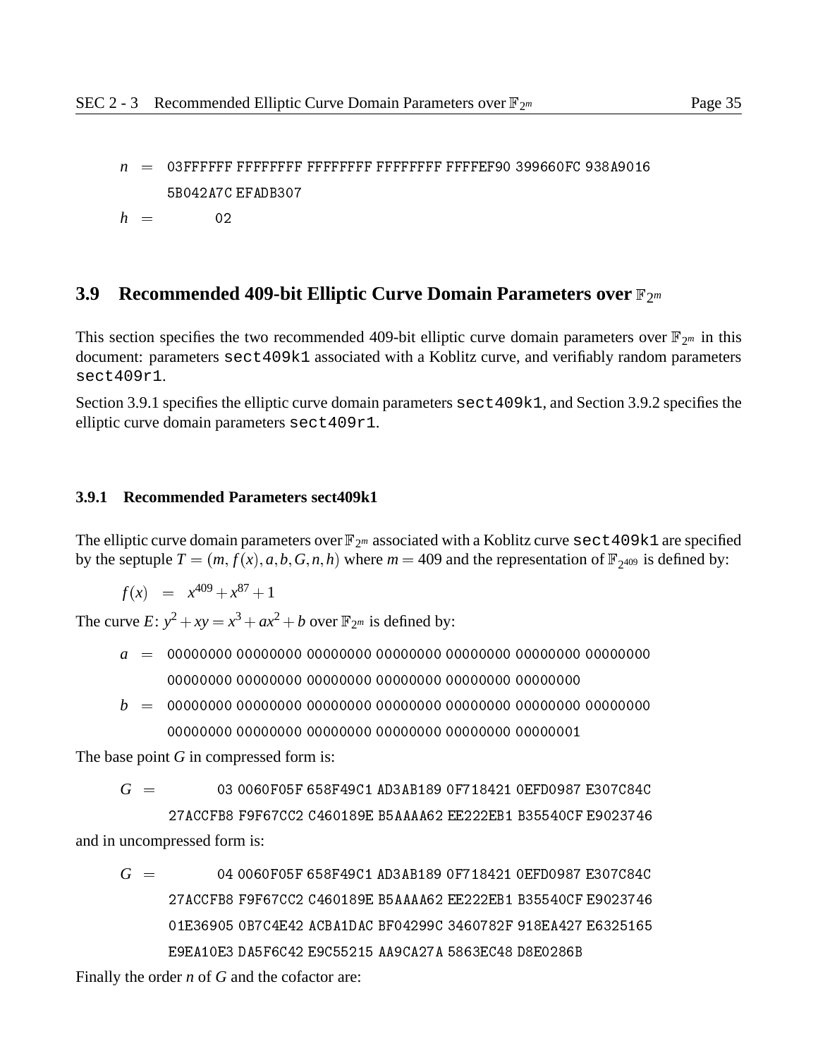$n$ = 03FFFFFF FFFFFFFF FFFFFFFF FFFFFFFF FFFFEF90 399660FC 938A9016 5B042A7C EFADB307

$h$ = 02

## 3.9 Recommended 409-bit Elliptic Curve Domain Parameters over $\mathbb{F}_{2^m}$

This section specifies the two recommended 409-bit elliptic curve domain parameters over $\mathbb{F}_{2^m}$ in this document: parameters `sect409k1` associated with a Koblitz curve, and verifiably random parameters `sect409r1`.

Section 3.9.1 specifies the elliptic curve domain parameters `sect409k1`, and Section 3.9.2 specifies the elliptic curve domain parameters `sect409r1`.

### 3.9.1 Recommended Parameters sect409k1

The elliptic curve domain parameters over $\mathbb{F}_{2^m}$ associated with a Koblitz curve `sect409k1` are specified by the septuple $T = (m, f(x), a, b, G, n, h)$ where $m = 409$ and the representation of $\mathbb{F}_{2^{409}}$ is defined by:

$$f(x) = x^{409} + x^{87} + 1$$

The curve $E$: $y^2 + xy = x^3 + ax^2 + b$ over $\mathbb{F}_{2^m}$ is defined by:

$a$ = 00000000 00000000 00000000 00000000 00000000 00000000 00000000 00000000 00000000 00000000 00000000 00000000 00000000

$b$ = 00000000 00000000 00000000 00000000 00000000 00000000 00000000 00000000 00000000 00000000 00000000 00000000 00000001

The base point $G$ in compressed form is:

$G$ = 03 0060F05F 658F49C1 AD3AB189 0F718421 0EFD0987 E307C84C 27ACCFB8 F9F67CC2 C460189E B5AAAA62 EE222EB1 B35540CF E9023746

and in uncompressed form is:

$G$ = 04 0060F05F 658F49C1 AD3AB189 0F718421 0EFD0987 E307C84C 27ACCFB8 F9F67CC2 C460189E B5AAAA62 EE222EB1 B35540CF E9023746 01E36905 0B7C4E42 ACBA1DAC BF04299C 3460782F 918EA427 E6325165 E9EA10E3 DA5F6C42 E9C55215 AA9CA27A 5863EC48 D8E0286B

Finally the order $n$ of $G$ and the cofactor are: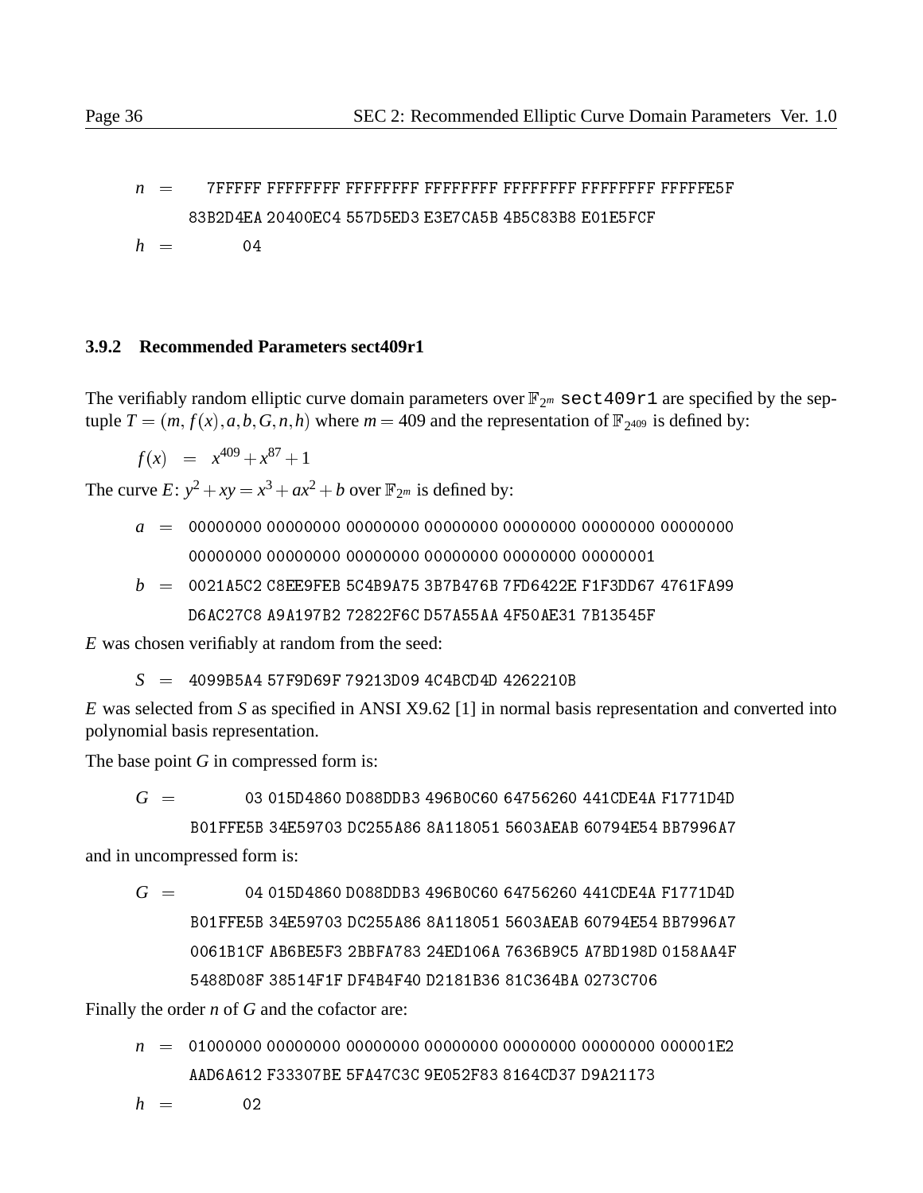$n$ = 7FFFF FFFFFFFF FFFFFFFF FFFFFFFF FFFFFFFF FFFFFFFF FFFFFE5F 83B2D4EA 20400EC4 557D5ED3 E3E7CA5B 4B5C83B8 E01E5FCF

$h$ = 04

### 3.9.2 Recommended Parameters sect409r1

The verifiably random elliptic curve domain parameters over $\mathbb{F}_{2^m}$ `sect409r1` are specified by the sep-tuple $T = (m, f(x), a, b, G, n, h)$ where $m = 409$ and the representation of $\mathbb{F}_{2^{409}}$ is defined by:

$$f(x) = x^{409} + x^{87} + 1$$

The curve $E$: $y^2 + xy = x^3 + ax^2 + b$ over $\mathbb{F}_{2^m}$ is defined by:

$a$ = 00000000 00000000 00000000 00000000 00000000 00000000 00000000 00000000 00000000 00000000 00000000 00000000 00000001

$b$ = 0021A5C2 C8EE9FEB 5C4B9A75 3B7B476B 7FD6422E F1F3DD67 4761FA99 D6AC27C8 A9A197B2 72822F6C D57A55AA 4F50AE31 7B13545F

$E$ was chosen verifiably at random from the seed:

$S$ = 4099B5A4 57F9D69F 79213D09 4C4BCD4D 4262210B

$E$ was selected from $S$ as specified in ANSI X9.62 [1] in normal basis representation and converted into polynomial basis representation.

The base point $G$ in compressed form is:

$G$ = 03 015D4860 D088DDB3 496B0C60 64756260 441CDE4A F1771D4D B01FFE5B 34E59703 DC255A86 8A118051 5603AEAB 60794E54 BB7996A7

and in uncompressed form is:

$G$ = 04 015D4860 D088DDB3 496B0C60 64756260 441CDE4A F1771D4D B01FFE5B 34E59703 DC255A86 8A118051 5603AEAB 60794E54 BB7996A7 0061B1CF AB6BE5F3 2BBFA783 24ED106A 7636B9C5 A7BD198D 0158AA4F 5488D08F 38514F1F DF4B4F40 D2181B36 81C364BA 0273C706

Finally the order $n$ of $G$ and the cofactor are:

$n$ = 01000000 00000000 00000000 00000000 00000000 00000000 000001E2 AAD6A612 F33307BE 5FA47C3C 9E052F83 8164CD37 D9A21173

$h$ = 02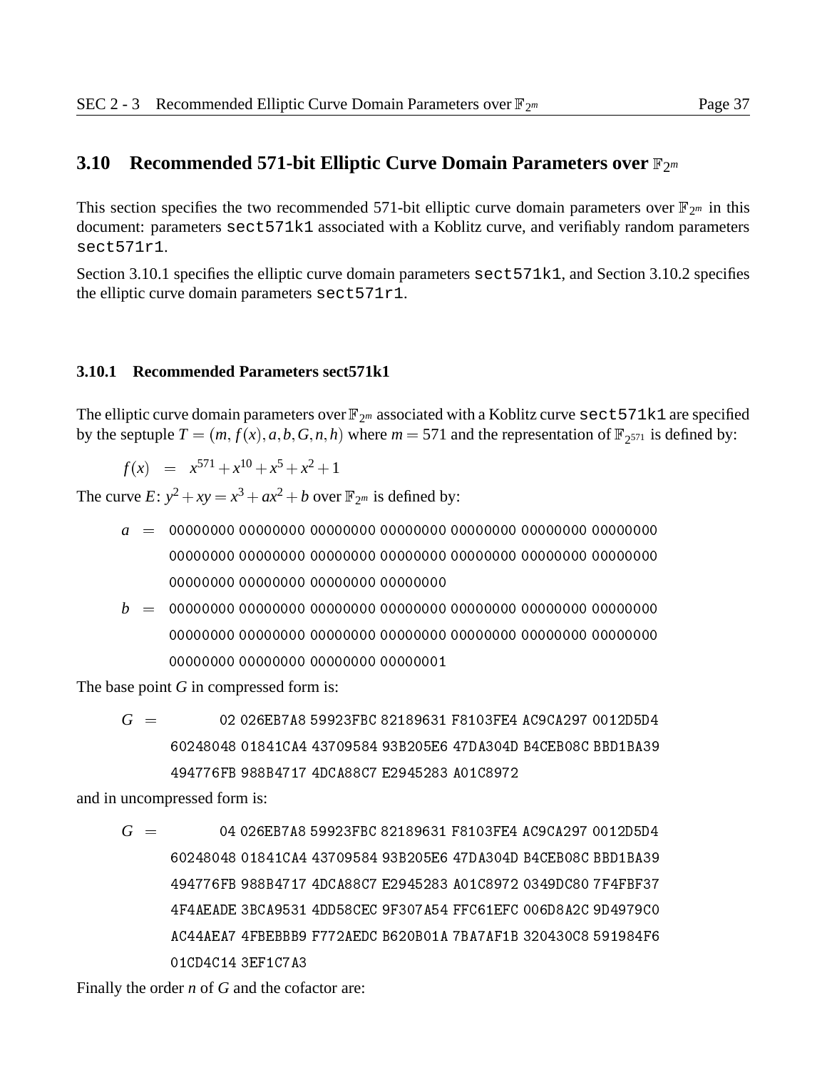## 3.10 Recommended 571-bit Elliptic Curve Domain Parameters over $\mathbb{F}_{2^m}$

This section specifies the two recommended 571-bit elliptic curve domain parameters over $\mathbb{F}_{2^m}$ in this document: parameters `sect571k1` associated with a Koblitz curve, and verifiably random parameters `sect571r1`.

Section 3.10.1 specifies the elliptic curve domain parameters `sect571k1`, and Section 3.10.2 specifies the elliptic curve domain parameters `sect571r1`.

### 3.10.1 Recommended Parameters sect571k1

The elliptic curve domain parameters over $\mathbb{F}_{2^m}$ associated with a Koblitz curve `sect571k1` are specified by the septuple $T = (m, f(x), a, b, G, n, h)$ where $m = 571$ and the representation of $\mathbb{F}_{2^{571}}$ is defined by:

$$f(x) = x^{571} + x^{10} + x^5 + x^2 + 1$$

The curve $E$: $y^2 + xy = x^3 + ax^2 + b$ over $\mathbb{F}_{2^m}$ is defined by:

```
a = 00000000 00000000 00000000 00000000 00000000 00000000 00000000
    00000000 00000000 00000000 00000000 00000000 00000000 00000000
    00000000 00000000 00000000 00000000
b = 00000000 00000000 00000000 00000000 00000000 00000000 00000000
    00000000 00000000 00000000 00000000 00000000 00000000 00000000
    00000000 00000000 00000000 00000001
```

The base point $G$ in compressed form is:

```
G =         02 026EB7A8 59923FBC 82189631 F8103FE4 AC9CA297 0012D5D4
    60248048 01841CA4 43709584 93B205E6 47DA304D B4CEB08C BBD1BA39
    494776FB 988B4717 4DCA88C7 E2945283 A01C8972
```

and in uncompressed form is:

```
G =         04 026EB7A8 59923FBC 82189631 F8103FE4 AC9CA297 0012D5D4
    60248048 01841CA4 43709584 93B205E6 47DA304D B4CEB08C BBD1BA39
    494776FB 988B4717 4DCA88C7 E2945283 A01C8972 0349DC80 7F4FBF37
    4F4AEADE 3BCA9531 4DD58CEC 9F307A54 FFC61EFC 006D8A2C 9D4979C0
    AC44AEA7 4FBEBBB9 F772AEDC B620B01A 7BA7AF1B 320430C8 591984F6
    01CD4C14 3EF1C7A3
```

Finally the order $n$ of $G$ and the cofactor are: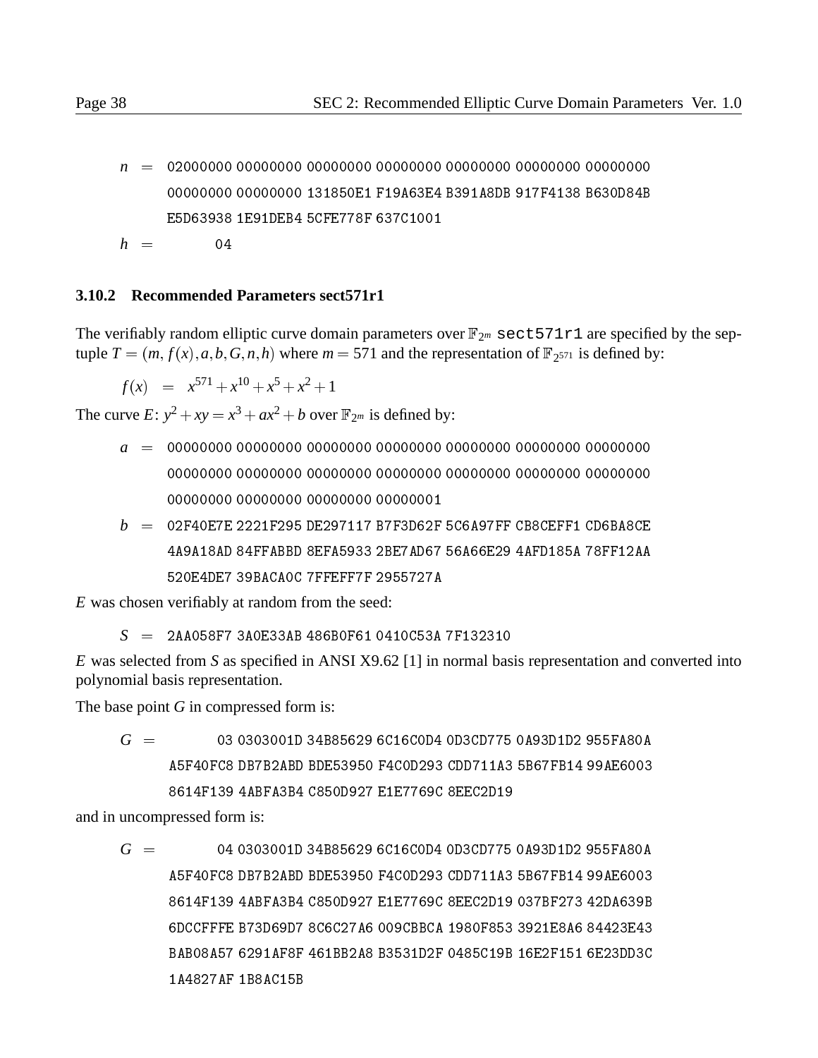$n$ = 02000000 00000000 00000000 00000000 00000000 00000000 00000000
00000000 00000000 131850E1 F19A63E4 B391A8DB 917F4138 B630D84B
E5D63938 1E91DEB4 5CFE778F 637C1001

$h$ = 04

### 3.10.2 Recommended Parameters sect571r1

The verifiably random elliptic curve domain parameters over $\mathbb{F}_{2^m}$ `sect571r1` are specified by the sep-tuple $T = (m, f(x), a, b, G, n, h)$ where $m = 571$ and the representation of $\mathbb{F}_{2^{571}}$ is defined by:

$$f(x) = x^{571} + x^{10} + x^5 + x^2 + 1$$

The curve $E$: $y^2 + xy = x^3 + ax^2 + b$ over $\mathbb{F}_{2^m}$ is defined by:

$a$ = 00000000 00000000 00000000 00000000 00000000 00000000 00000000
00000000 00000000 00000000 00000000 00000000 00000000 00000000
00000000 00000000 00000000 00000001

$b$ = 02F40E7E 2221F295 DE297117 B7F3D62F 5C6A97FF CB8CEFF1 CD6BA8CE
4A9A18AD 84FFABBD 8EFA5933 2BE7AD67 56A66E29 4AFD185A 78FF12AA
520E4DE7 39BACA0C 7FFEFF7F 2955727A

$E$ was chosen verifiably at random from the seed:

$S$ = 2AA058F7 3A0E33AB 486B0F61 0410C53A 7F132310

$E$ was selected from $S$ as specified in ANSI X9.62 [1] in normal basis representation and converted into polynomial basis representation.

The base point $G$ in compressed form is:

$G$ = 03 0303001D 34B85629 6C16C0D4 0D3CD775 0A93D1D2 955FA80A
A5F40FC8 DB7B2ABD BDE53950 F4C0D293 CDD711A3 5B67FB14 99AE6003
8614F139 4ABFA3B4 C850D927 E1E7769C 8EEC2D19

and in uncompressed form is:

$G$ = 04 0303001D 34B85629 6C16C0D4 0D3CD775 0A93D1D2 955FA80A
A5F40FC8 DB7B2ABD BDE53950 F4C0D293 CDD711A3 5B67FB14 99AE6003
8614F139 4ABFA3B4 C850D927 E1E7769C 8EEC2D19 037BF273 42DA639B
6DCCFFFE B73D69D7 8C6C27A6 009CBBCA 1980F853 3921E8A6 84423E43
BAB08A57 6291AF8F 461BB2A8 B3531D2F 0485C19B 16E2F151 6E23DD3C
1A4827AF 1B8AC15B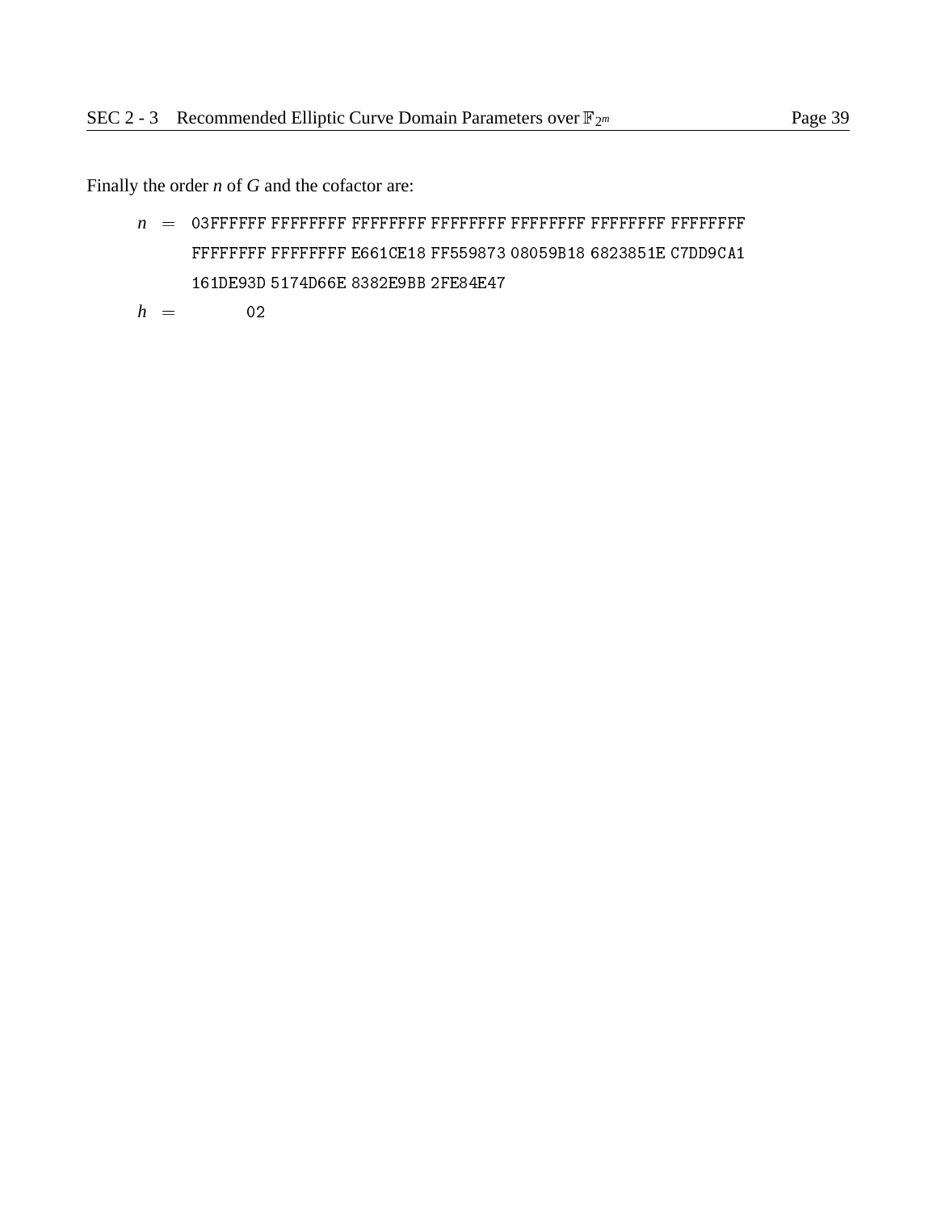Finally the order $n$ of $G$ and the cofactor are:

$n$ = 03FFFFFF FFFFFFFF FFFFFFFF FFFFFFFF FFFFFFFF FFFFFFFF FFFFFFFF
FFFFFFFF FFFFFFFF E661CE18 FF559873 08059B18 6823851E C7DD9CA1
161DE93D 5174D66E 8382E9BB 2FE84E47

$h$ = 02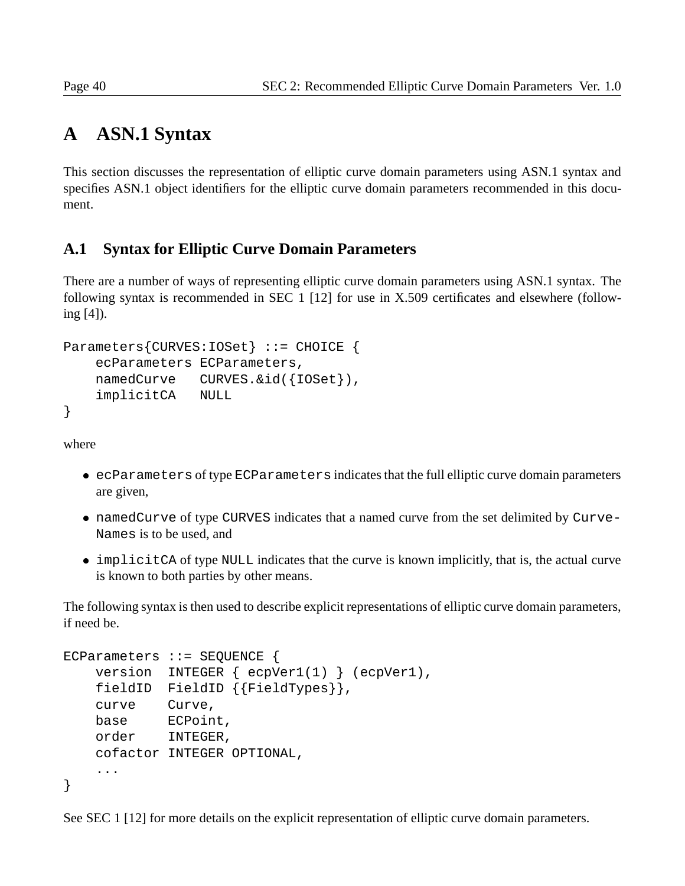# A ASN.1 Syntax

This section discusses the representation of elliptic curve domain parameters using ASN.1 syntax and specifies ASN.1 object identifiers for the elliptic curve domain parameters recommended in this document.

## A.1 Syntax for Elliptic Curve Domain Parameters

There are a number of ways of representing elliptic curve domain parameters using ASN.1 syntax. The following syntax is recommended in SEC 1 [12] for use in X.509 certificates and elsewhere (following [4]).

```
Parameters{CURVES:IOSet} ::= CHOICE {
    ecParameters ECParameters,
    namedCurve   CURVES.&id({IOSet}),
    implicitCA   NULL
}
```

where

- `ecParameters` of type `ECParameters` indicates that the full elliptic curve domain parameters are given,
- `namedCurve` of type `CURVES` indicates that a named curve from the set delimited by `CurveNames` is to be used, and
- `implicitCA` of type `NULL` indicates that the curve is known implicitly, that is, the actual curve is known to both parties by other means.

The following syntax is then used to describe explicit representations of elliptic curve domain parameters, if need be.

```
ECParameters ::= SEQUENCE {
    version  INTEGER { ecpVer1(1) } (ecpVer1),
    fieldID  FieldID {{FieldTypes}},
    curve    Curve,
    base     ECPoint,
    order    INTEGER,
    cofactor INTEGER OPTIONAL,
    ...
}
```

See SEC 1 [12] for more details on the explicit representation of elliptic curve domain parameters.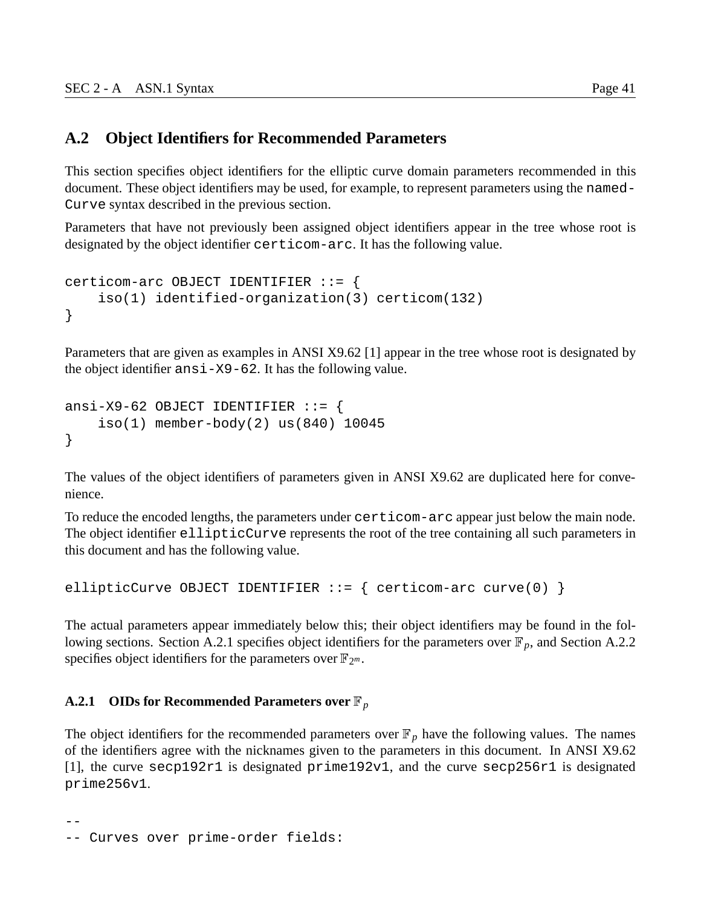## A.2 Object Identifiers for Recommended Parameters

This section specifies object identifiers for the elliptic curve domain parameters recommended in this document. These object identifiers may be used, for example, to represent parameters using the `namedCurve` syntax described in the previous section.

Parameters that have not previously been assigned object identifiers appear in the tree whose root is designated by the object identifier `certicom-arc`. It has the following value.

```
certicom-arc OBJECT IDENTIFIER ::= {
    iso(1) identified-organization(3) certicom(132)
}
```

Parameters that are given as examples in ANSI X9.62 [1] appear in the tree whose root is designated by the object identifier `ansi-X9-62`. It has the following value.

```
ansi-X9-62 OBJECT IDENTIFIER ::= {
    iso(1) member-body(2) us(840) 10045
}
```

The values of the object identifiers of parameters given in ANSI X9.62 are duplicated here for convenience.

To reduce the encoded lengths, the parameters under `certicom-arc` appear just below the main node. The object identifier `ellipticCurve` represents the root of the tree containing all such parameters in this document and has the following value.

```
ellipticCurve OBJECT IDENTIFIER ::= { certicom-arc curve(0) }
```

The actual parameters appear immediately below this; their object identifiers may be found in the following sections. Section A.2.1 specifies object identifiers for the parameters over $\mathbb{F}_p$, and Section A.2.2 specifies object identifiers for the parameters over $\mathbb{F}_{2^m}$.

### A.2.1 OIDs for Recommended Parameters over $\mathbb{F}_p$

The object identifiers for the recommended parameters over $\mathbb{F}_p$ have the following values. The names of the identifiers agree with the nicknames given to the parameters in this document. In ANSI X9.62 [1], the curve `secp192r1` is designated `prime192v1`, and the curve `secp256r1` is designated `prime256v1`.

```
--
-- Curves over prime-order fields:
```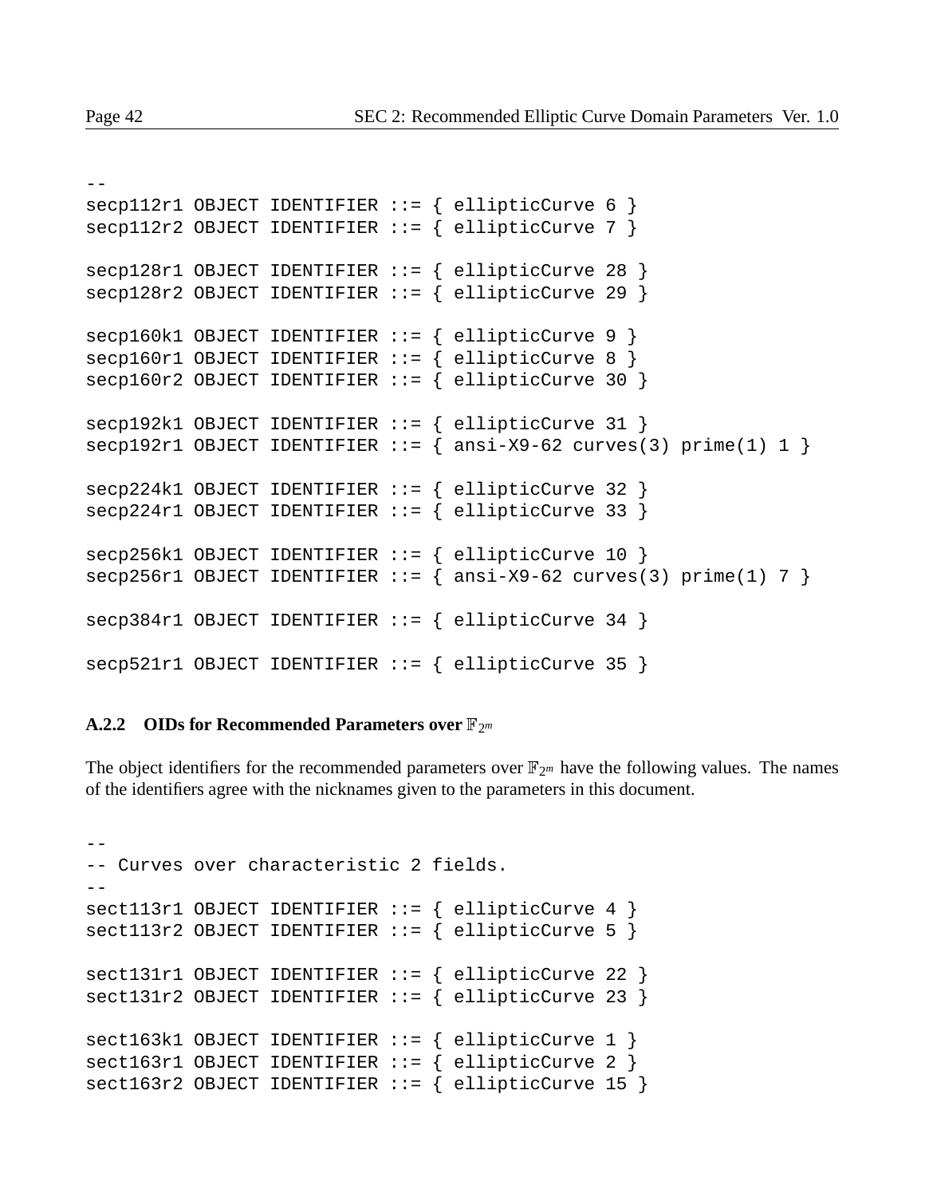```
--
secp112r1 OBJECT IDENTIFIER ::= { ellipticCurve 6 }
secp112r2 OBJECT IDENTIFIER ::= { ellipticCurve 7 }

secp128r1 OBJECT IDENTIFIER ::= { ellipticCurve 28 }
secp128r2 OBJECT IDENTIFIER ::= { ellipticCurve 29 }

secp160k1 OBJECT IDENTIFIER ::= { ellipticCurve 9 }
secp160r1 OBJECT IDENTIFIER ::= { ellipticCurve 8 }
secp160r2 OBJECT IDENTIFIER ::= { ellipticCurve 30 }

secp192k1 OBJECT IDENTIFIER ::= { ellipticCurve 31 }
secp192r1 OBJECT IDENTIFIER ::= { ansi-X9-62 curves(3) prime(1) 1 }

secp224k1 OBJECT IDENTIFIER ::= { ellipticCurve 32 }
secp224r1 OBJECT IDENTIFIER ::= { ellipticCurve 33 }

secp256k1 OBJECT IDENTIFIER ::= { ellipticCurve 10 }
secp256r1 OBJECT IDENTIFIER ::= { ansi-X9-62 curves(3) prime(1) 7 }

secp384r1 OBJECT IDENTIFIER ::= { ellipticCurve 34 }

secp521r1 OBJECT IDENTIFIER ::= { ellipticCurve 35 }
```

### A.2.2 OIDs for Recommended Parameters over $\mathbb{F}_{2^m}$

The object identifiers for the recommended parameters over $\mathbb{F}_{2^m}$ have the following values. The names of the identifiers agree with the nicknames given to the parameters in this document.

```
--
-- Curves over characteristic 2 fields.
--
sect113r1 OBJECT IDENTIFIER ::= { ellipticCurve 4 }
sect113r2 OBJECT IDENTIFIER ::= { ellipticCurve 5 }

sect131r1 OBJECT IDENTIFIER ::= { ellipticCurve 22 }
sect131r2 OBJECT IDENTIFIER ::= { ellipticCurve 23 }

sect163k1 OBJECT IDENTIFIER ::= { ellipticCurve 1 }
sect163r1 OBJECT IDENTIFIER ::= { ellipticCurve 2 }
sect163r2 OBJECT IDENTIFIER ::= { ellipticCurve 15 }
```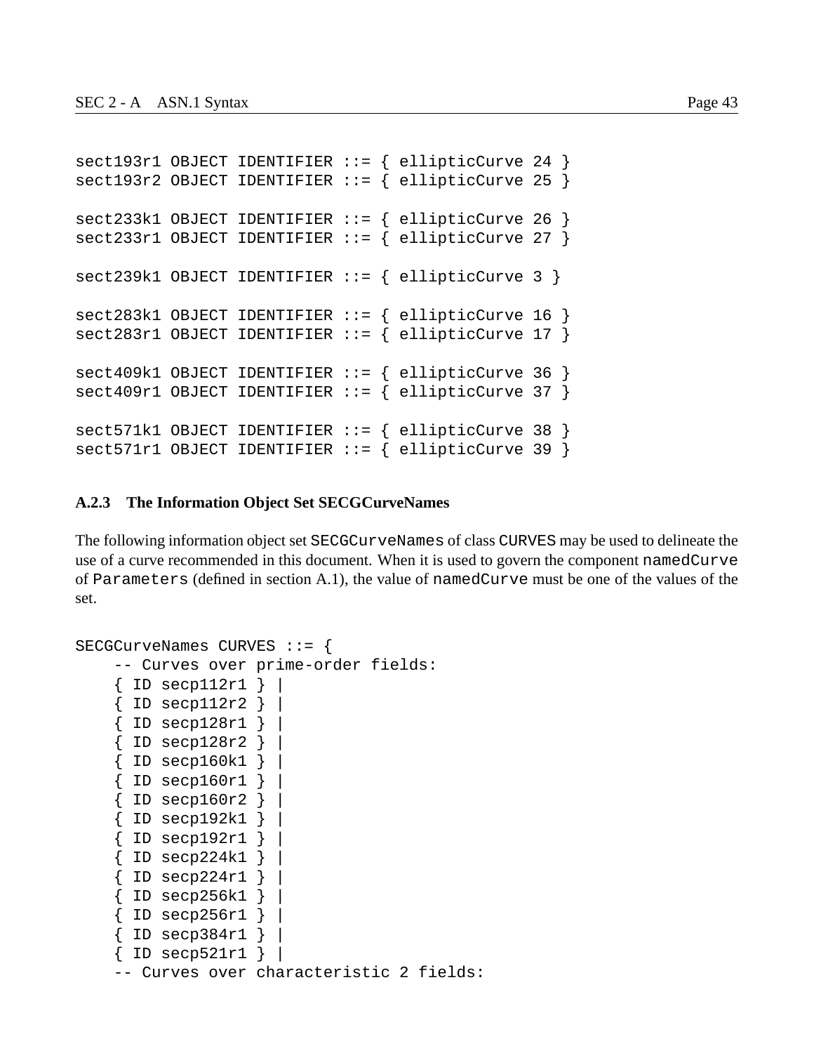```
sect193r1 OBJECT IDENTIFIER ::= { ellipticCurve 24 }
sect193r2 OBJECT IDENTIFIER ::= { ellipticCurve 25 }

sect233k1 OBJECT IDENTIFIER ::= { ellipticCurve 26 }
sect233r1 OBJECT IDENTIFIER ::= { ellipticCurve 27 }

sect239k1 OBJECT IDENTIFIER ::= { ellipticCurve 3 }

sect283k1 OBJECT IDENTIFIER ::= { ellipticCurve 16 }
sect283r1 OBJECT IDENTIFIER ::= { ellipticCurve 17 }

sect409k1 OBJECT IDENTIFIER ::= { ellipticCurve 36 }
sect409r1 OBJECT IDENTIFIER ::= { ellipticCurve 37 }

sect571k1 OBJECT IDENTIFIER ::= { ellipticCurve 38 }
sect571r1 OBJECT IDENTIFIER ::= { ellipticCurve 39 }
```

### A.2.3 The Information Object Set SECGCurveNames

The following information object set `SECGCurveNames` of class `CURVES` may be used to delineate the use of a curve recommended in this document. When it is used to govern the component `namedCurve` of `Parameters` (defined in section A.1), the value of `namedCurve` must be one of the values of the set.

```
SECGCurveNames CURVES ::= {
    -- Curves over prime-order fields:
    { ID secp112r1 } |
    { ID secp112r2 } |
    { ID secp128r1 } |
    { ID secp128r2 } |
    { ID secp160k1 } |
    { ID secp160r1 } |
    { ID secp160r2 } |
    { ID secp192k1 } |
    { ID secp192r1 } |
    { ID secp224k1 } |
    { ID secp224r1 } |
    { ID secp256k1 } |
    { ID secp256r1 } |
    { ID secp384r1 } |
    { ID secp521r1 } |
    -- Curves over characteristic 2 fields:
```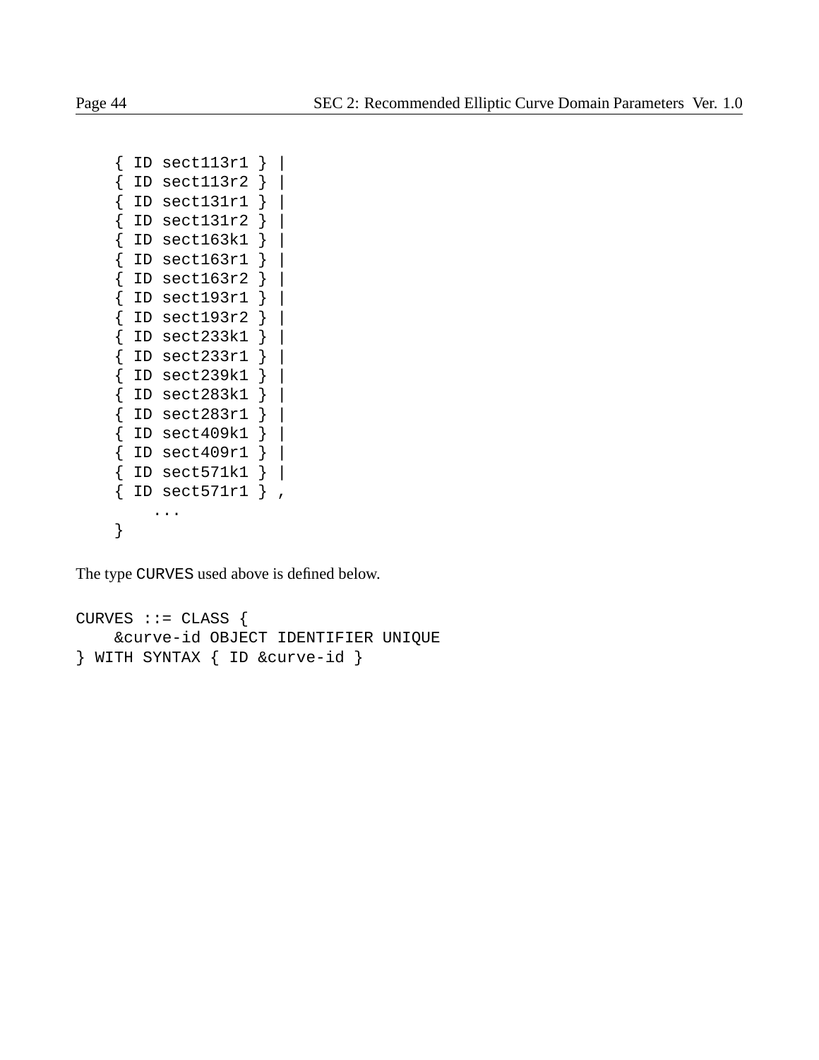```
    { ID sect113r1 } |
    { ID sect113r2 } |
    { ID sect131r1 } |
    { ID sect131r2 } |
    { ID sect163k1 } |
    { ID sect163r1 } |
    { ID sect163r2 } |
    { ID sect193r1 } |
    { ID sect193r2 } |
    { ID sect233k1 } |
    { ID sect233r1 } |
    { ID sect239k1 } |
    { ID sect283k1 } |
    { ID sect283r1 } |
    { ID sect409k1 } |
    { ID sect409r1 } |
    { ID sect571k1 } |
    { ID sect571r1 } ,
        ...
    }
```

The type `CURVES` used above is defined below.

```
CURVES ::= CLASS {
    &curve-id OBJECT IDENTIFIER UNIQUE
} WITH SYNTAX { ID &curve-id }
```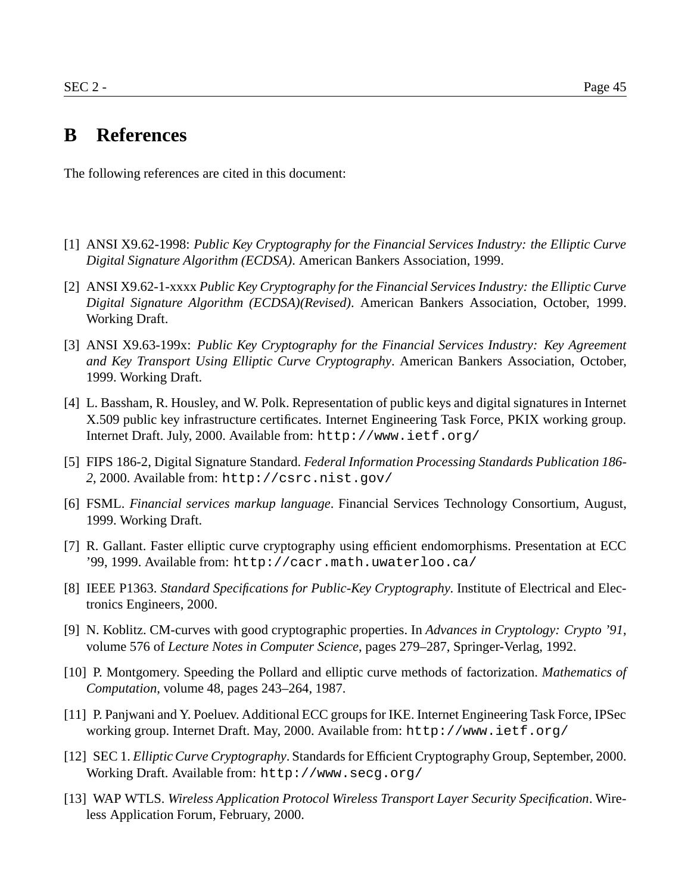# B References

The following references are cited in this document:

[1] ANSI X9.62-1998: *Public Key Cryptography for the Financial Services Industry: the Elliptic Curve Digital Signature Algorithm (ECDSA)*. American Bankers Association, 1999.

[2] ANSI X9.62-1-xxxx *Public Key Cryptography for the Financial Services Industry: the Elliptic Curve Digital Signature Algorithm (ECDSA)(Revised)*. American Bankers Association, October, 1999. Working Draft.

[3] ANSI X9.63-199x: *Public Key Cryptography for the Financial Services Industry: Key Agreement and Key Transport Using Elliptic Curve Cryptography*. American Bankers Association, October, 1999. Working Draft.

[4] L. Bassham, R. Housley, and W. Polk. Representation of public keys and digital signatures in Internet X.509 public key infrastructure certificates. Internet Engineering Task Force, PKIX working group. Internet Draft. July, 2000. Available from: `http://www.ietf.org/`

[5] FIPS 186-2, Digital Signature Standard. *Federal Information Processing Standards Publication 186-2*, 2000. Available from: `http://csrc.nist.gov/`

[6] FSML. *Financial services markup language*. Financial Services Technology Consortium, August, 1999. Working Draft.

[7] R. Gallant. Faster elliptic curve cryptography using efficient endomorphisms. Presentation at ECC '99, 1999. Available from: `http://cacr.math.uwaterloo.ca/`

[8] IEEE P1363. *Standard Specifications for Public-Key Cryptography*. Institute of Electrical and Electronics Engineers, 2000.

[9] N. Koblitz. CM-curves with good cryptographic properties. In *Advances in Cryptology: Crypto '91*, volume 576 of *Lecture Notes in Computer Science*, pages 279–287, Springer-Verlag, 1992.

[10] P. Montgomery. Speeding the Pollard and elliptic curve methods of factorization. *Mathematics of Computation*, volume 48, pages 243–264, 1987.

[11] P. Panjwani and Y. Poeluev. Additional ECC groups for IKE. Internet Engineering Task Force, IPSec working group. Internet Draft. May, 2000. Available from: `http://www.ietf.org/`

[12] SEC 1. *Elliptic Curve Cryptography*. Standards for Efficient Cryptography Group, September, 2000. Working Draft. Available from: `http://www.secg.org/`

[13] WAP WTLS. *Wireless Application Protocol Wireless Transport Layer Security Specification*. Wireless Application Forum, February, 2000.